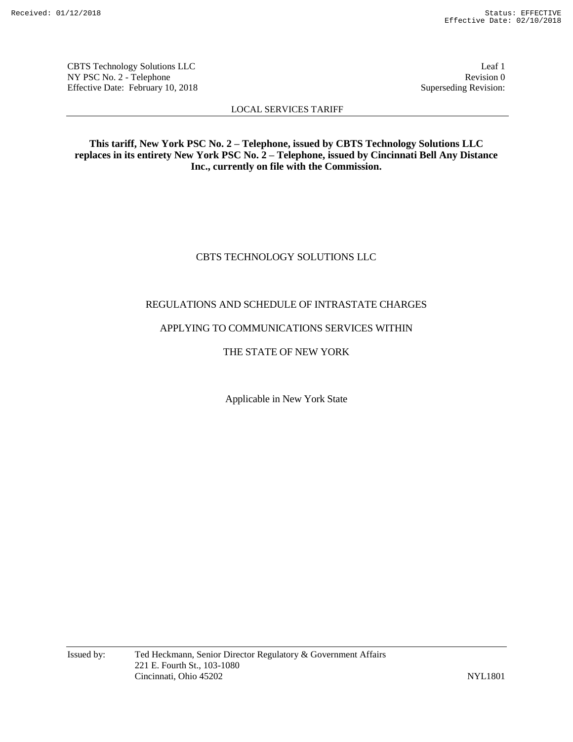CBTS Technology Solutions LLC
NY PSC No. 2 - Telephone
Effective Date: February 10, 2018

Leaf 1
Revision 0
Superseding Revision:

LOCAL SERVICES TARIFF

**This tariff, New York PSC No. 2 – Telephone, issued by CBTS Technology Solutions LLC replaces in its entirety New York PSC No. 2 – Telephone, issued by Cincinnati Bell Any Distance Inc., currently on file with the Commission.**

# CBTS TECHNOLOGY SOLUTIONS LLC

## REGULATIONS AND SCHEDULE OF INTRASTATE CHARGES

## APPLYING TO COMMUNICATIONS SERVICES WITHIN

## THE STATE OF NEW YORK

Applicable in New York State

Issued by: Ted Heckmann, Senior Director Regulatory & Government Affairs
221 E. Fourth St., 103-1080
Cincinnati, Ohio 45202

NYL1801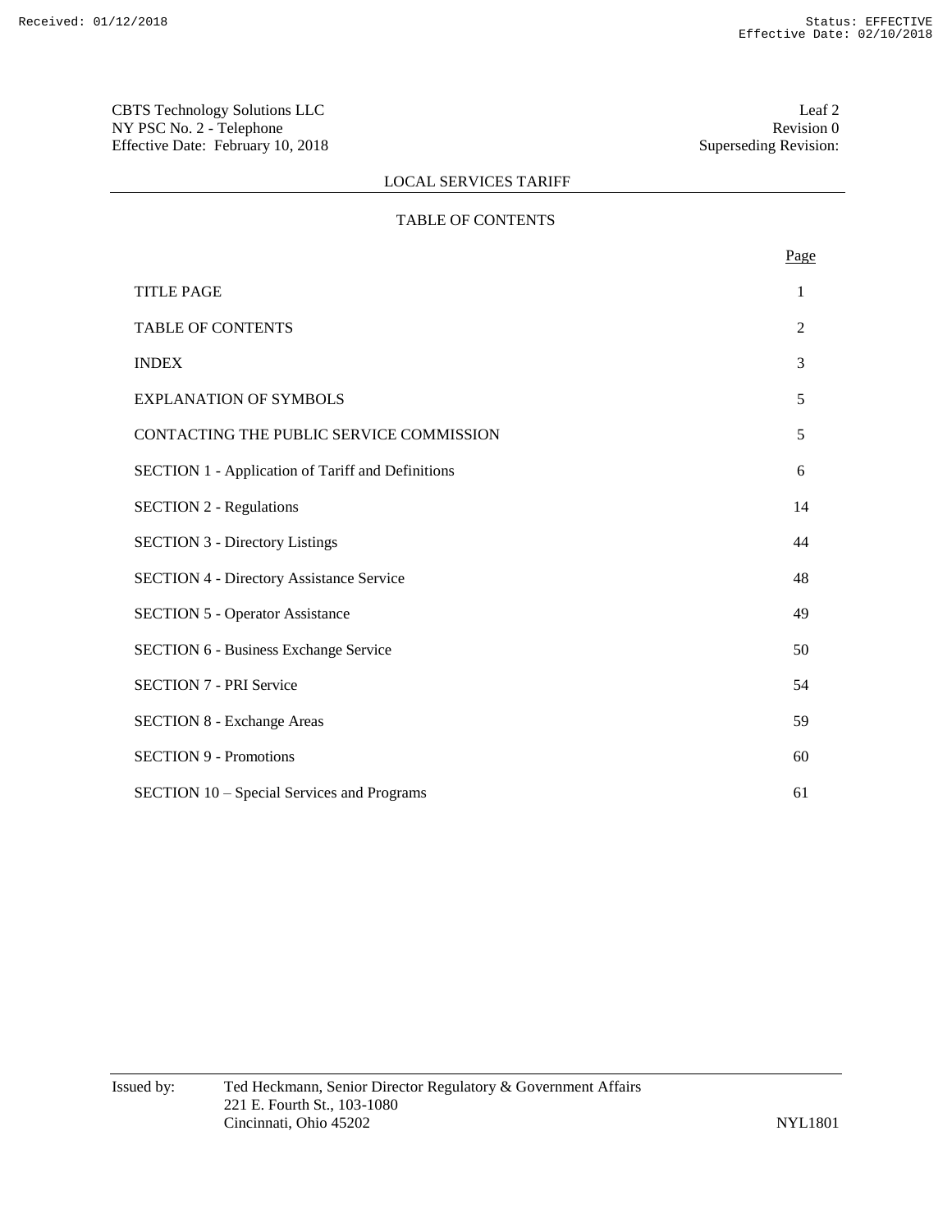CBTS Technology Solutions LLC
NY PSC No. 2 - Telephone
Effective Date: February 10, 2018

Leaf 2
Revision 0
Superseding Revision:

LOCAL SERVICES TARIFF

## TABLE OF CONTENTS

| | Page |
|---|---|
| TITLE PAGE | 1 |
| TABLE OF CONTENTS | 2 |
| INDEX | 3 |
| EXPLANATION OF SYMBOLS | 5 |
| CONTACTING THE PUBLIC SERVICE COMMISSION | 5 |
| SECTION 1 - Application of Tariff and Definitions | 6 |
| SECTION 2 - Regulations | 14 |
| SECTION 3 - Directory Listings | 44 |
| SECTION 4 - Directory Assistance Service | 48 |
| SECTION 5 - Operator Assistance | 49 |
| SECTION 6 - Business Exchange Service | 50 |
| SECTION 7 - PRI Service | 54 |
| SECTION 8 - Exchange Areas | 59 |
| SECTION 9 - Promotions | 60 |
| SECTION 10 – Special Services and Programs | 61 |

Issued by: Ted Heckmann, Senior Director Regulatory & Government Affairs
221 E. Fourth St., 103-1080
Cincinnati, Ohio 45202

NYL1801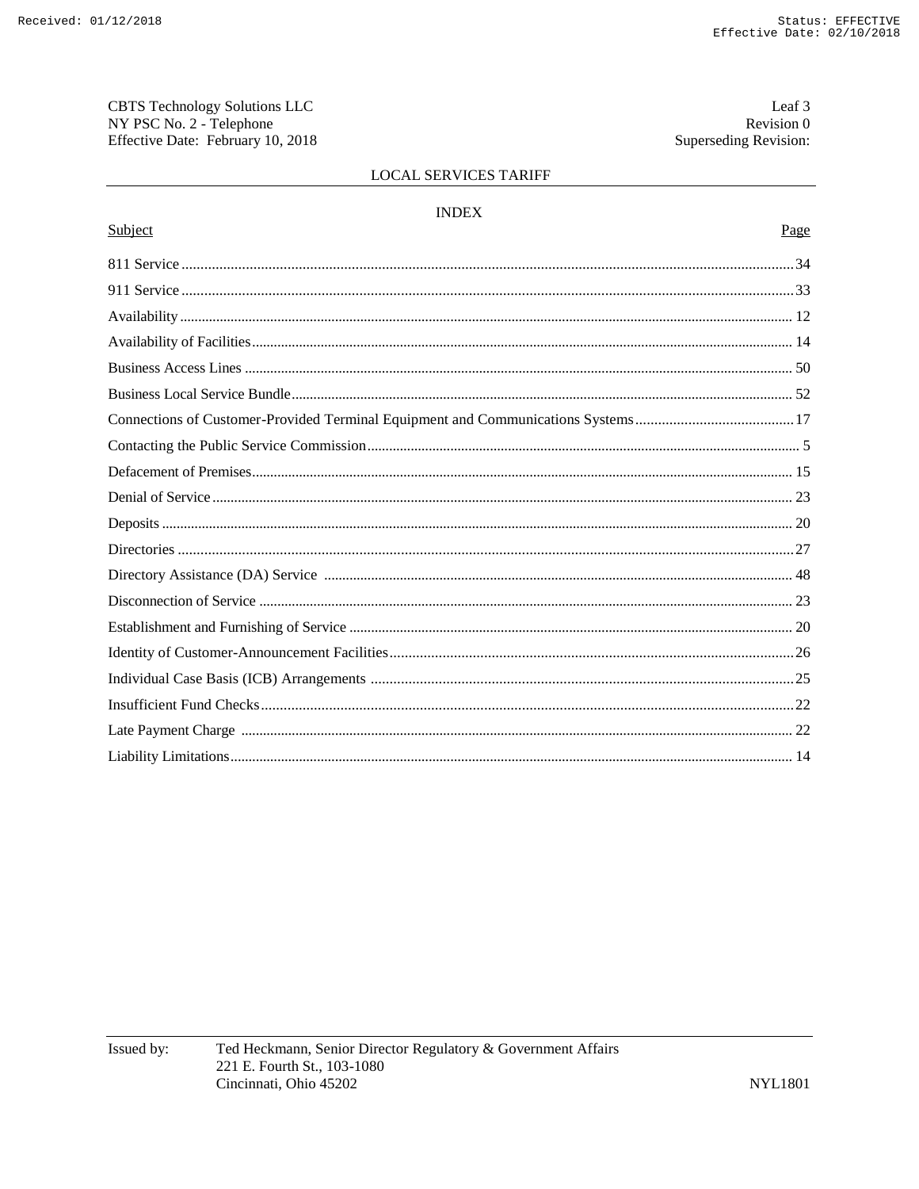CBTS Technology Solutions LLC
NY PSC No. 2 - Telephone
Effective Date: February 10, 2018

Leaf 3
Revision 0
Superseding Revision:

LOCAL SERVICES TARIFF

## INDEX

| Subject | Page |
| --- | --- |
| 811 Service | 34 |
| 911 Service | 33 |
| Availability | 12 |
| Availability of Facilities | 14 |
| Business Access Lines | 50 |
| Business Local Service Bundle | 52 |
| Connections of Customer-Provided Terminal Equipment and Communications Systems | 17 |
| Contacting the Public Service Commission | 5 |
| Defacement of Premises | 15 |
| Denial of Service | 23 |
| Deposits | 20 |
| Directories | 27 |
| Directory Assistance (DA) Service | 48 |
| Disconnection of Service | 23 |
| Establishment and Furnishing of Service | 20 |
| Identity of Customer-Announcement Facilities | 26 |
| Individual Case Basis (ICB) Arrangements | 25 |
| Insufficient Fund Checks | 22 |
| Late Payment Charge | 22 |
| Liability Limitations | 14 |

Issued by: Ted Heckmann, Senior Director Regulatory & Government Affairs
221 E. Fourth St., 103-1080
Cincinnati, Ohio 45202

NYL1801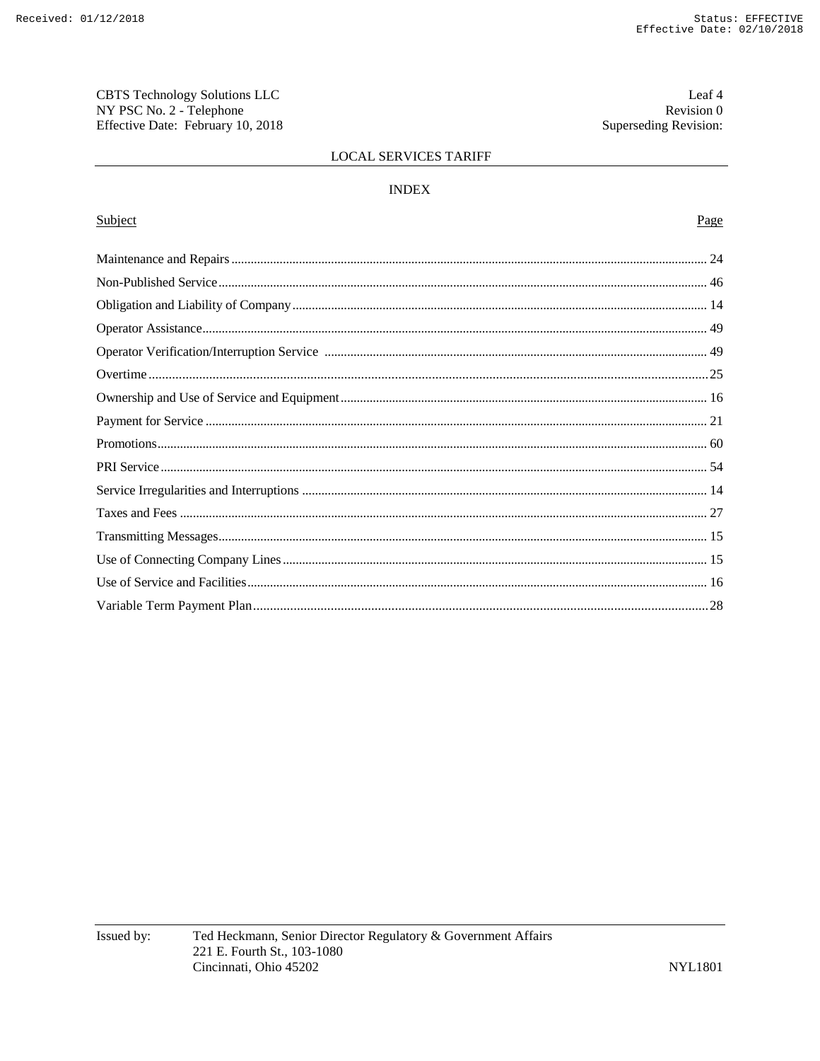## LOCAL SERVICES TARIFF

## INDEX

| Subject | Page |
|---|---|
| Maintenance and Repairs | 24 |
| Non-Published Service | 46 |
| Obligation and Liability of Company | 14 |
| Operator Assistance | 49 |
| Operator Verification/Interruption Service | 49 |
| Overtime | 25 |
| Ownership and Use of Service and Equipment | 16 |
| Payment for Service | 21 |
| Promotions | 60 |
| PRI Service | 54 |
| Service Irregularities and Interruptions | 14 |
| Taxes and Fees | 27 |
| Transmitting Messages | 15 |
| Use of Connecting Company Lines | 15 |
| Use of Service and Facilities | 16 |
| Variable Term Payment Plan | 28 |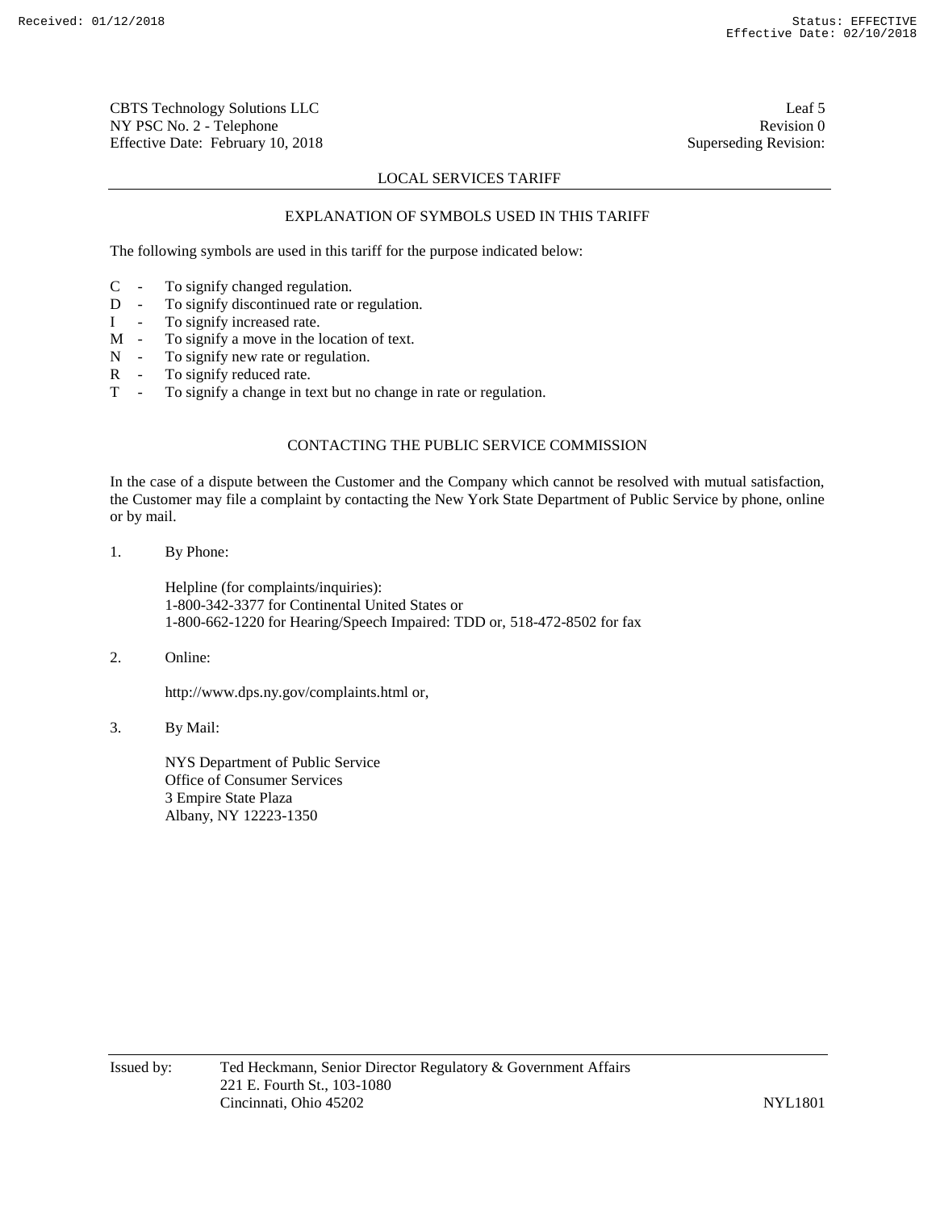## LOCAL SERVICES TARIFF

### EXPLANATION OF SYMBOLS USED IN THIS TARIFF

The following symbols are used in this tariff for the purpose indicated below:

- C - To signify changed regulation.
- D - To signify discontinued rate or regulation.
- I - To signify increased rate.
- M - To signify a move in the location of text.
- N - To signify new rate or regulation.
- R - To signify reduced rate.
- T - To signify a change in text but no change in rate or regulation.

### CONTACTING THE PUBLIC SERVICE COMMISSION

In the case of a dispute between the Customer and the Company which cannot be resolved with mutual satisfaction, the Customer may file a complaint by contacting the New York State Department of Public Service by phone, online or by mail.

1. By Phone:

   Helpline (for complaints/inquiries):
   1-800-342-3377 for Continental United States or
   1-800-662-1220 for Hearing/Speech Impaired: TDD or, 518-472-8502 for fax

2. Online:

   http://www.dps.ny.gov/complaints.html or,

3. By Mail:

   NYS Department of Public Service
   Office of Consumer Services
   3 Empire State Plaza
   Albany, NY 12223-1350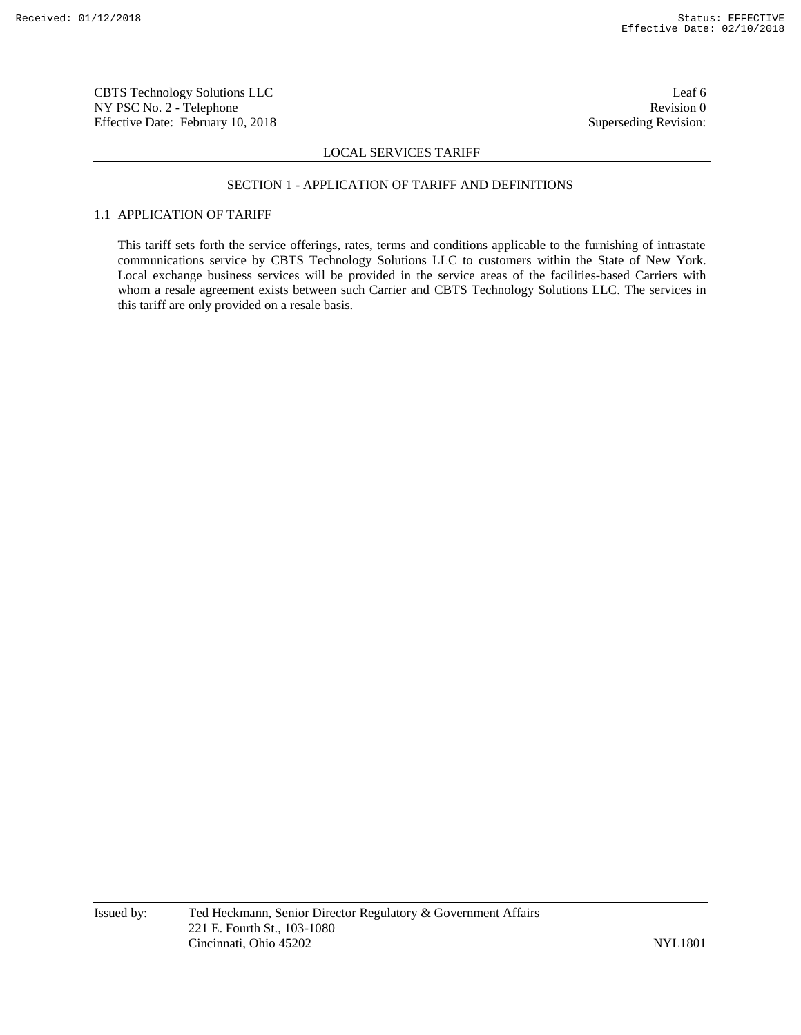## LOCAL SERVICES TARIFF

### SECTION 1 - APPLICATION OF TARIFF AND DEFINITIONS

#### 1.1 APPLICATION OF TARIFF

This tariff sets forth the service offerings, rates, terms and conditions applicable to the furnishing of intrastate communications service by CBTS Technology Solutions LLC to customers within the State of New York. Local exchange business services will be provided in the service areas of the facilities-based Carriers with whom a resale agreement exists between such Carrier and CBTS Technology Solutions LLC. The services in this tariff are only provided on a resale basis.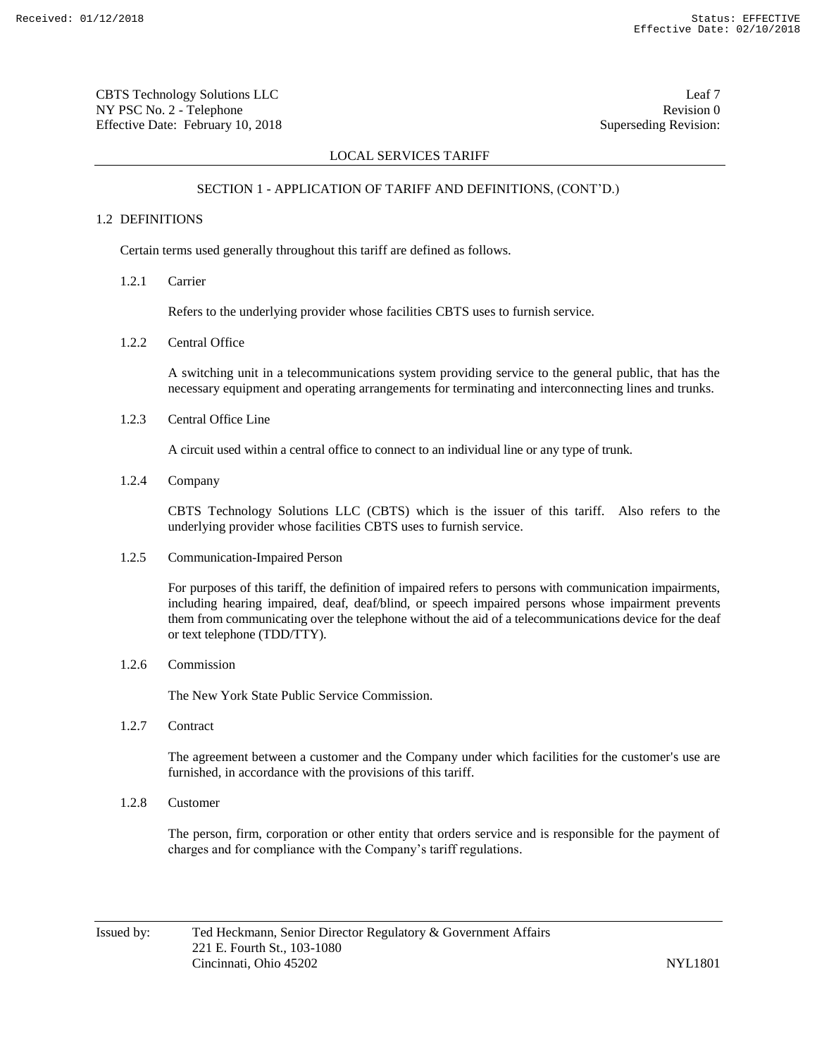## SECTION 1 - APPLICATION OF TARIFF AND DEFINITIONS, (CONT'D.)

### 1.2 DEFINITIONS

Certain terms used generally throughout this tariff are defined as follows.

#### 1.2.1 Carrier

Refers to the underlying provider whose facilities CBTS uses to furnish service.

#### 1.2.2 Central Office

A switching unit in a telecommunications system providing service to the general public, that has the necessary equipment and operating arrangements for terminating and interconnecting lines and trunks.

#### 1.2.3 Central Office Line

A circuit used within a central office to connect to an individual line or any type of trunk.

#### 1.2.4 Company

CBTS Technology Solutions LLC (CBTS) which is the issuer of this tariff. Also refers to the underlying provider whose facilities CBTS uses to furnish service.

#### 1.2.5 Communication-Impaired Person

For purposes of this tariff, the definition of impaired refers to persons with communication impairments, including hearing impaired, deaf, deaf/blind, or speech impaired persons whose impairment prevents them from communicating over the telephone without the aid of a telecommunications device for the deaf or text telephone (TDD/TTY).

#### 1.2.6 Commission

The New York State Public Service Commission.

#### 1.2.7 Contract

The agreement between a customer and the Company under which facilities for the customer's use are furnished, in accordance with the provisions of this tariff.

#### 1.2.8 Customer

The person, firm, corporation or other entity that orders service and is responsible for the payment of charges and for compliance with the Company's tariff regulations.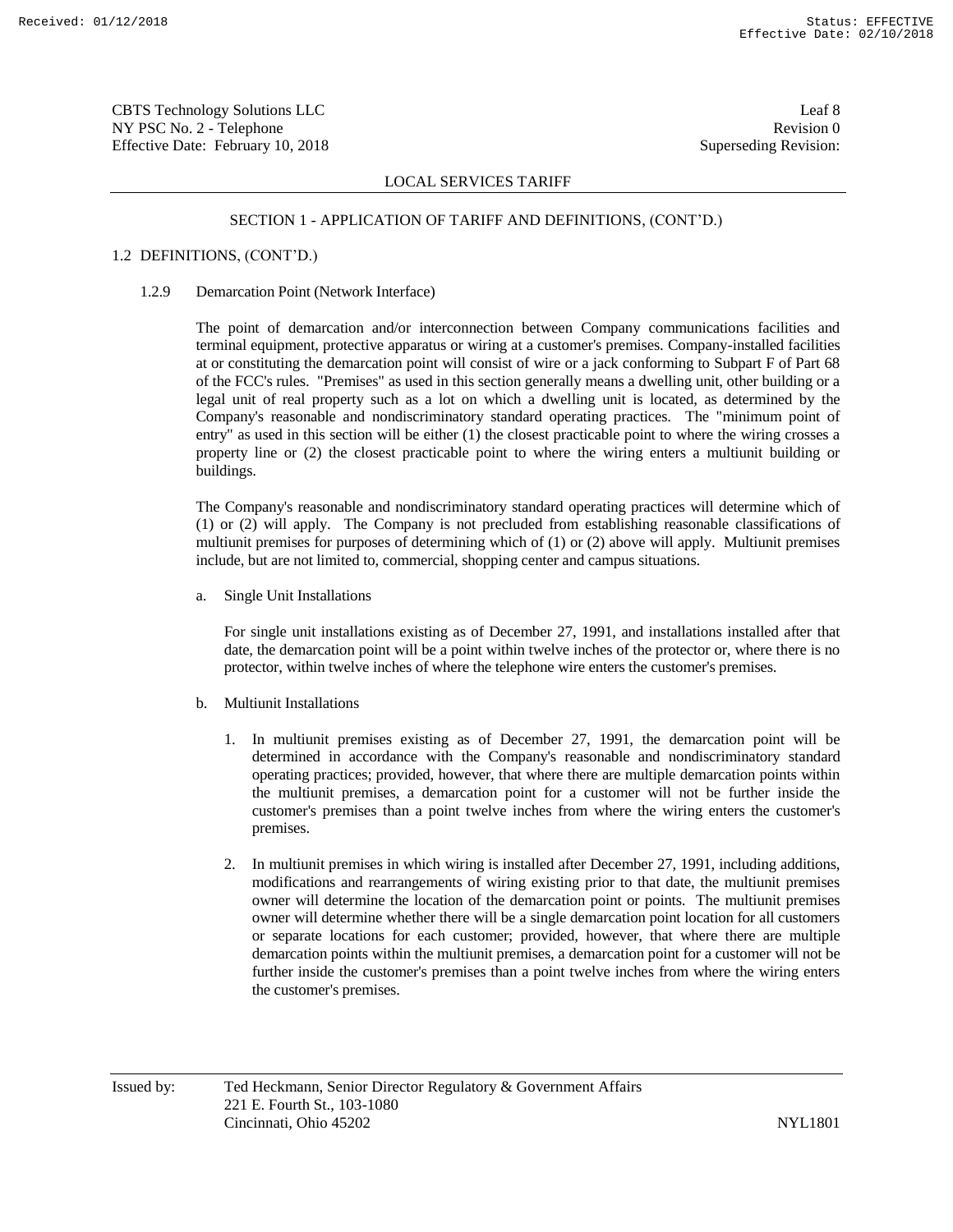## SECTION 1 - APPLICATION OF TARIFF AND DEFINITIONS, (CONT'D.)

### 1.2 DEFINITIONS, (CONT'D.)

#### 1.2.9 Demarcation Point (Network Interface)

The point of demarcation and/or interconnection between Company communications facilities and terminal equipment, protective apparatus or wiring at a customer's premises. Company-installed facilities at or constituting the demarcation point will consist of wire or a jack conforming to Subpart F of Part 68 of the FCC's rules. "Premises" as used in this section generally means a dwelling unit, other building or a legal unit of real property such as a lot on which a dwelling unit is located, as determined by the Company's reasonable and nondiscriminatory standard operating practices. The "minimum point of entry" as used in this section will be either (1) the closest practicable point to where the wiring crosses a property line or (2) the closest practicable point to where the wiring enters a multiunit building or buildings.

The Company's reasonable and nondiscriminatory standard operating practices will determine which of (1) or (2) will apply. The Company is not precluded from establishing reasonable classifications of multiunit premises for purposes of determining which of (1) or (2) above will apply. Multiunit premises include, but are not limited to, commercial, shopping center and campus situations.

a. Single Unit Installations

For single unit installations existing as of December 27, 1991, and installations installed after that date, the demarcation point will be a point within twelve inches of the protector or, where there is no protector, within twelve inches of where the telephone wire enters the customer's premises.

b. Multiunit Installations

1. In multiunit premises existing as of December 27, 1991, the demarcation point will be determined in accordance with the Company's reasonable and nondiscriminatory standard operating practices; provided, however, that where there are multiple demarcation points within the multiunit premises, a demarcation point for a customer will not be further inside the customer's premises than a point twelve inches from where the wiring enters the customer's premises.

2. In multiunit premises in which wiring is installed after December 27, 1991, including additions, modifications and rearrangements of wiring existing prior to that date, the multiunit premises owner will determine the location of the demarcation point or points. The multiunit premises owner will determine whether there will be a single demarcation point location for all customers or separate locations for each customer; provided, however, that where there are multiple demarcation points within the multiunit premises, a demarcation point for a customer will not be further inside the customer's premises than a point twelve inches from where the wiring enters the customer's premises.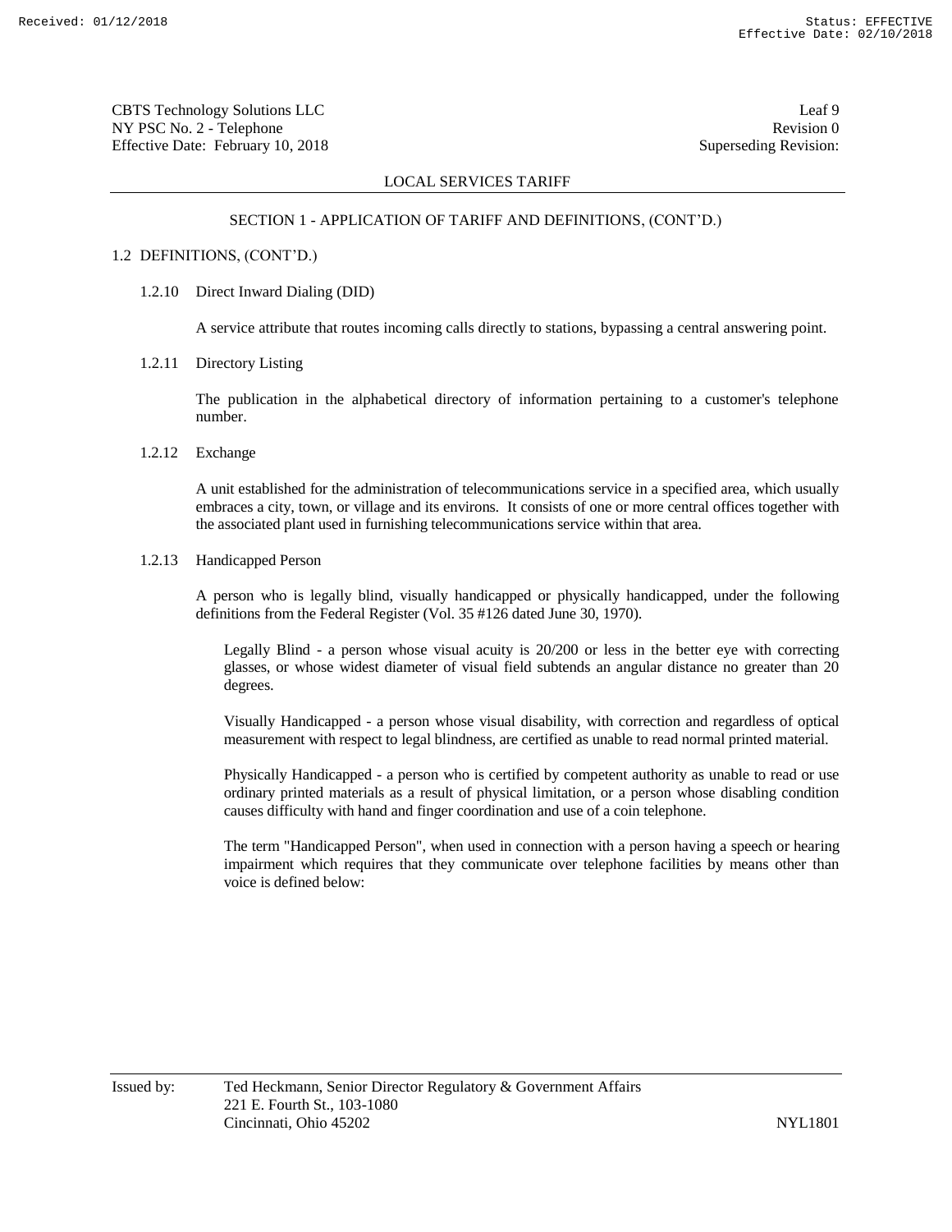LOCAL SERVICES TARIFF

SECTION 1 - APPLICATION OF TARIFF AND DEFINITIONS, (CONT'D.)

1.2 DEFINITIONS, (CONT'D.)

1.2.10 Direct Inward Dialing (DID)

A service attribute that routes incoming calls directly to stations, bypassing a central answering point.

1.2.11 Directory Listing

The publication in the alphabetical directory of information pertaining to a customer's telephone number.

1.2.12 Exchange

A unit established for the administration of telecommunications service in a specified area, which usually embraces a city, town, or village and its environs. It consists of one or more central offices together with the associated plant used in furnishing telecommunications service within that area.

1.2.13 Handicapped Person

A person who is legally blind, visually handicapped or physically handicapped, under the following definitions from the Federal Register (Vol. 35 #126 dated June 30, 1970).

Legally Blind - a person whose visual acuity is 20/200 or less in the better eye with correcting glasses, or whose widest diameter of visual field subtends an angular distance no greater than 20 degrees.

Visually Handicapped - a person whose visual disability, with correction and regardless of optical measurement with respect to legal blindness, are certified as unable to read normal printed material.

Physically Handicapped - a person who is certified by competent authority as unable to read or use ordinary printed materials as a result of physical limitation, or a person whose disabling condition causes difficulty with hand and finger coordination and use of a coin telephone.

The term "Handicapped Person", when used in connection with a person having a speech or hearing impairment which requires that they communicate over telephone facilities by means other than voice is defined below: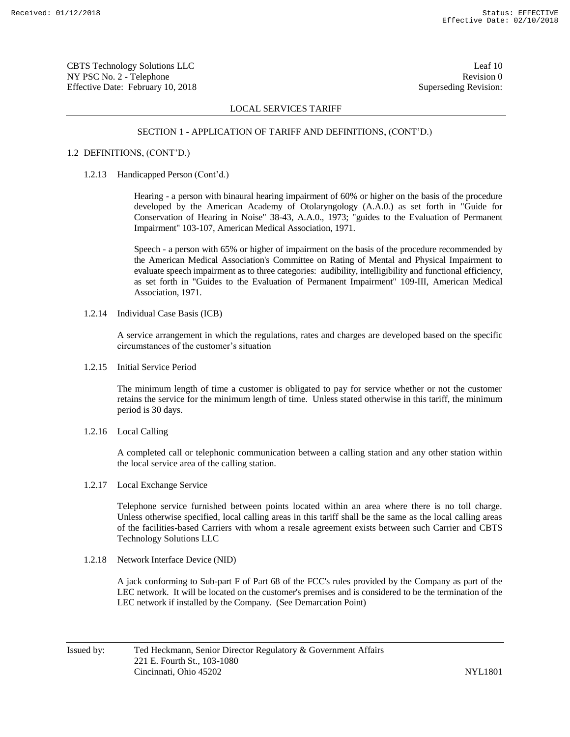LOCAL SERVICES TARIFF

SECTION 1 - APPLICATION OF TARIFF AND DEFINITIONS, (CONT'D.)

1.2 DEFINITIONS, (CONT'D.)

1.2.13 Handicapped Person (Cont'd.)

Hearing - a person with binaural hearing impairment of 60% or higher on the basis of the procedure developed by the American Academy of Otolaryngology (A.A.0.) as set forth in "Guide for Conservation of Hearing in Noise" 38-43, A.A.0., 1973; "guides to the Evaluation of Permanent Impairment" 103-107, American Medical Association, 1971.

Speech - a person with 65% or higher of impairment on the basis of the procedure recommended by the American Medical Association's Committee on Rating of Mental and Physical Impairment to evaluate speech impairment as to three categories: audibility, intelligibility and functional efficiency, as set forth in "Guides to the Evaluation of Permanent Impairment" 109-III, American Medical Association, 1971.

1.2.14 Individual Case Basis (ICB)

A service arrangement in which the regulations, rates and charges are developed based on the specific circumstances of the customer's situation

1.2.15 Initial Service Period

The minimum length of time a customer is obligated to pay for service whether or not the customer retains the service for the minimum length of time. Unless stated otherwise in this tariff, the minimum period is 30 days.

1.2.16 Local Calling

A completed call or telephonic communication between a calling station and any other station within the local service area of the calling station.

1.2.17 Local Exchange Service

Telephone service furnished between points located within an area where there is no toll charge. Unless otherwise specified, local calling areas in this tariff shall be the same as the local calling areas of the facilities-based Carriers with whom a resale agreement exists between such Carrier and CBTS Technology Solutions LLC

1.2.18 Network Interface Device (NID)

A jack conforming to Sub-part F of Part 68 of the FCC's rules provided by the Company as part of the LEC network. It will be located on the customer's premises and is considered to be the termination of the LEC network if installed by the Company. (See Demarcation Point)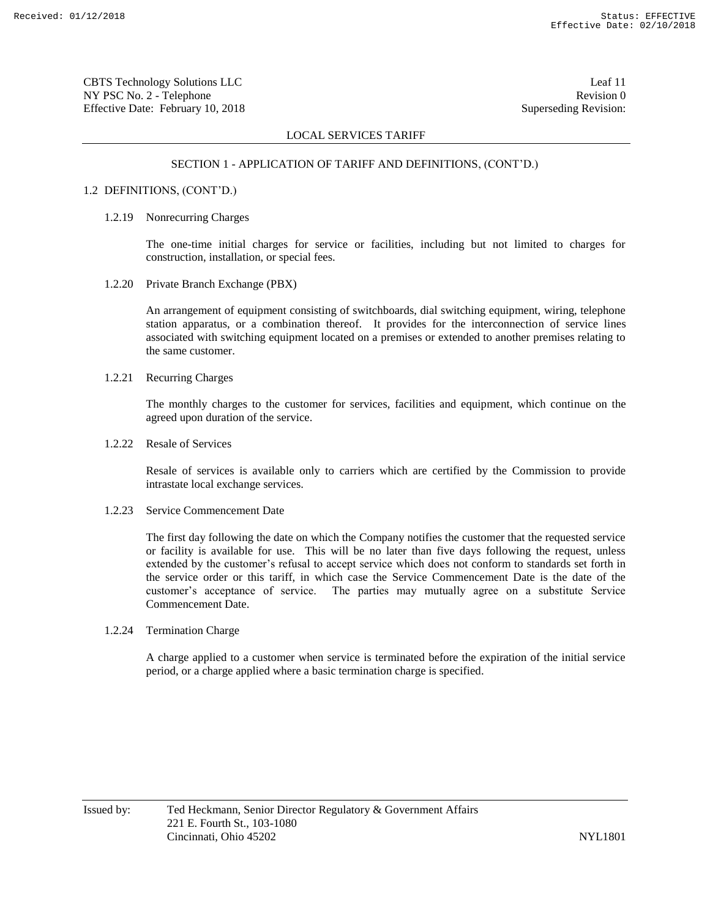## LOCAL SERVICES TARIFF

### SECTION 1 - APPLICATION OF TARIFF AND DEFINITIONS, (CONT'D.)

### 1.2 DEFINITIONS, (CONT'D.)

**1.2.19 Nonrecurring Charges**

The one-time initial charges for service or facilities, including but not limited to charges for construction, installation, or special fees.

**1.2.20 Private Branch Exchange (PBX)**

An arrangement of equipment consisting of switchboards, dial switching equipment, wiring, telephone station apparatus, or a combination thereof. It provides for the interconnection of service lines associated with switching equipment located on a premises or extended to another premises relating to the same customer.

**1.2.21 Recurring Charges**

The monthly charges to the customer for services, facilities and equipment, which continue on the agreed upon duration of the service.

**1.2.22 Resale of Services**

Resale of services is available only to carriers which are certified by the Commission to provide intrastate local exchange services.

**1.2.23 Service Commencement Date**

The first day following the date on which the Company notifies the customer that the requested service or facility is available for use. This will be no later than five days following the request, unless extended by the customer's refusal to accept service which does not conform to standards set forth in the service order or this tariff, in which case the Service Commencement Date is the date of the customer's acceptance of service. The parties may mutually agree on a substitute Service Commencement Date.

**1.2.24 Termination Charge**

A charge applied to a customer when service is terminated before the expiration of the initial service period, or a charge applied where a basic termination charge is specified.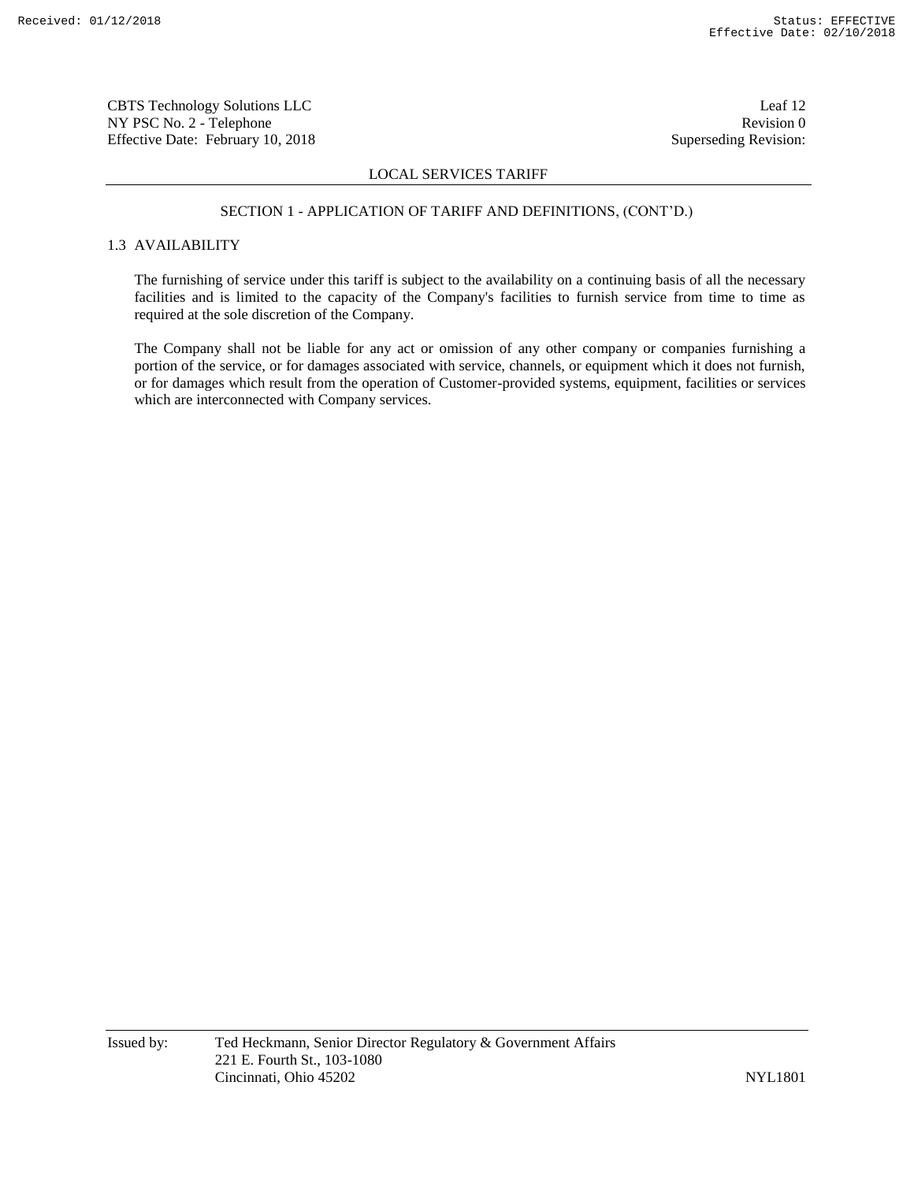## SECTION 1 - APPLICATION OF TARIFF AND DEFINITIONS, (CONT'D.)

### 1.3 AVAILABILITY

The furnishing of service under this tariff is subject to the availability on a continuing basis of all the necessary facilities and is limited to the capacity of the Company's facilities to furnish service from time to time as required at the sole discretion of the Company.

The Company shall not be liable for any act or omission of any other company or companies furnishing a portion of the service, or for damages associated with service, channels, or equipment which it does not furnish, or for damages which result from the operation of Customer-provided systems, equipment, facilities or services which are interconnected with Company services.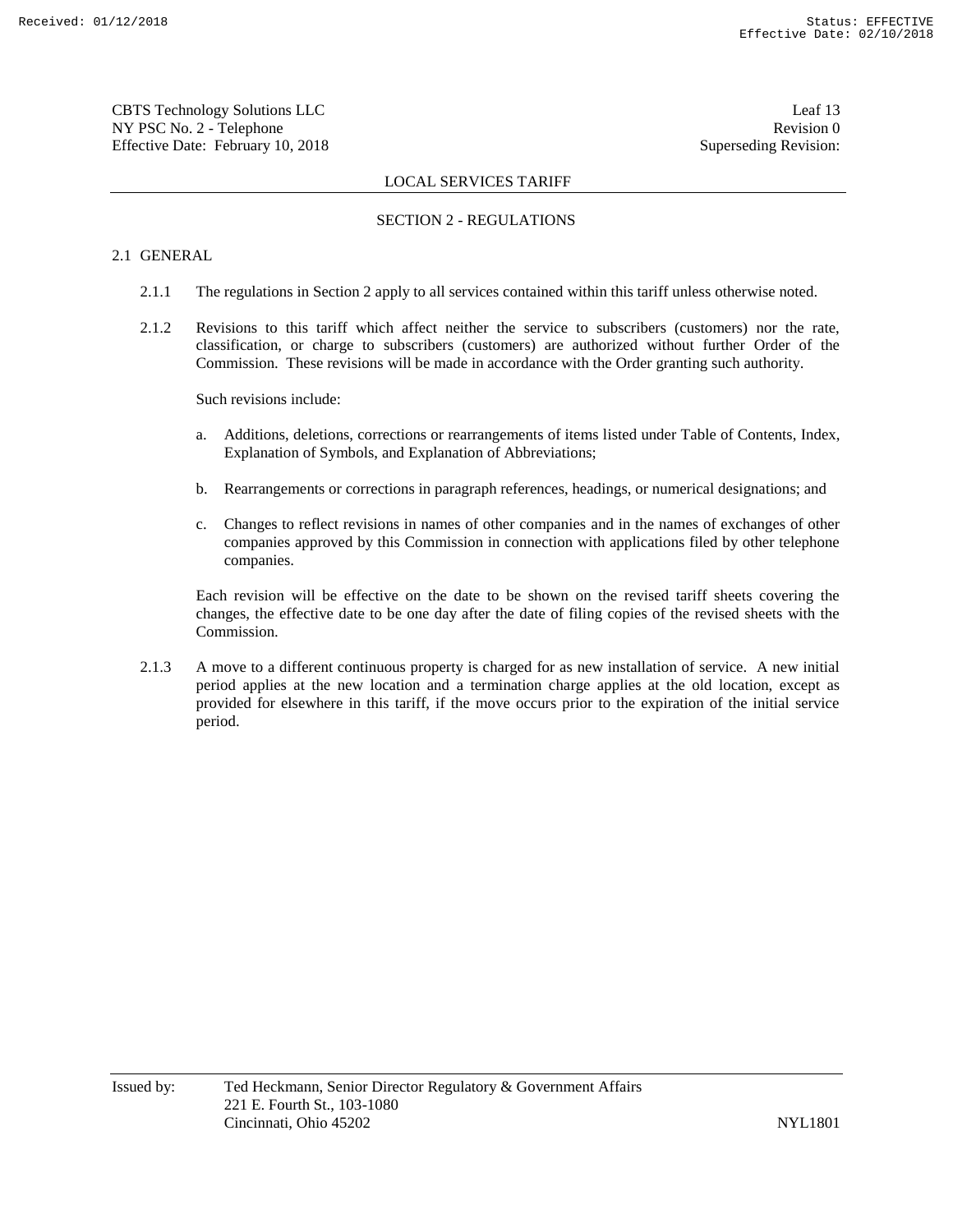LOCAL SERVICES TARIFF

## SECTION 2 - REGULATIONS

### 2.1 GENERAL

2.1.1 The regulations in Section 2 apply to all services contained within this tariff unless otherwise noted.

2.1.2 Revisions to this tariff which affect neither the service to subscribers (customers) nor the rate, classification, or charge to subscribers (customers) are authorized without further Order of the Commission. These revisions will be made in accordance with the Order granting such authority.

Such revisions include:

a. Additions, deletions, corrections or rearrangements of items listed under Table of Contents, Index, Explanation of Symbols, and Explanation of Abbreviations;

b. Rearrangements or corrections in paragraph references, headings, or numerical designations; and

c. Changes to reflect revisions in names of other companies and in the names of exchanges of other companies approved by this Commission in connection with applications filed by other telephone companies.

Each revision will be effective on the date to be shown on the revised tariff sheets covering the changes, the effective date to be one day after the date of filing copies of the revised sheets with the Commission.

2.1.3 A move to a different continuous property is charged for as new installation of service. A new initial period applies at the new location and a termination charge applies at the old location, except as provided for elsewhere in this tariff, if the move occurs prior to the expiration of the initial service period.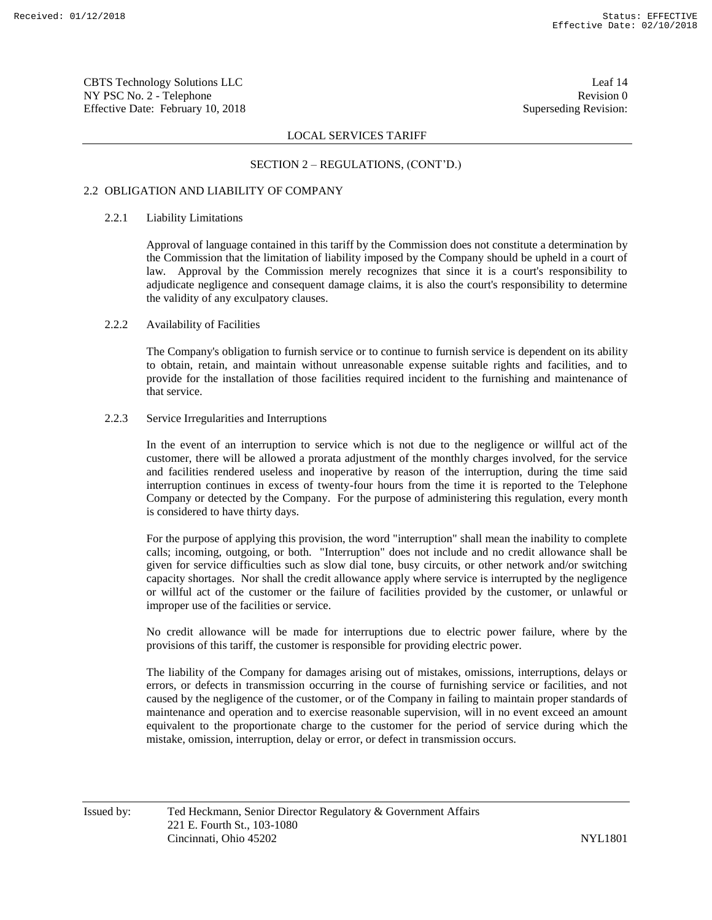## SECTION 2 – REGULATIONS, (CONT'D.)

### 2.2 OBLIGATION AND LIABILITY OF COMPANY

#### 2.2.1 Liability Limitations

Approval of language contained in this tariff by the Commission does not constitute a determination by the Commission that the limitation of liability imposed by the Company should be upheld in a court of law. Approval by the Commission merely recognizes that since it is a court's responsibility to adjudicate negligence and consequent damage claims, it is also the court's responsibility to determine the validity of any exculpatory clauses.

#### 2.2.2 Availability of Facilities

The Company's obligation to furnish service or to continue to furnish service is dependent on its ability to obtain, retain, and maintain without unreasonable expense suitable rights and facilities, and to provide for the installation of those facilities required incident to the furnishing and maintenance of that service.

#### 2.2.3 Service Irregularities and Interruptions

In the event of an interruption to service which is not due to the negligence or willful act of the customer, there will be allowed a prorata adjustment of the monthly charges involved, for the service and facilities rendered useless and inoperative by reason of the interruption, during the time said interruption continues in excess of twenty-four hours from the time it is reported to the Telephone Company or detected by the Company. For the purpose of administering this regulation, every month is considered to have thirty days.

For the purpose of applying this provision, the word "interruption" shall mean the inability to complete calls; incoming, outgoing, or both. "Interruption" does not include and no credit allowance shall be given for service difficulties such as slow dial tone, busy circuits, or other network and/or switching capacity shortages. Nor shall the credit allowance apply where service is interrupted by the negligence or willful act of the customer or the failure of facilities provided by the customer, or unlawful or improper use of the facilities or service.

No credit allowance will be made for interruptions due to electric power failure, where by the provisions of this tariff, the customer is responsible for providing electric power.

The liability of the Company for damages arising out of mistakes, omissions, interruptions, delays or errors, or defects in transmission occurring in the course of furnishing service or facilities, and not caused by the negligence of the customer, or of the Company in failing to maintain proper standards of maintenance and operation and to exercise reasonable supervision, will in no event exceed an amount equivalent to the proportionate charge to the customer for the period of service during which the mistake, omission, interruption, delay or error, or defect in transmission occurs.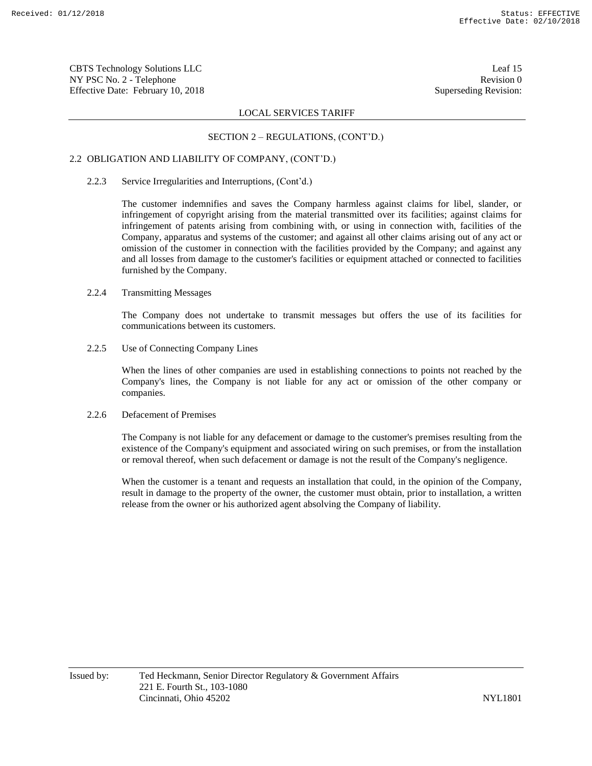## SECTION 2 – REGULATIONS, (CONT'D.)

### 2.2 OBLIGATION AND LIABILITY OF COMPANY, (CONT'D.)

#### 2.2.3 Service Irregularities and Interruptions, (Cont'd.)

The customer indemnifies and saves the Company harmless against claims for libel, slander, or infringement of copyright arising from the material transmitted over its facilities; against claims for infringement of patents arising from combining with, or using in connection with, facilities of the Company, apparatus and systems of the customer; and against all other claims arising out of any act or omission of the customer in connection with the facilities provided by the Company; and against any and all losses from damage to the customer's facilities or equipment attached or connected to facilities furnished by the Company.

#### 2.2.4 Transmitting Messages

The Company does not undertake to transmit messages but offers the use of its facilities for communications between its customers.

#### 2.2.5 Use of Connecting Company Lines

When the lines of other companies are used in establishing connections to points not reached by the Company's lines, the Company is not liable for any act or omission of the other company or companies.

#### 2.2.6 Defacement of Premises

The Company is not liable for any defacement or damage to the customer's premises resulting from the existence of the Company's equipment and associated wiring on such premises, or from the installation or removal thereof, when such defacement or damage is not the result of the Company's negligence.

When the customer is a tenant and requests an installation that could, in the opinion of the Company, result in damage to the property of the owner, the customer must obtain, prior to installation, a written release from the owner or his authorized agent absolving the Company of liability.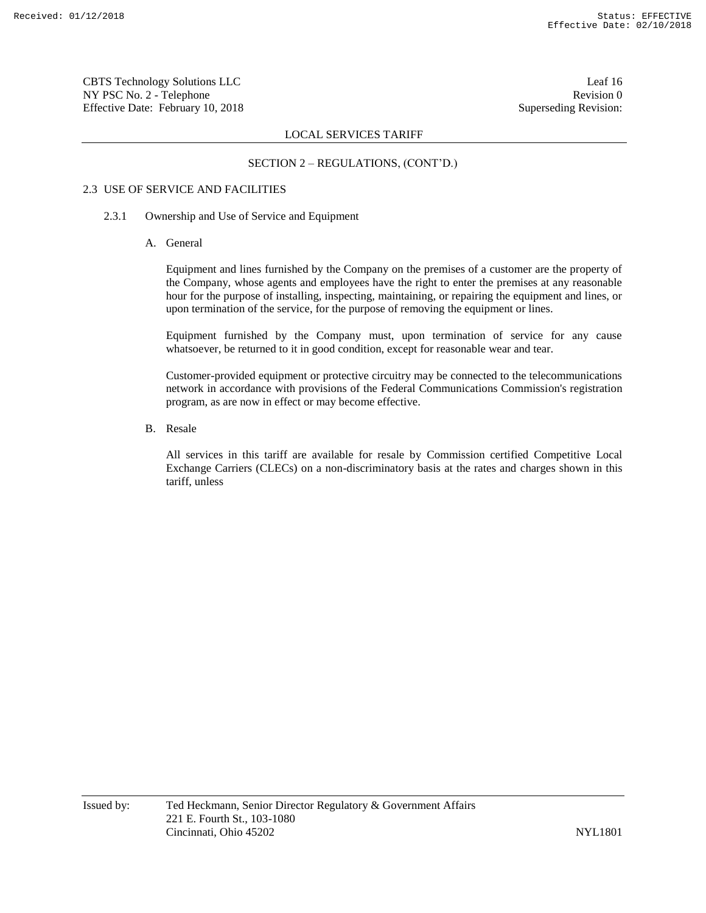LOCAL SERVICES TARIFF

SECTION 2 – REGULATIONS, (CONT'D.)

## 2.3 USE OF SERVICE AND FACILITIES

### 2.3.1 Ownership and Use of Service and Equipment

#### A. General

Equipment and lines furnished by the Company on the premises of a customer are the property of the Company, whose agents and employees have the right to enter the premises at any reasonable hour for the purpose of installing, inspecting, maintaining, or repairing the equipment and lines, or upon termination of the service, for the purpose of removing the equipment or lines.

Equipment furnished by the Company must, upon termination of service for any cause whatsoever, be returned to it in good condition, except for reasonable wear and tear.

Customer-provided equipment or protective circuitry may be connected to the telecommunications network in accordance with provisions of the Federal Communications Commission's registration program, as are now in effect or may become effective.

#### B. Resale

All services in this tariff are available for resale by Commission certified Competitive Local Exchange Carriers (CLECs) on a non-discriminatory basis at the rates and charges shown in this tariff, unless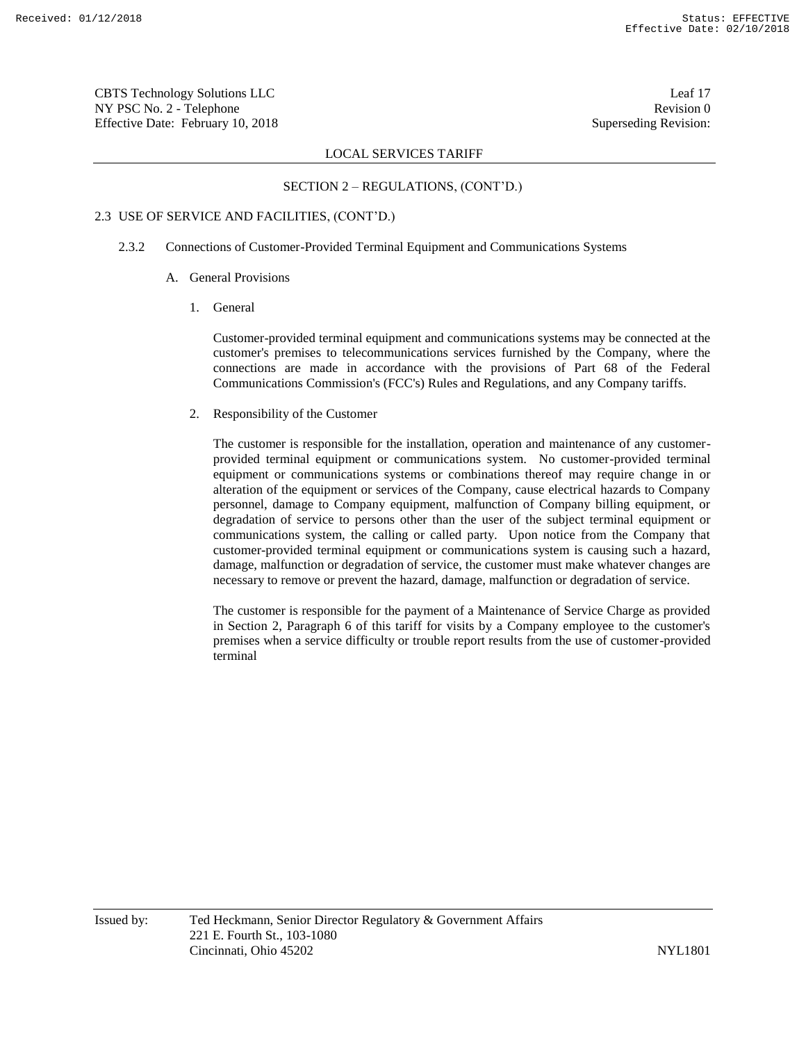## SECTION 2 – REGULATIONS, (CONT'D.)

### 2.3 USE OF SERVICE AND FACILITIES, (CONT'D.)

#### 2.3.2 Connections of Customer-Provided Terminal Equipment and Communications Systems

A. General Provisions

1. General

Customer-provided terminal equipment and communications systems may be connected at the customer's premises to telecommunications services furnished by the Company, where the connections are made in accordance with the provisions of Part 68 of the Federal Communications Commission's (FCC's) Rules and Regulations, and any Company tariffs.

2. Responsibility of the Customer

The customer is responsible for the installation, operation and maintenance of any customer-provided terminal equipment or communications system. No customer-provided terminal equipment or communications systems or combinations thereof may require change in or alteration of the equipment or services of the Company, cause electrical hazards to Company personnel, damage to Company equipment, malfunction of Company billing equipment, or degradation of service to persons other than the user of the subject terminal equipment or communications system, the calling or called party. Upon notice from the Company that customer-provided terminal equipment or communications system is causing such a hazard, damage, malfunction or degradation of service, the customer must make whatever changes are necessary to remove or prevent the hazard, damage, malfunction or degradation of service.

The customer is responsible for the payment of a Maintenance of Service Charge as provided in Section 2, Paragraph 6 of this tariff for visits by a Company employee to the customer's premises when a service difficulty or trouble report results from the use of customer-provided terminal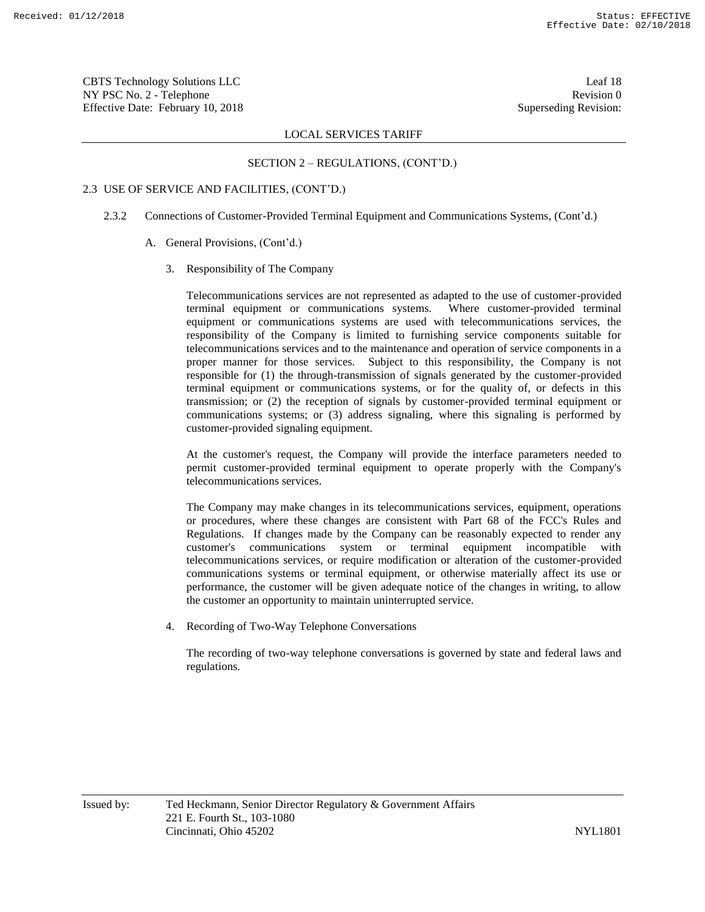## SECTION 2 – REGULATIONS, (CONT'D.)

### 2.3 USE OF SERVICE AND FACILITIES, (CONT'D.)

#### 2.3.2 Connections of Customer-Provided Terminal Equipment and Communications Systems, (Cont'd.)

A. General Provisions, (Cont'd.)

3. Responsibility of The Company

Telecommunications services are not represented as adapted to the use of customer-provided terminal equipment or communications systems. Where customer-provided terminal equipment or communications systems are used with telecommunications services, the responsibility of the Company is limited to furnishing service components suitable for telecommunications services and to the maintenance and operation of service components in a proper manner for those services. Subject to this responsibility, the Company is not responsible for (1) the through-transmission of signals generated by the customer-provided terminal equipment or communications systems, or for the quality of, or defects in this transmission; or (2) the reception of signals by customer-provided terminal equipment or communications systems; or (3) address signaling, where this signaling is performed by customer-provided signaling equipment.

At the customer's request, the Company will provide the interface parameters needed to permit customer-provided terminal equipment to operate properly with the Company's telecommunications services.

The Company may make changes in its telecommunications services, equipment, operations or procedures, where these changes are consistent with Part 68 of the FCC's Rules and Regulations. If changes made by the Company can be reasonably expected to render any customer's communications system or terminal equipment incompatible with telecommunications services, or require modification or alteration of the customer-provided communications systems or terminal equipment, or otherwise materially affect its use or performance, the customer will be given adequate notice of the changes in writing, to allow the customer an opportunity to maintain uninterrupted service.

4. Recording of Two-Way Telephone Conversations

The recording of two-way telephone conversations is governed by state and federal laws and regulations.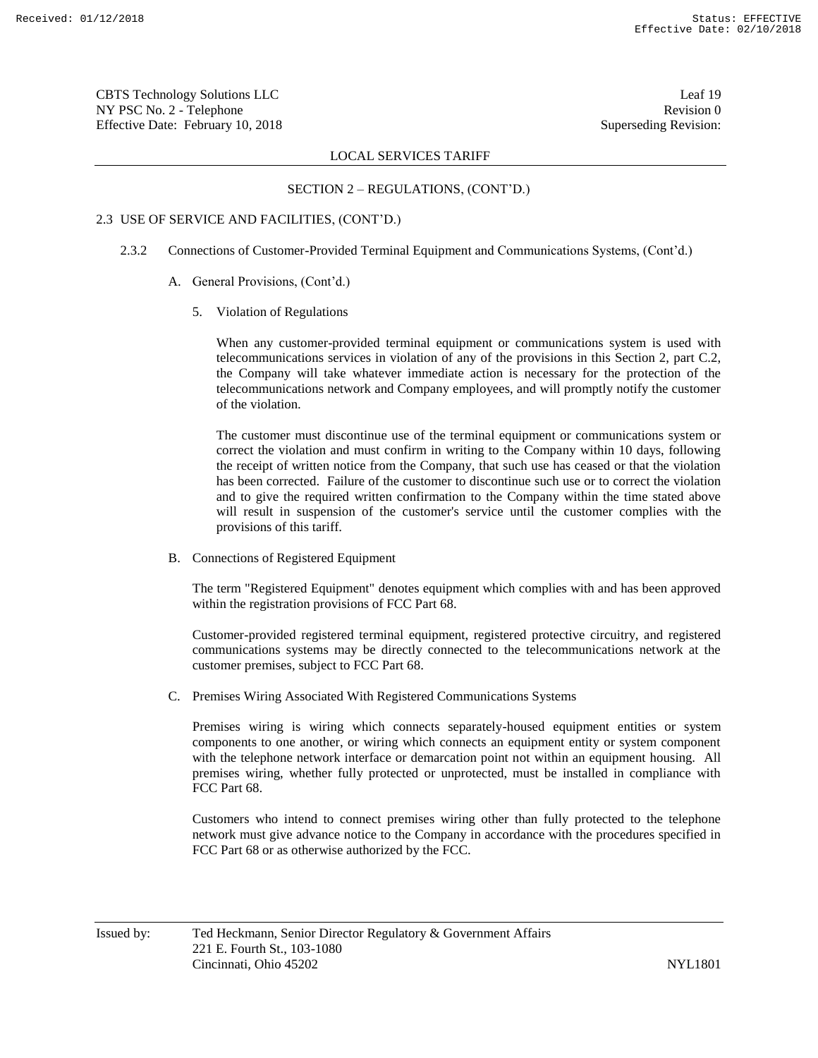LOCAL SERVICES TARIFF

## SECTION 2 – REGULATIONS, (CONT'D.)

### 2.3 USE OF SERVICE AND FACILITIES, (CONT'D.)

#### 2.3.2 Connections of Customer-Provided Terminal Equipment and Communications Systems, (Cont'd.)

A. General Provisions, (Cont'd.)

5. Violation of Regulations

When any customer-provided terminal equipment or communications system is used with telecommunications services in violation of any of the provisions in this Section 2, part C.2, the Company will take whatever immediate action is necessary for the protection of the telecommunications network and Company employees, and will promptly notify the customer of the violation.

The customer must discontinue use of the terminal equipment or communications system or correct the violation and must confirm in writing to the Company within 10 days, following the receipt of written notice from the Company, that such use has ceased or that the violation has been corrected. Failure of the customer to discontinue such use or to correct the violation and to give the required written confirmation to the Company within the time stated above will result in suspension of the customer's service until the customer complies with the provisions of this tariff.

B. Connections of Registered Equipment

The term "Registered Equipment" denotes equipment which complies with and has been approved within the registration provisions of FCC Part 68.

Customer-provided registered terminal equipment, registered protective circuitry, and registered communications systems may be directly connected to the telecommunications network at the customer premises, subject to FCC Part 68.

C. Premises Wiring Associated With Registered Communications Systems

Premises wiring is wiring which connects separately-housed equipment entities or system components to one another, or wiring which connects an equipment entity or system component with the telephone network interface or demarcation point not within an equipment housing. All premises wiring, whether fully protected or unprotected, must be installed in compliance with FCC Part 68.

Customers who intend to connect premises wiring other than fully protected to the telephone network must give advance notice to the Company in accordance with the procedures specified in FCC Part 68 or as otherwise authorized by the FCC.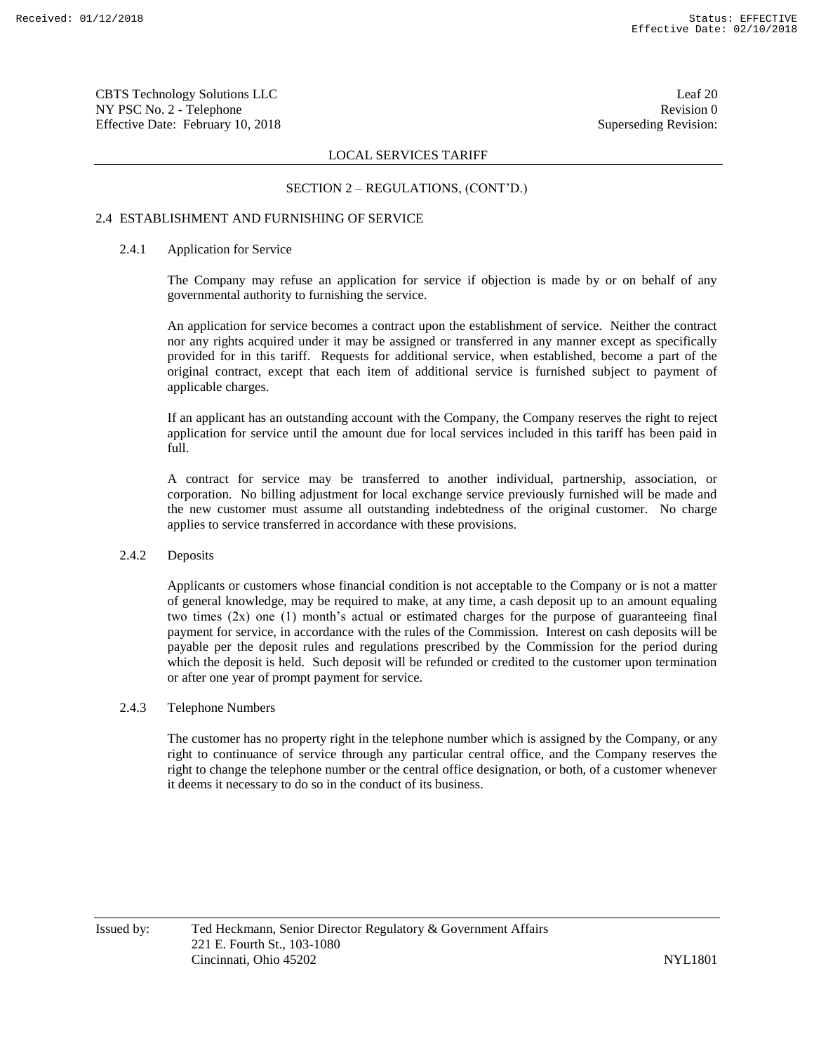## SECTION 2 – REGULATIONS, (CONT'D.)

### 2.4 ESTABLISHMENT AND FURNISHING OF SERVICE

#### 2.4.1 Application for Service

The Company may refuse an application for service if objection is made by or on behalf of any governmental authority to furnishing the service.

An application for service becomes a contract upon the establishment of service. Neither the contract nor any rights acquired under it may be assigned or transferred in any manner except as specifically provided for in this tariff. Requests for additional service, when established, become a part of the original contract, except that each item of additional service is furnished subject to payment of applicable charges.

If an applicant has an outstanding account with the Company, the Company reserves the right to reject application for service until the amount due for local services included in this tariff has been paid in full.

A contract for service may be transferred to another individual, partnership, association, or corporation. No billing adjustment for local exchange service previously furnished will be made and the new customer must assume all outstanding indebtedness of the original customer. No charge applies to service transferred in accordance with these provisions.

#### 2.4.2 Deposits

Applicants or customers whose financial condition is not acceptable to the Company or is not a matter of general knowledge, may be required to make, at any time, a cash deposit up to an amount equaling two times (2x) one (1) month's actual or estimated charges for the purpose of guaranteeing final payment for service, in accordance with the rules of the Commission. Interest on cash deposits will be payable per the deposit rules and regulations prescribed by the Commission for the period during which the deposit is held. Such deposit will be refunded or credited to the customer upon termination or after one year of prompt payment for service.

#### 2.4.3 Telephone Numbers

The customer has no property right in the telephone number which is assigned by the Company, or any right to continuance of service through any particular central office, and the Company reserves the right to change the telephone number or the central office designation, or both, of a customer whenever it deems it necessary to do so in the conduct of its business.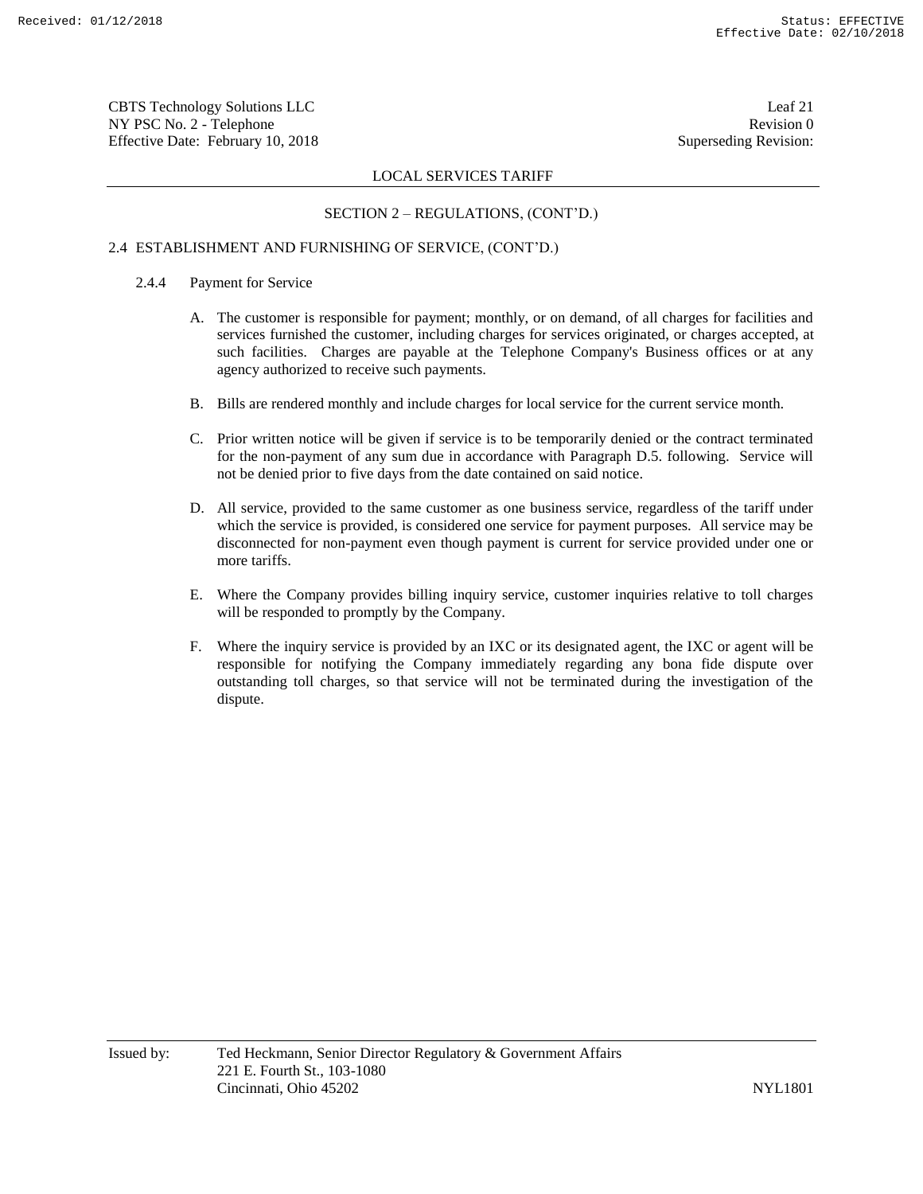## LOCAL SERVICES TARIFF

### SECTION 2 – REGULATIONS, (CONT'D.)

#### 2.4 ESTABLISHMENT AND FURNISHING OF SERVICE, (CONT'D.)

##### 2.4.4 Payment for Service

A. The customer is responsible for payment; monthly, or on demand, of all charges for facilities and services furnished the customer, including charges for services originated, or charges accepted, at such facilities. Charges are payable at the Telephone Company's Business offices or at any agency authorized to receive such payments.

B. Bills are rendered monthly and include charges for local service for the current service month.

C. Prior written notice will be given if service is to be temporarily denied or the contract terminated for the non-payment of any sum due in accordance with Paragraph D.5. following. Service will not be denied prior to five days from the date contained on said notice.

D. All service, provided to the same customer as one business service, regardless of the tariff under which the service is provided, is considered one service for payment purposes. All service may be disconnected for non-payment even though payment is current for service provided under one or more tariffs.

E. Where the Company provides billing inquiry service, customer inquiries relative to toll charges will be responded to promptly by the Company.

F. Where the inquiry service is provided by an IXC or its designated agent, the IXC or agent will be responsible for notifying the Company immediately regarding any bona fide dispute over outstanding toll charges, so that service will not be terminated during the investigation of the dispute.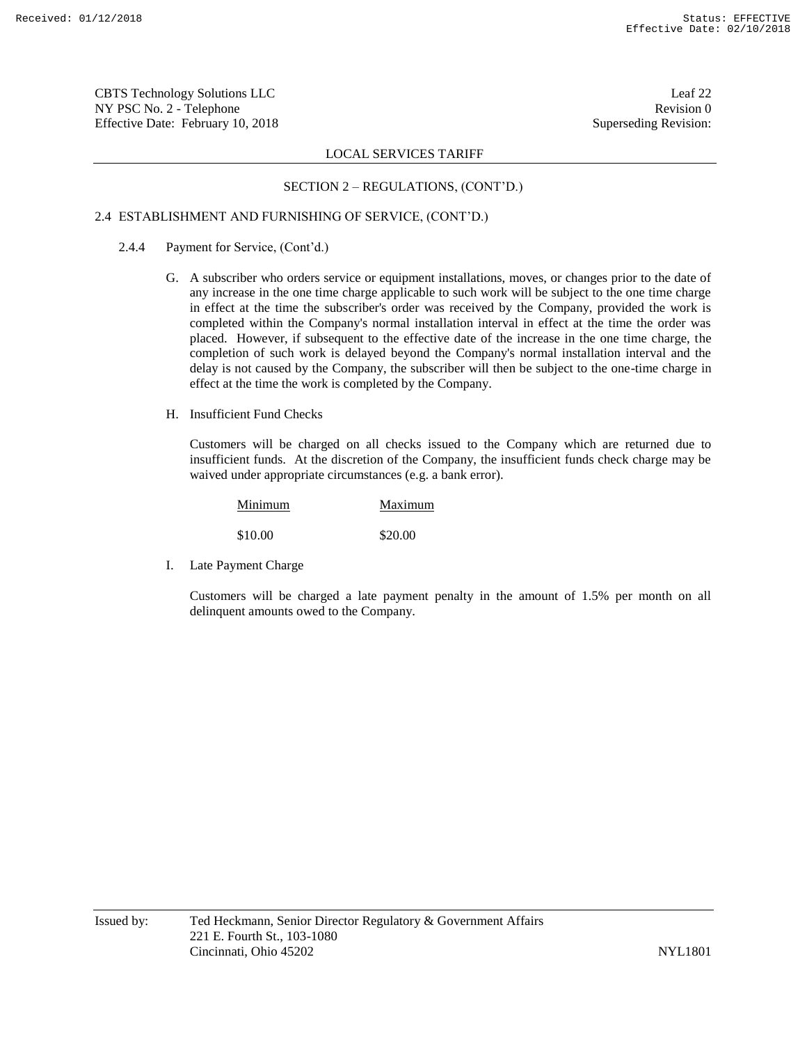LOCAL SERVICES TARIFF

SECTION 2 – REGULATIONS, (CONT'D.)

2.4 ESTABLISHMENT AND FURNISHING OF SERVICE, (CONT'D.)

2.4.4 Payment for Service, (Cont'd.)

G. A subscriber who orders service or equipment installations, moves, or changes prior to the date of any increase in the one time charge applicable to such work will be subject to the one time charge in effect at the time the subscriber's order was received by the Company, provided the work is completed within the Company's normal installation interval in effect at the time the order was placed. However, if subsequent to the effective date of the increase in the one time charge, the completion of such work is delayed beyond the Company's normal installation interval and the delay is not caused by the Company, the subscriber will then be subject to the one-time charge in effect at the time the work is completed by the Company.

H. Insufficient Fund Checks

Customers will be charged on all checks issued to the Company which are returned due to insufficient funds. At the discretion of the Company, the insufficient funds check charge may be waived under appropriate circumstances (e.g. a bank error).

| Minimum | Maximum |
|---|---|
| $10.00 | $20.00 |

I. Late Payment Charge

Customers will be charged a late payment penalty in the amount of 1.5% per month on all delinquent amounts owed to the Company.

Issued by: Ted Heckmann, Senior Director Regulatory & Government Affairs
221 E. Fourth St., 103-1080
Cincinnati, Ohio 45202

NYL1801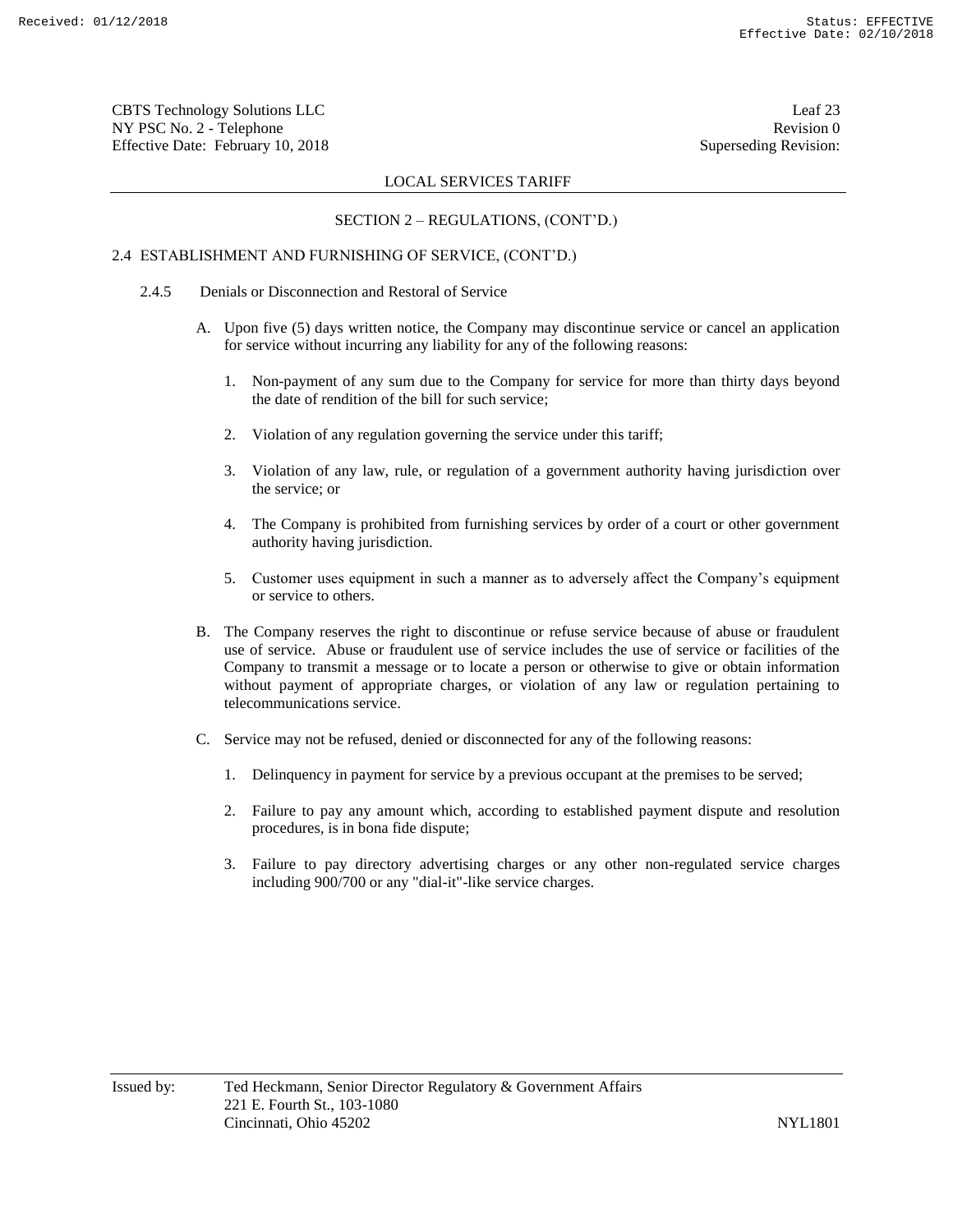LOCAL SERVICES TARIFF

SECTION 2 – REGULATIONS, (CONT'D.)

2.4 ESTABLISHMENT AND FURNISHING OF SERVICE, (CONT'D.)

2.4.5 Denials or Disconnection and Restoral of Service

A. Upon five (5) days written notice, the Company may discontinue service or cancel an application for service without incurring any liability for any of the following reasons:

1. Non-payment of any sum due to the Company for service for more than thirty days beyond the date of rendition of the bill for such service;

2. Violation of any regulation governing the service under this tariff;

3. Violation of any law, rule, or regulation of a government authority having jurisdiction over the service; or

4. The Company is prohibited from furnishing services by order of a court or other government authority having jurisdiction.

5. Customer uses equipment in such a manner as to adversely affect the Company's equipment or service to others.

B. The Company reserves the right to discontinue or refuse service because of abuse or fraudulent use of service. Abuse or fraudulent use of service includes the use of service or facilities of the Company to transmit a message or to locate a person or otherwise to give or obtain information without payment of appropriate charges, or violation of any law or regulation pertaining to telecommunications service.

C. Service may not be refused, denied or disconnected for any of the following reasons:

1. Delinquency in payment for service by a previous occupant at the premises to be served;

2. Failure to pay any amount which, according to established payment dispute and resolution procedures, is in bona fide dispute;

3. Failure to pay directory advertising charges or any other non-regulated service charges including 900/700 or any "dial-it"-like service charges.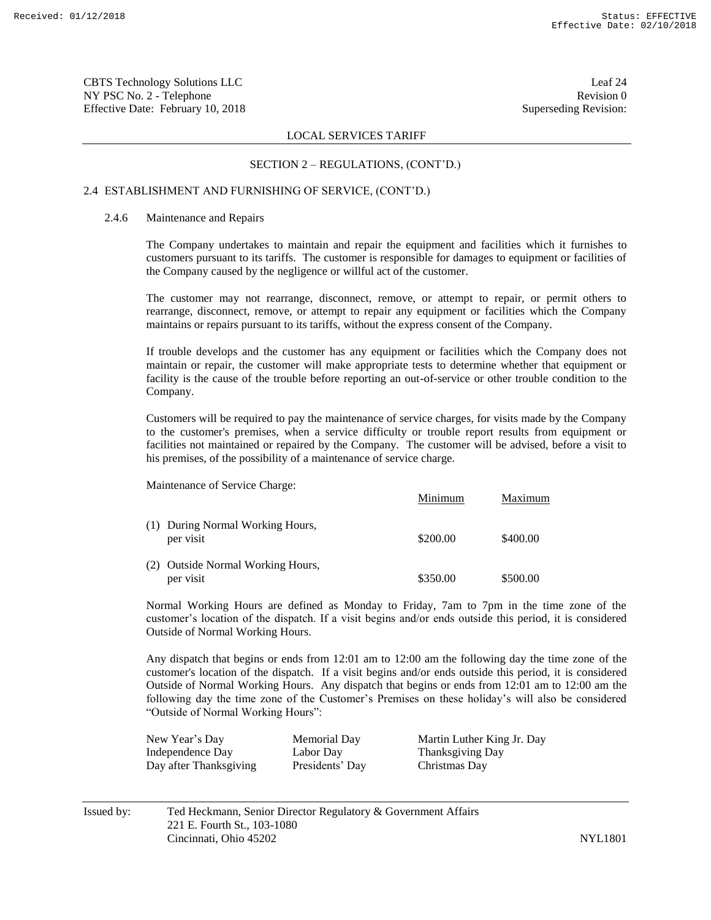LOCAL SERVICES TARIFF

SECTION 2 – REGULATIONS, (CONT'D.)

2.4 ESTABLISHMENT AND FURNISHING OF SERVICE, (CONT'D.)

2.4.6 Maintenance and Repairs

The Company undertakes to maintain and repair the equipment and facilities which it furnishes to customers pursuant to its tariffs. The customer is responsible for damages to equipment or facilities of the Company caused by the negligence or willful act of the customer.

The customer may not rearrange, disconnect, remove, or attempt to repair, or permit others to rearrange, disconnect, remove, or attempt to repair any equipment or facilities which the Company maintains or repairs pursuant to its tariffs, without the express consent of the Company.

If trouble develops and the customer has any equipment or facilities which the Company does not maintain or repair, the customer will make appropriate tests to determine whether that equipment or facility is the cause of the trouble before reporting an out-of-service or other trouble condition to the Company.

Customers will be required to pay the maintenance of service charges, for visits made by the Company to the customer's premises, when a service difficulty or trouble report results from equipment or facilities not maintained or repaired by the Company. The customer will be advised, before a visit to his premises, of the possibility of a maintenance of service charge.

Maintenance of Service Charge:

| | Minimum | Maximum |
|---|---|---|
| (1) During Normal Working Hours, per visit | \$200.00 | \$400.00 |
| (2) Outside Normal Working Hours, per visit | \$350.00 | \$500.00 |

Normal Working Hours are defined as Monday to Friday, 7am to 7pm in the time zone of the customer's location of the dispatch. If a visit begins and/or ends outside this period, it is considered Outside of Normal Working Hours.

Any dispatch that begins or ends from 12:01 am to 12:00 am the following day the time zone of the customer's location of the dispatch. If a visit begins and/or ends outside this period, it is considered Outside of Normal Working Hours. Any dispatch that begins or ends from 12:01 am to 12:00 am the following day the time zone of the Customer's Premises on these holiday's will also be considered "Outside of Normal Working Hours":

| | | |
|---|---|---|
| New Year's Day | Memorial Day | Martin Luther King Jr. Day |
| Independence Day | Labor Day | Thanksgiving Day |
| Day after Thanksgiving | Presidents' Day | Christmas Day |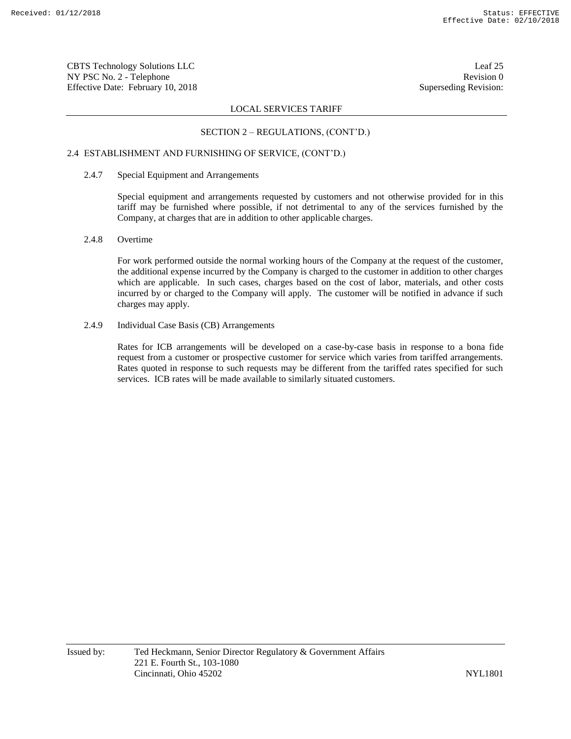## SECTION 2 – REGULATIONS, (CONT'D.)

### 2.4 ESTABLISHMENT AND FURNISHING OF SERVICE, (CONT'D.)

#### 2.4.7 Special Equipment and Arrangements

Special equipment and arrangements requested by customers and not otherwise provided for in this tariff may be furnished where possible, if not detrimental to any of the services furnished by the Company, at charges that are in addition to other applicable charges.

#### 2.4.8 Overtime

For work performed outside the normal working hours of the Company at the request of the customer, the additional expense incurred by the Company is charged to the customer in addition to other charges which are applicable. In such cases, charges based on the cost of labor, materials, and other costs incurred by or charged to the Company will apply. The customer will be notified in advance if such charges may apply.

#### 2.4.9 Individual Case Basis (CB) Arrangements

Rates for ICB arrangements will be developed on a case-by-case basis in response to a bona fide request from a customer or prospective customer for service which varies from tariffed arrangements. Rates quoted in response to such requests may be different from the tariffed rates specified for such services. ICB rates will be made available to similarly situated customers.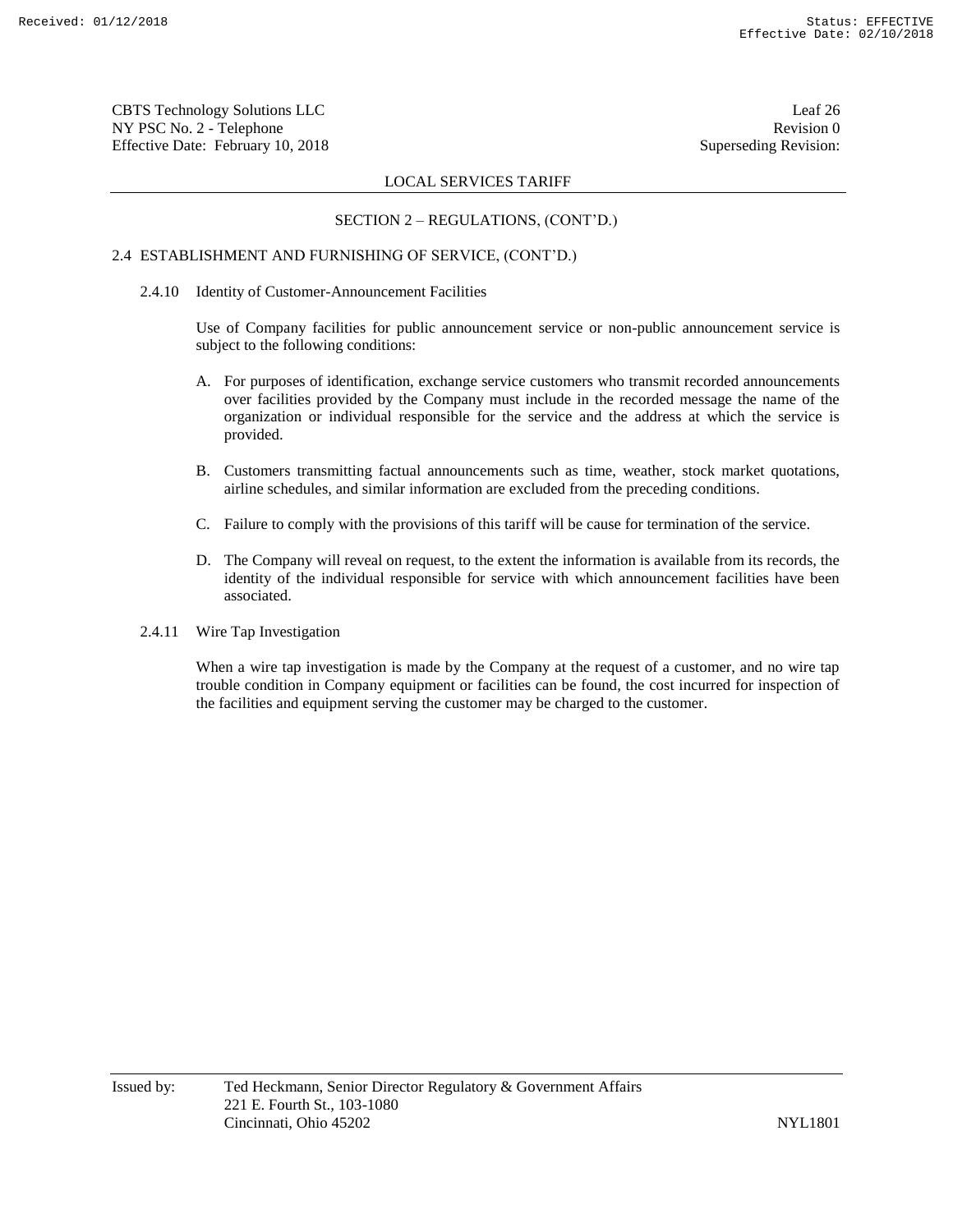## SECTION 2 – REGULATIONS, (CONT'D.)

### 2.4 ESTABLISHMENT AND FURNISHING OF SERVICE, (CONT'D.)

#### 2.4.10 Identity of Customer-Announcement Facilities

Use of Company facilities for public announcement service or non-public announcement service is subject to the following conditions:

A. For purposes of identification, exchange service customers who transmit recorded announcements over facilities provided by the Company must include in the recorded message the name of the organization or individual responsible for the service and the address at which the service is provided.

B. Customers transmitting factual announcements such as time, weather, stock market quotations, airline schedules, and similar information are excluded from the preceding conditions.

C. Failure to comply with the provisions of this tariff will be cause for termination of the service.

D. The Company will reveal on request, to the extent the information is available from its records, the identity of the individual responsible for service with which announcement facilities have been associated.

#### 2.4.11 Wire Tap Investigation

When a wire tap investigation is made by the Company at the request of a customer, and no wire tap trouble condition in Company equipment or facilities can be found, the cost incurred for inspection of the facilities and equipment serving the customer may be charged to the customer.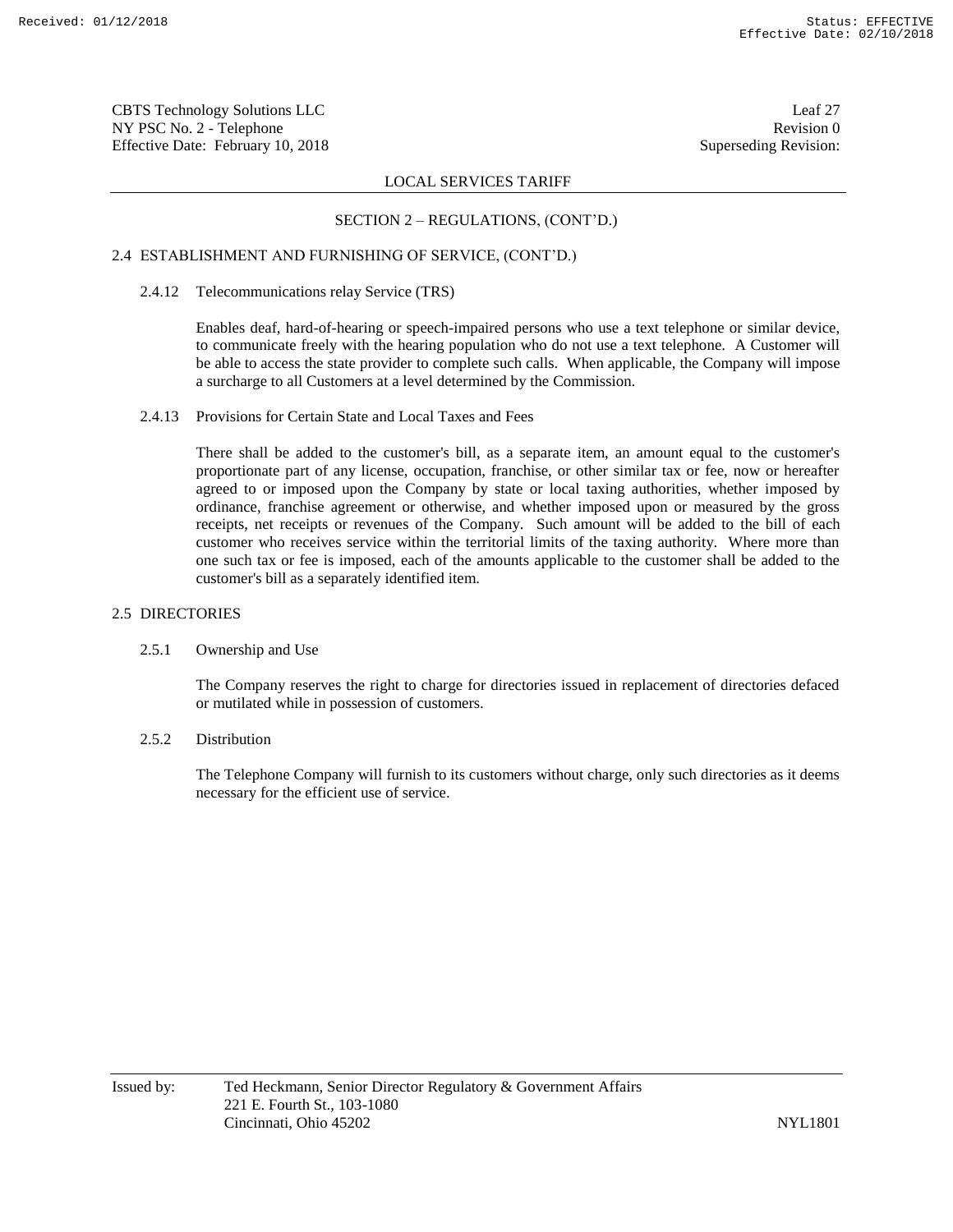LOCAL SERVICES TARIFF

SECTION 2 – REGULATIONS, (CONT'D.)

## 2.4 ESTABLISHMENT AND FURNISHING OF SERVICE, (CONT'D.)

### 2.4.12 Telecommunications relay Service (TRS)

Enables deaf, hard-of-hearing or speech-impaired persons who use a text telephone or similar device, to communicate freely with the hearing population who do not use a text telephone. A Customer will be able to access the state provider to complete such calls. When applicable, the Company will impose a surcharge to all Customers at a level determined by the Commission.

### 2.4.13 Provisions for Certain State and Local Taxes and Fees

There shall be added to the customer's bill, as a separate item, an amount equal to the customer's proportionate part of any license, occupation, franchise, or other similar tax or fee, now or hereafter agreed to or imposed upon the Company by state or local taxing authorities, whether imposed by ordinance, franchise agreement or otherwise, and whether imposed upon or measured by the gross receipts, net receipts or revenues of the Company. Such amount will be added to the bill of each customer who receives service within the territorial limits of the taxing authority. Where more than one such tax or fee is imposed, each of the amounts applicable to the customer shall be added to the customer's bill as a separately identified item.

## 2.5 DIRECTORIES

### 2.5.1 Ownership and Use

The Company reserves the right to charge for directories issued in replacement of directories defaced or mutilated while in possession of customers.

### 2.5.2 Distribution

The Telephone Company will furnish to its customers without charge, only such directories as it deems necessary for the efficient use of service.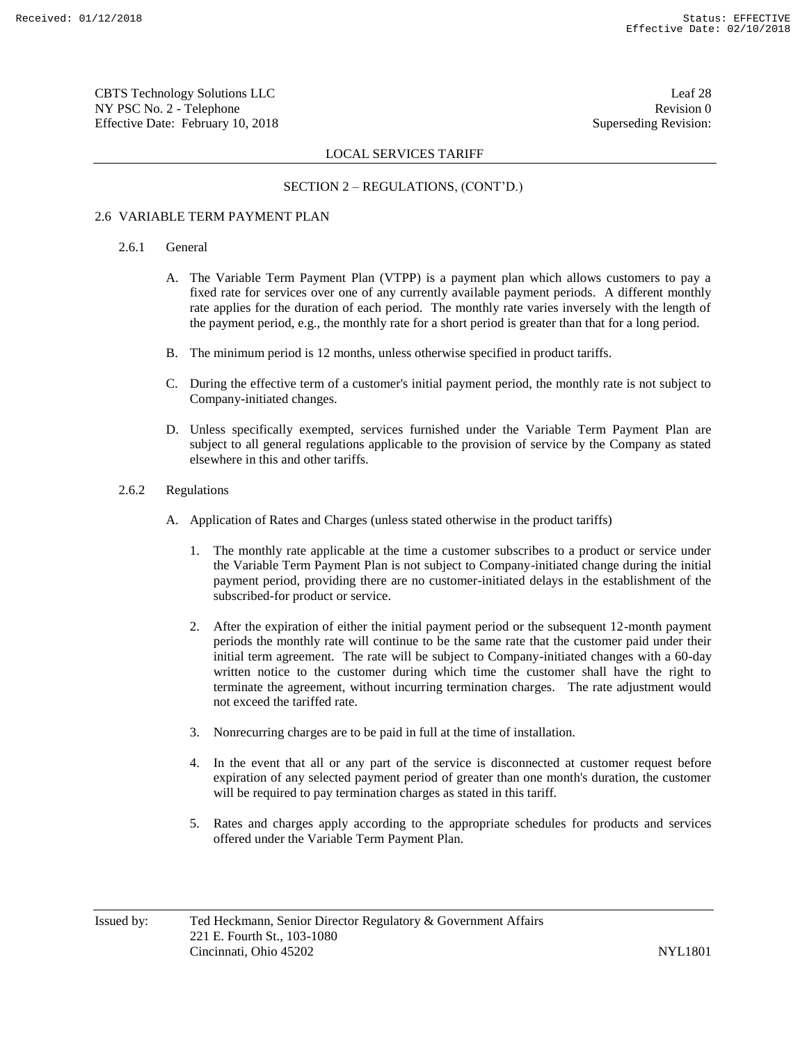## SECTION 2 – REGULATIONS, (CONT'D.)

### 2.6 VARIABLE TERM PAYMENT PLAN

#### 2.6.1 General

A. The Variable Term Payment Plan (VTPP) is a payment plan which allows customers to pay a fixed rate for services over one of any currently available payment periods. A different monthly rate applies for the duration of each period. The monthly rate varies inversely with the length of the payment period, e.g., the monthly rate for a short period is greater than that for a long period.

B. The minimum period is 12 months, unless otherwise specified in product tariffs.

C. During the effective term of a customer's initial payment period, the monthly rate is not subject to Company-initiated changes.

D. Unless specifically exempted, services furnished under the Variable Term Payment Plan are subject to all general regulations applicable to the provision of service by the Company as stated elsewhere in this and other tariffs.

#### 2.6.2 Regulations

A. Application of Rates and Charges (unless stated otherwise in the product tariffs)

1. The monthly rate applicable at the time a customer subscribes to a product or service under the Variable Term Payment Plan is not subject to Company-initiated change during the initial payment period, providing there are no customer-initiated delays in the establishment of the subscribed-for product or service.

2. After the expiration of either the initial payment period or the subsequent 12-month payment periods the monthly rate will continue to be the same rate that the customer paid under their initial term agreement. The rate will be subject to Company-initiated changes with a 60-day written notice to the customer during which time the customer shall have the right to terminate the agreement, without incurring termination charges. The rate adjustment would not exceed the tariffed rate.

3. Nonrecurring charges are to be paid in full at the time of installation.

4. In the event that all or any part of the service is disconnected at customer request before expiration of any selected payment period of greater than one month's duration, the customer will be required to pay termination charges as stated in this tariff.

5. Rates and charges apply according to the appropriate schedules for products and services offered under the Variable Term Payment Plan.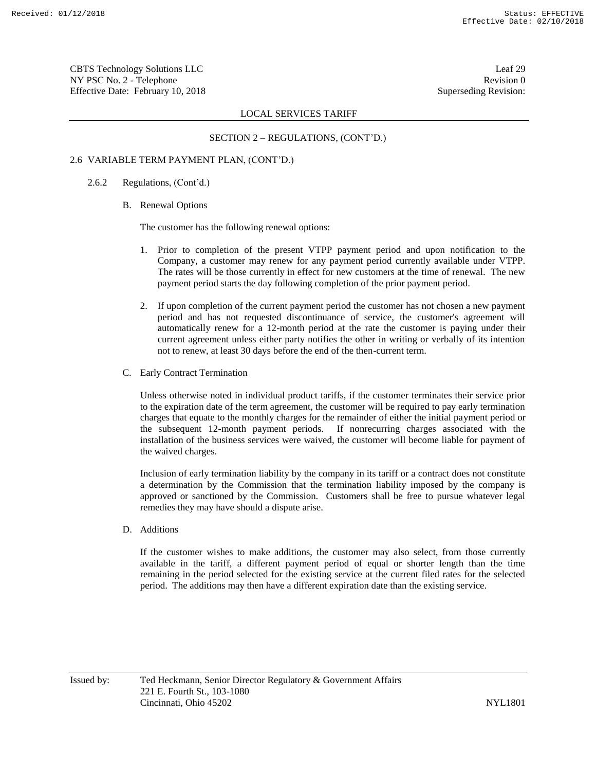LOCAL SERVICES TARIFF

SECTION 2 – REGULATIONS, (CONT'D.)

2.6 VARIABLE TERM PAYMENT PLAN, (CONT'D.)

2.6.2 Regulations, (Cont'd.)

B. Renewal Options

The customer has the following renewal options:

1. Prior to completion of the present VTPP payment period and upon notification to the Company, a customer may renew for any payment period currently available under VTPP. The rates will be those currently in effect for new customers at the time of renewal. The new payment period starts the day following completion of the prior payment period.

2. If upon completion of the current payment period the customer has not chosen a new payment period and has not requested discontinuance of service, the customer's agreement will automatically renew for a 12-month period at the rate the customer is paying under their current agreement unless either party notifies the other in writing or verbally of its intention not to renew, at least 30 days before the end of the then-current term.

C. Early Contract Termination

Unless otherwise noted in individual product tariffs, if the customer terminates their service prior to the expiration date of the term agreement, the customer will be required to pay early termination charges that equate to the monthly charges for the remainder of either the initial payment period or the subsequent 12-month payment periods. If nonrecurring charges associated with the installation of the business services were waived, the customer will become liable for payment of the waived charges.

Inclusion of early termination liability by the company in its tariff or a contract does not constitute a determination by the Commission that the termination liability imposed by the company is approved or sanctioned by the Commission. Customers shall be free to pursue whatever legal remedies they may have should a dispute arise.

D. Additions

If the customer wishes to make additions, the customer may also select, from those currently available in the tariff, a different payment period of equal or shorter length than the time remaining in the period selected for the existing service at the current filed rates for the selected period. The additions may then have a different expiration date than the existing service.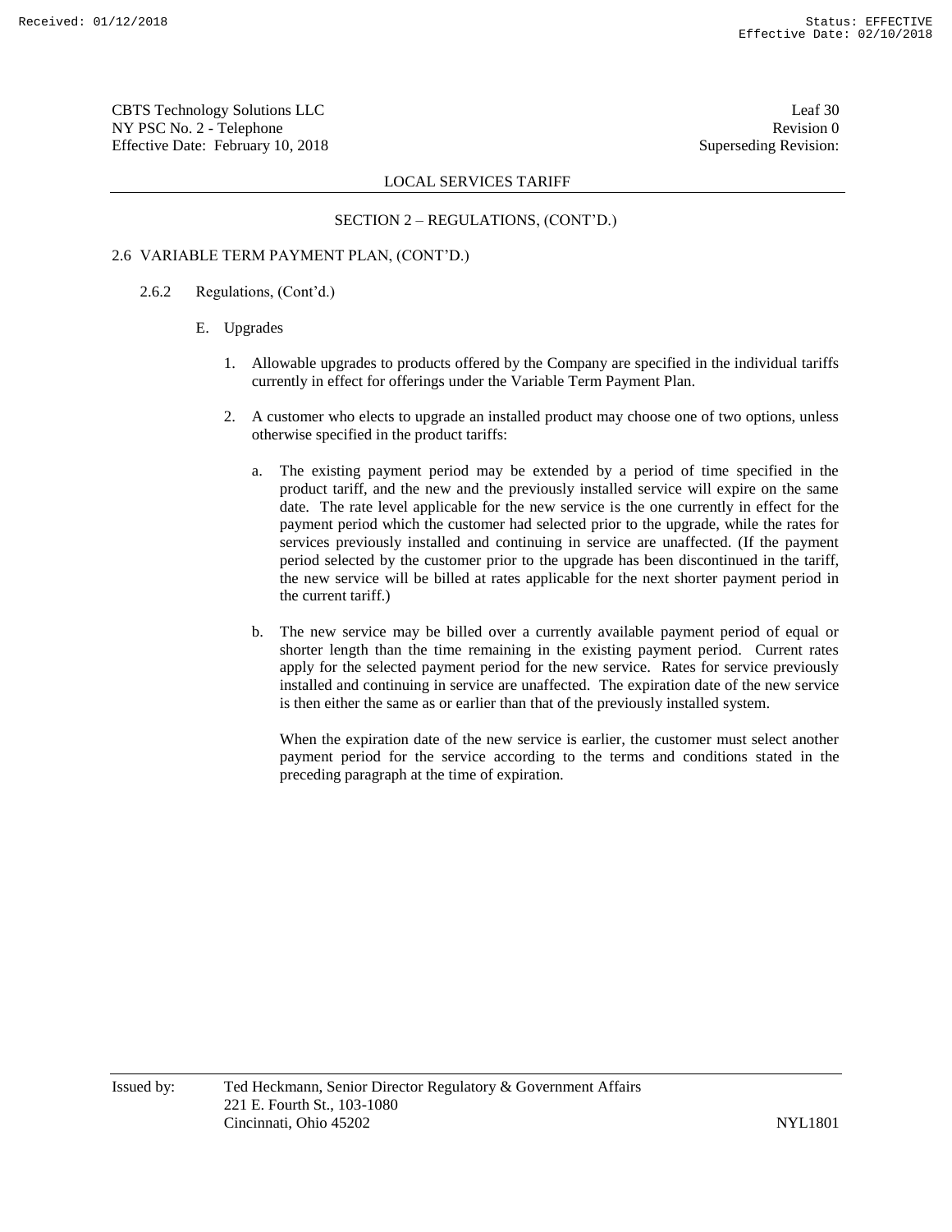LOCAL SERVICES TARIFF

SECTION 2 – REGULATIONS, (CONT'D.)

2.6 VARIABLE TERM PAYMENT PLAN, (CONT'D.)

2.6.2 Regulations, (Cont'd.)

E. Upgrades

1. Allowable upgrades to products offered by the Company are specified in the individual tariffs currently in effect for offerings under the Variable Term Payment Plan.

2. A customer who elects to upgrade an installed product may choose one of two options, unless otherwise specified in the product tariffs:

   a. The existing payment period may be extended by a period of time specified in the product tariff, and the new and the previously installed service will expire on the same date. The rate level applicable for the new service is the one currently in effect for the payment period which the customer had selected prior to the upgrade, while the rates for services previously installed and continuing in service are unaffected. (If the payment period selected by the customer prior to the upgrade has been discontinued in the tariff, the new service will be billed at rates applicable for the next shorter payment period in the current tariff.)

   b. The new service may be billed over a currently available payment period of equal or shorter length than the time remaining in the existing payment period. Current rates apply for the selected payment period for the new service. Rates for service previously installed and continuing in service are unaffected. The expiration date of the new service is then either the same as or earlier than that of the previously installed system.

      When the expiration date of the new service is earlier, the customer must select another payment period for the service according to the terms and conditions stated in the preceding paragraph at the time of expiration.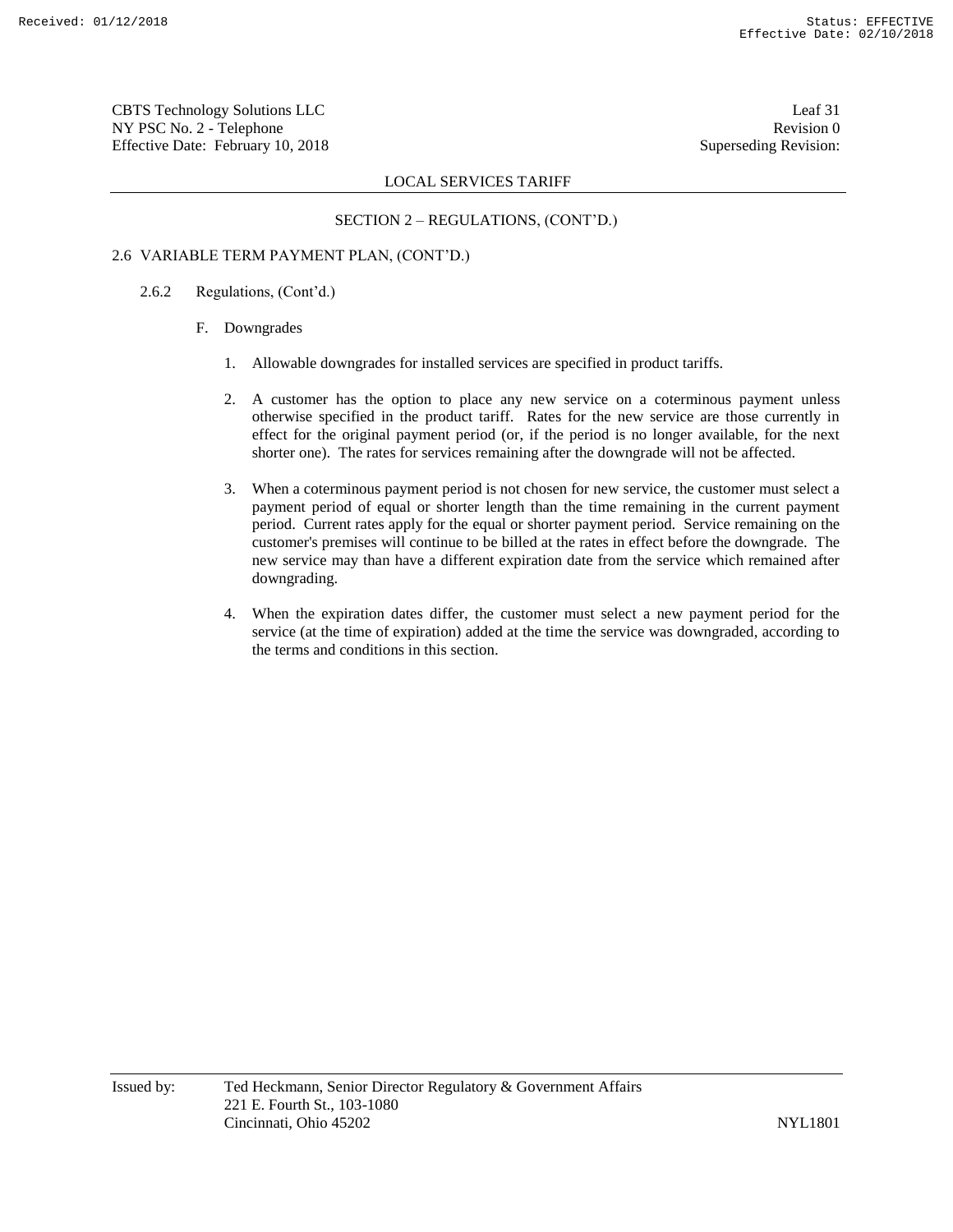SECTION 2 – REGULATIONS, (CONT'D.)

2.6 VARIABLE TERM PAYMENT PLAN, (CONT'D.)

2.6.2 Regulations, (Cont'd.)

F. Downgrades

1. Allowable downgrades for installed services are specified in product tariffs.

2. A customer has the option to place any new service on a coterminous payment unless otherwise specified in the product tariff. Rates for the new service are those currently in effect for the original payment period (or, if the period is no longer available, for the next shorter one). The rates for services remaining after the downgrade will not be affected.

3. When a coterminous payment period is not chosen for new service, the customer must select a payment period of equal or shorter length than the time remaining in the current payment period. Current rates apply for the equal or shorter payment period. Service remaining on the customer's premises will continue to be billed at the rates in effect before the downgrade. The new service may than have a different expiration date from the service which remained after downgrading.

4. When the expiration dates differ, the customer must select a new payment period for the service (at the time of expiration) added at the time the service was downgraded, according to the terms and conditions in this section.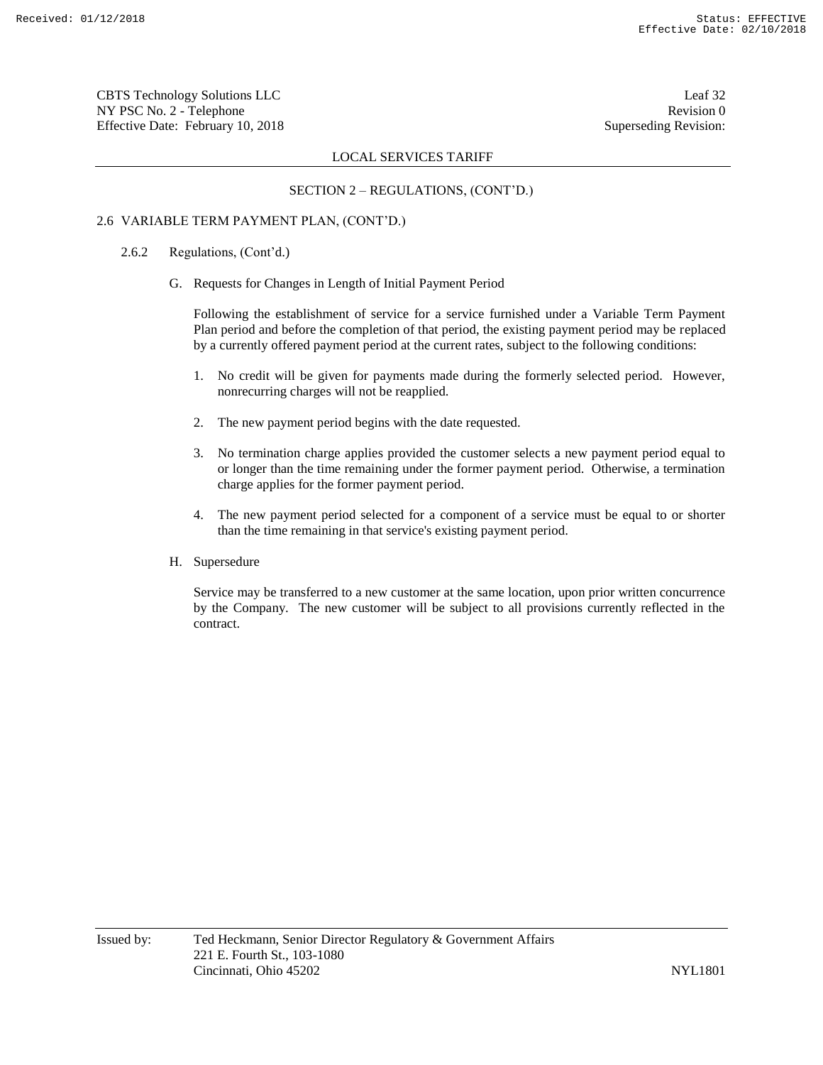LOCAL SERVICES TARIFF

SECTION 2 – REGULATIONS, (CONT'D.)

2.6 VARIABLE TERM PAYMENT PLAN, (CONT'D.)

2.6.2 Regulations, (Cont'd.)

G. Requests for Changes in Length of Initial Payment Period

Following the establishment of service for a service furnished under a Variable Term Payment Plan period and before the completion of that period, the existing payment period may be replaced by a currently offered payment period at the current rates, subject to the following conditions:

1. No credit will be given for payments made during the formerly selected period. However, nonrecurring charges will not be reapplied.

2. The new payment period begins with the date requested.

3. No termination charge applies provided the customer selects a new payment period equal to or longer than the time remaining under the former payment period. Otherwise, a termination charge applies for the former payment period.

4. The new payment period selected for a component of a service must be equal to or shorter than the time remaining in that service's existing payment period.

H. Supersedure

Service may be transferred to a new customer at the same location, upon prior written concurrence by the Company. The new customer will be subject to all provisions currently reflected in the contract.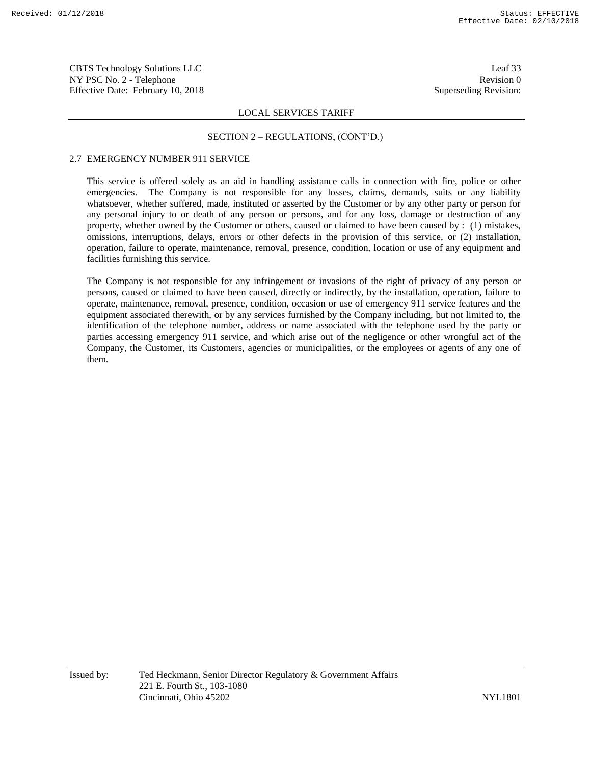## SECTION 2 – REGULATIONS, (CONT'D.)

### 2.7 EMERGENCY NUMBER 911 SERVICE

This service is offered solely as an aid in handling assistance calls in connection with fire, police or other emergencies. The Company is not responsible for any losses, claims, demands, suits or any liability whatsoever, whether suffered, made, instituted or asserted by the Customer or by any other party or person for any personal injury to or death of any person or persons, and for any loss, damage or destruction of any property, whether owned by the Customer or others, caused or claimed to have been caused by : (1) mistakes, omissions, interruptions, delays, errors or other defects in the provision of this service, or (2) installation, operation, failure to operate, maintenance, removal, presence, condition, location or use of any equipment and facilities furnishing this service.

The Company is not responsible for any infringement or invasions of the right of privacy of any person or persons, caused or claimed to have been caused, directly or indirectly, by the installation, operation, failure to operate, maintenance, removal, presence, condition, occasion or use of emergency 911 service features and the equipment associated therewith, or by any services furnished by the Company including, but not limited to, the identification of the telephone number, address or name associated with the telephone used by the party or parties accessing emergency 911 service, and which arise out of the negligence or other wrongful act of the Company, the Customer, its Customers, agencies or municipalities, or the employees or agents of any one of them.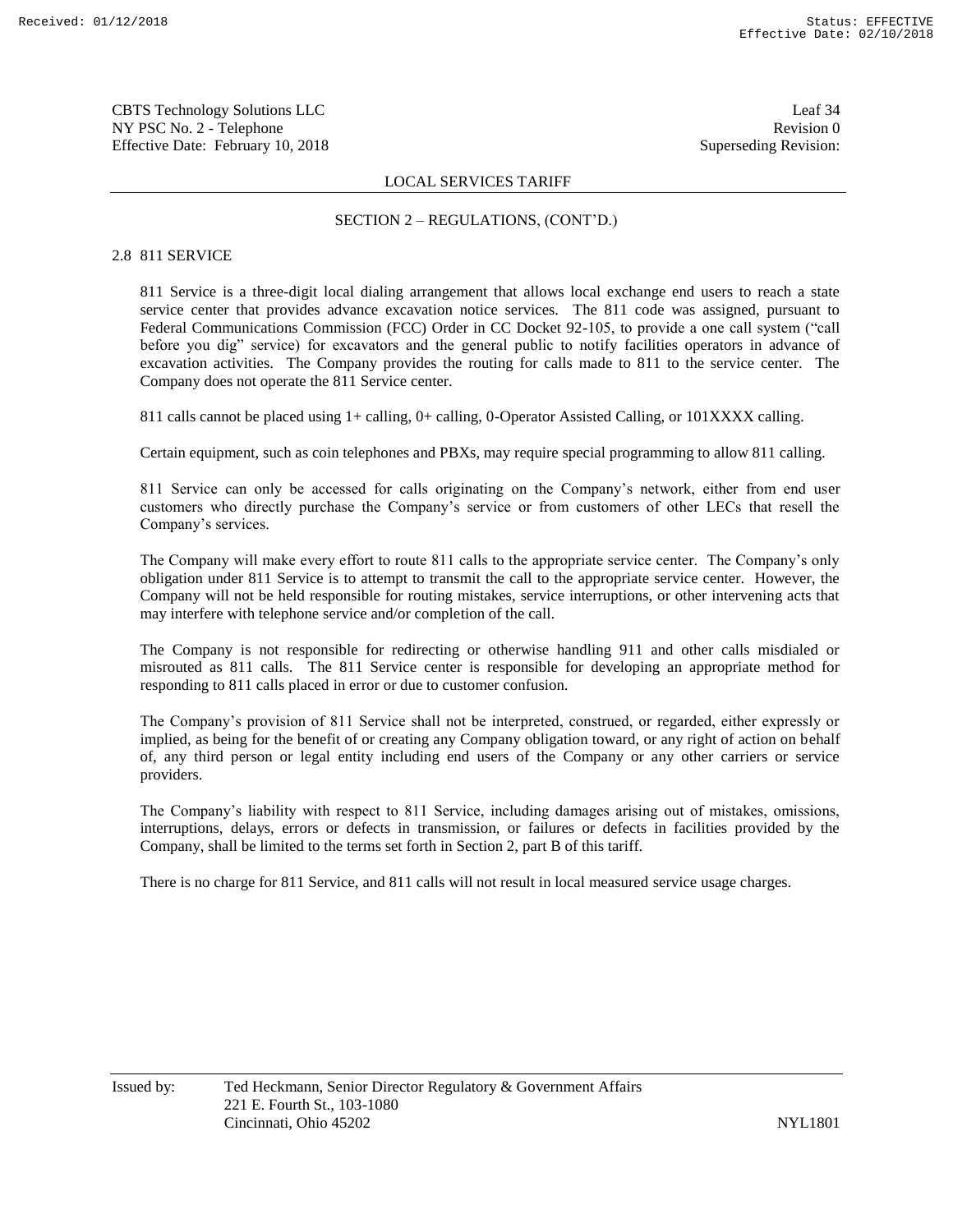LOCAL SERVICES TARIFF

SECTION 2 – REGULATIONS, (CONT'D.)

## 2.8 811 SERVICE

811 Service is a three-digit local dialing arrangement that allows local exchange end users to reach a state service center that provides advance excavation notice services. The 811 code was assigned, pursuant to Federal Communications Commission (FCC) Order in CC Docket 92-105, to provide a one call system ("call before you dig" service) for excavators and the general public to notify facilities operators in advance of excavation activities. The Company provides the routing for calls made to 811 to the service center. The Company does not operate the 811 Service center.

811 calls cannot be placed using 1+ calling, 0+ calling, 0-Operator Assisted Calling, or 101XXXX calling.

Certain equipment, such as coin telephones and PBXs, may require special programming to allow 811 calling.

811 Service can only be accessed for calls originating on the Company's network, either from end user customers who directly purchase the Company's service or from customers of other LECs that resell the Company's services.

The Company will make every effort to route 811 calls to the appropriate service center. The Company's only obligation under 811 Service is to attempt to transmit the call to the appropriate service center. However, the Company will not be held responsible for routing mistakes, service interruptions, or other intervening acts that may interfere with telephone service and/or completion of the call.

The Company is not responsible for redirecting or otherwise handling 911 and other calls misdialed or misrouted as 811 calls. The 811 Service center is responsible for developing an appropriate method for responding to 811 calls placed in error or due to customer confusion.

The Company's provision of 811 Service shall not be interpreted, construed, or regarded, either expressly or implied, as being for the benefit of or creating any Company obligation toward, or any right of action on behalf of, any third person or legal entity including end users of the Company or any other carriers or service providers.

The Company's liability with respect to 811 Service, including damages arising out of mistakes, omissions, interruptions, delays, errors or defects in transmission, or failures or defects in facilities provided by the Company, shall be limited to the terms set forth in Section 2, part B of this tariff.

There is no charge for 811 Service, and 811 calls will not result in local measured service usage charges.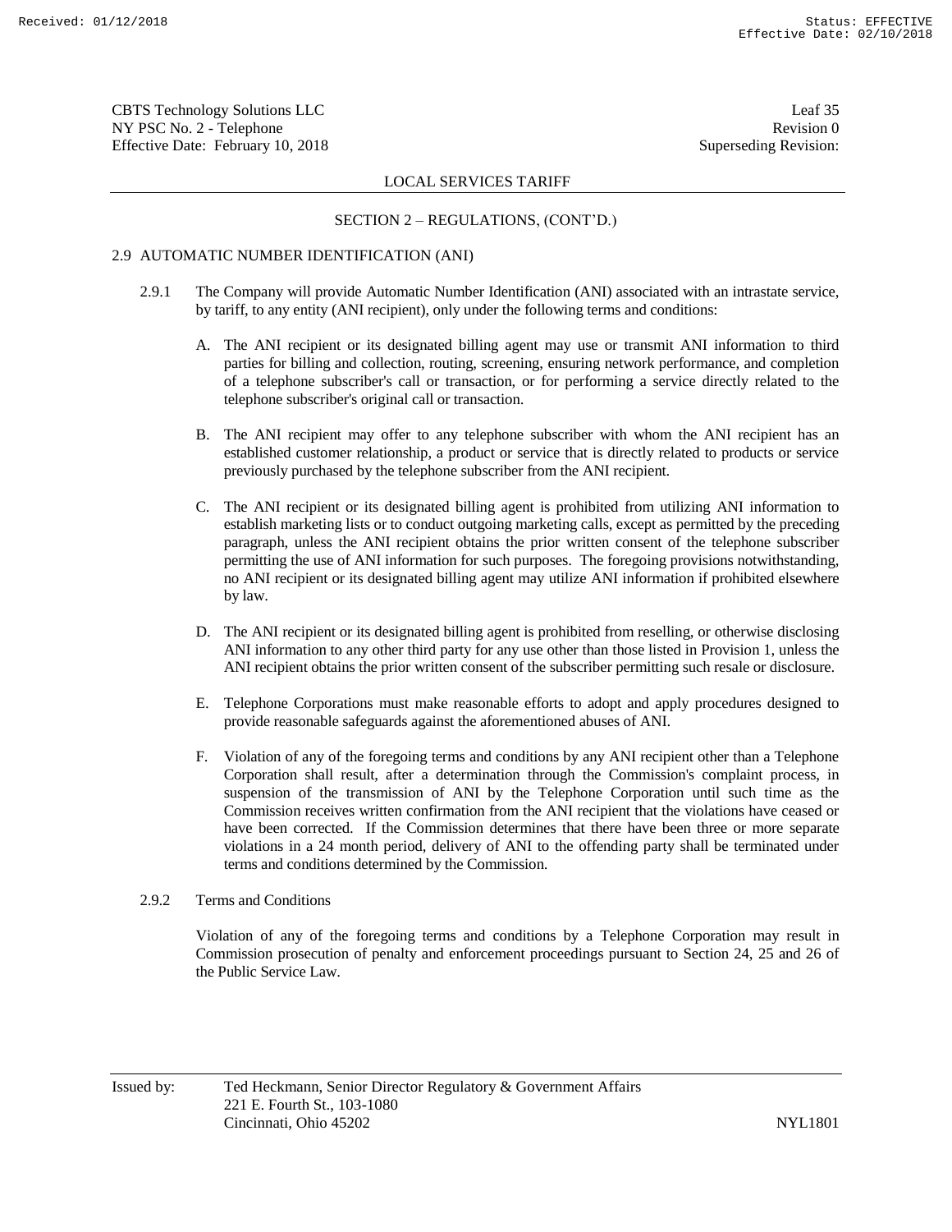## SECTION 2 – REGULATIONS, (CONT'D.)

### 2.9 AUTOMATIC NUMBER IDENTIFICATION (ANI)

2.9.1 The Company will provide Automatic Number Identification (ANI) associated with an intrastate service, by tariff, to any entity (ANI recipient), only under the following terms and conditions:

A. The ANI recipient or its designated billing agent may use or transmit ANI information to third parties for billing and collection, routing, screening, ensuring network performance, and completion of a telephone subscriber's call or transaction, or for performing a service directly related to the telephone subscriber's original call or transaction.

B. The ANI recipient may offer to any telephone subscriber with whom the ANI recipient has an established customer relationship, a product or service that is directly related to products or service previously purchased by the telephone subscriber from the ANI recipient.

C. The ANI recipient or its designated billing agent is prohibited from utilizing ANI information to establish marketing lists or to conduct outgoing marketing calls, except as permitted by the preceding paragraph, unless the ANI recipient obtains the prior written consent of the telephone subscriber permitting the use of ANI information for such purposes. The foregoing provisions notwithstanding, no ANI recipient or its designated billing agent may utilize ANI information if prohibited elsewhere by law.

D. The ANI recipient or its designated billing agent is prohibited from reselling, or otherwise disclosing ANI information to any other third party for any use other than those listed in Provision 1, unless the ANI recipient obtains the prior written consent of the subscriber permitting such resale or disclosure.

E. Telephone Corporations must make reasonable efforts to adopt and apply procedures designed to provide reasonable safeguards against the aforementioned abuses of ANI.

F. Violation of any of the foregoing terms and conditions by any ANI recipient other than a Telephone Corporation shall result, after a determination through the Commission's complaint process, in suspension of the transmission of ANI by the Telephone Corporation until such time as the Commission receives written confirmation from the ANI recipient that the violations have ceased or have been corrected. If the Commission determines that there have been three or more separate violations in a 24 month period, delivery of ANI to the offending party shall be terminated under terms and conditions determined by the Commission.

2.9.2 Terms and Conditions

Violation of any of the foregoing terms and conditions by a Telephone Corporation may result in Commission prosecution of penalty and enforcement proceedings pursuant to Section 24, 25 and 26 of the Public Service Law.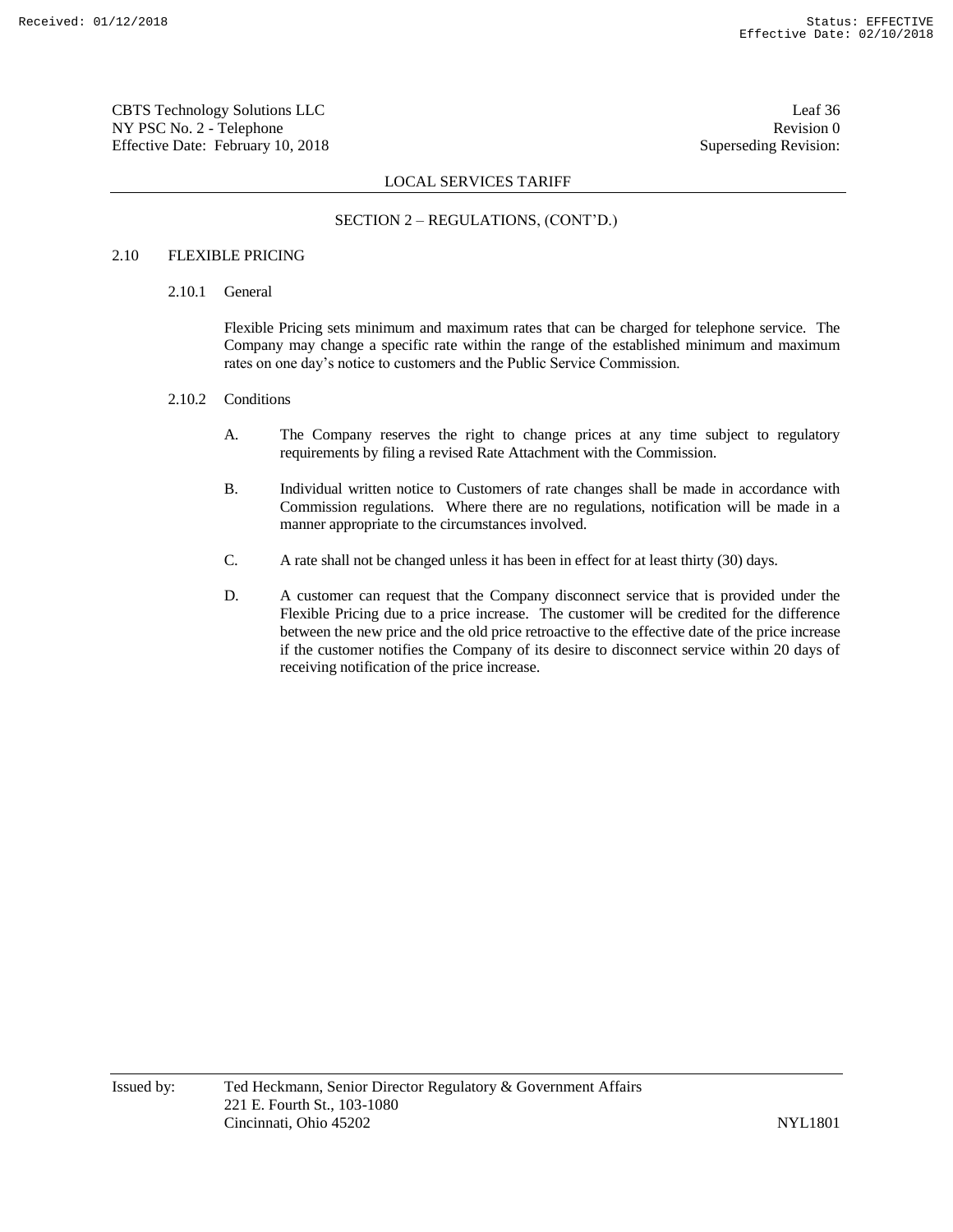## SECTION 2 – REGULATIONS, (CONT'D.)

### 2.10 FLEXIBLE PRICING

#### 2.10.1 General

Flexible Pricing sets minimum and maximum rates that can be charged for telephone service. The Company may change a specific rate within the range of the established minimum and maximum rates on one day's notice to customers and the Public Service Commission.

#### 2.10.2 Conditions

A. The Company reserves the right to change prices at any time subject to regulatory requirements by filing a revised Rate Attachment with the Commission.

B. Individual written notice to Customers of rate changes shall be made in accordance with Commission regulations. Where there are no regulations, notification will be made in a manner appropriate to the circumstances involved.

C. A rate shall not be changed unless it has been in effect for at least thirty (30) days.

D. A customer can request that the Company disconnect service that is provided under the Flexible Pricing due to a price increase. The customer will be credited for the difference between the new price and the old price retroactive to the effective date of the price increase if the customer notifies the Company of its desire to disconnect service within 20 days of receiving notification of the price increase.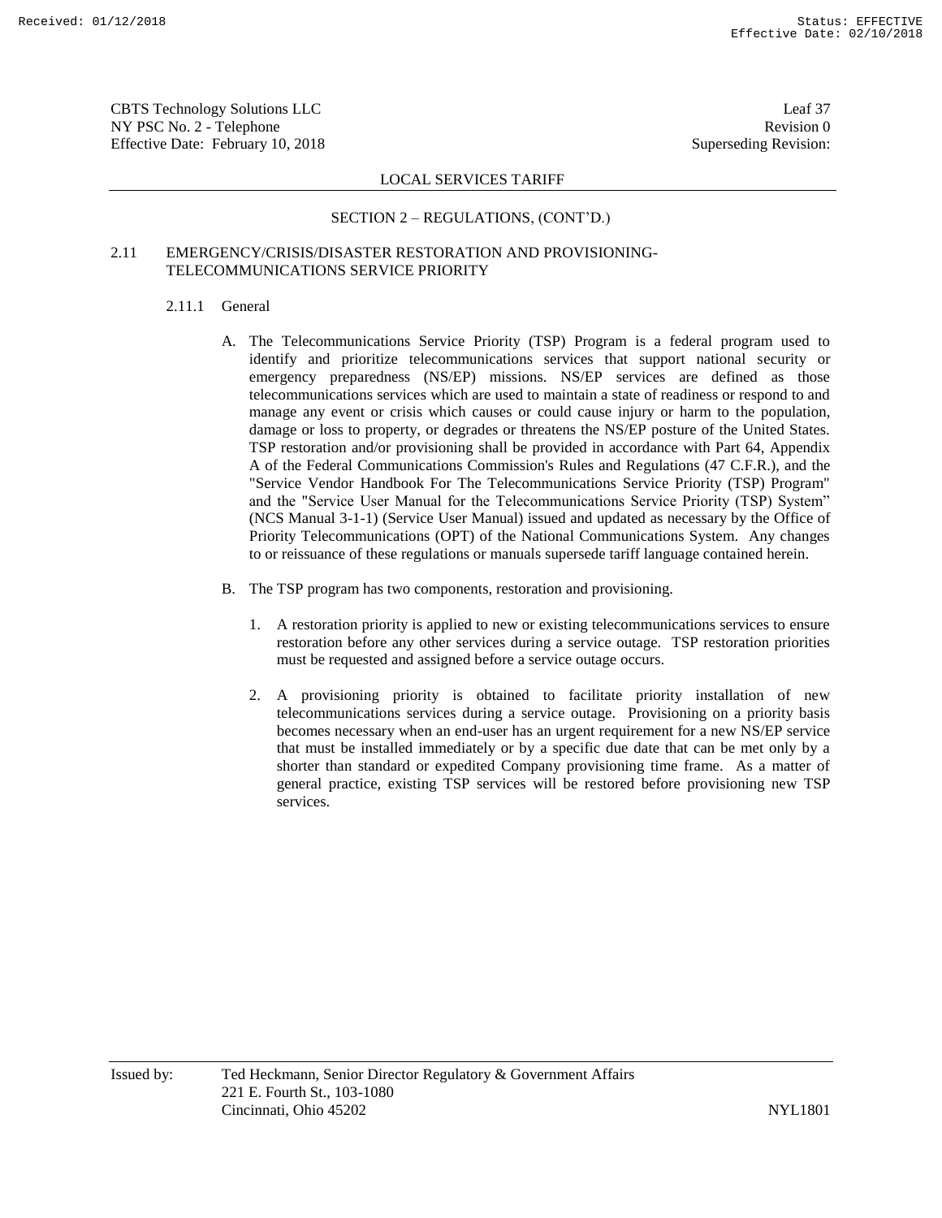## SECTION 2 – REGULATIONS, (CONT'D.)

### 2.11 EMERGENCY/CRISIS/DISASTER RESTORATION AND PROVISIONING- TELECOMMUNICATIONS SERVICE PRIORITY

#### 2.11.1 General

A. The Telecommunications Service Priority (TSP) Program is a federal program used to identify and prioritize telecommunications services that support national security or emergency preparedness (NS/EP) missions. NS/EP services are defined as those telecommunications services which are used to maintain a state of readiness or respond to and manage any event or crisis which causes or could cause injury or harm to the population, damage or loss to property, or degrades or threatens the NS/EP posture of the United States. TSP restoration and/or provisioning shall be provided in accordance with Part 64, Appendix A of the Federal Communications Commission's Rules and Regulations (47 C.F.R.), and the "Service Vendor Handbook For The Telecommunications Service Priority (TSP) Program" and the "Service User Manual for the Telecommunications Service Priority (TSP) System" (NCS Manual 3-1-1) (Service User Manual) issued and updated as necessary by the Office of Priority Telecommunications (OPT) of the National Communications System. Any changes to or reissuance of these regulations or manuals supersede tariff language contained herein.

B. The TSP program has two components, restoration and provisioning.

1. A restoration priority is applied to new or existing telecommunications services to ensure restoration before any other services during a service outage. TSP restoration priorities must be requested and assigned before a service outage occurs.

2. A provisioning priority is obtained to facilitate priority installation of new telecommunications services during a service outage. Provisioning on a priority basis becomes necessary when an end-user has an urgent requirement for a new NS/EP service that must be installed immediately or by a specific due date that can be met only by a shorter than standard or expedited Company provisioning time frame. As a matter of general practice, existing TSP services will be restored before provisioning new TSP services.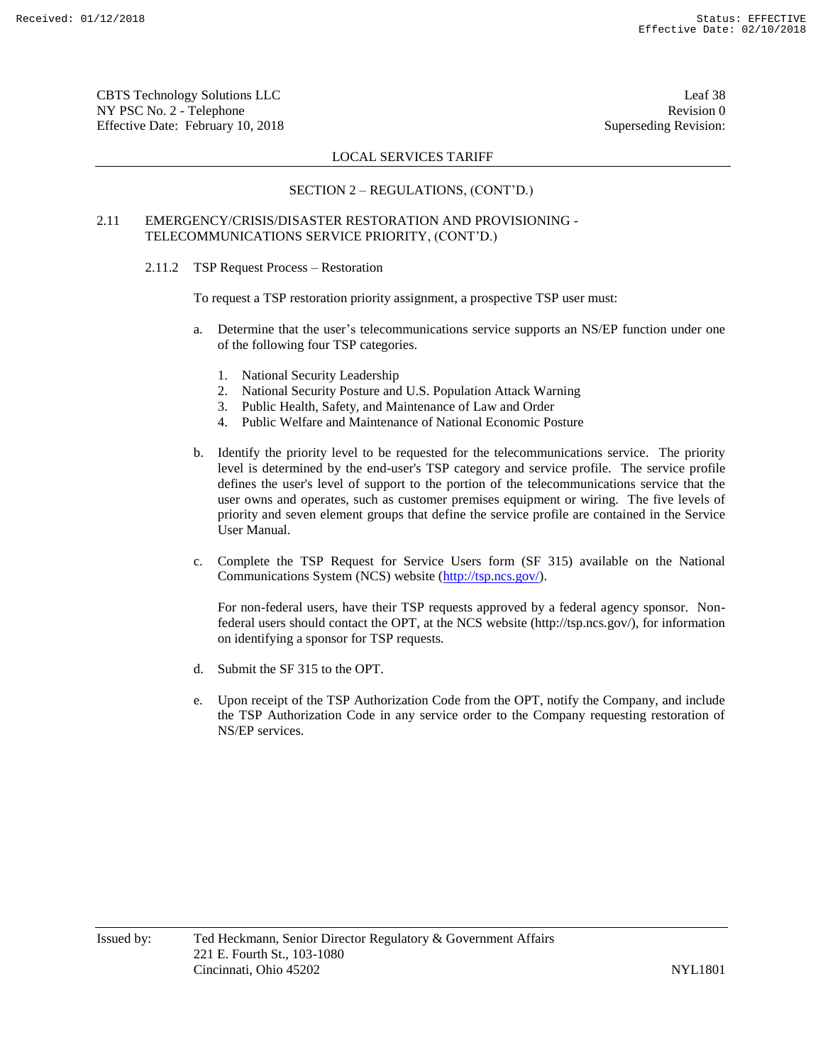LOCAL SERVICES TARIFF

SECTION 2 – REGULATIONS, (CONT'D.)

## 2.11 EMERGENCY/CRISIS/DISASTER RESTORATION AND PROVISIONING - TELECOMMUNICATIONS SERVICE PRIORITY, (CONT'D.)

### 2.11.2 TSP Request Process – Restoration

To request a TSP restoration priority assignment, a prospective TSP user must:

a. Determine that the user's telecommunications service supports an NS/EP function under one of the following four TSP categories.

   1. National Security Leadership
   2. National Security Posture and U.S. Population Attack Warning
   3. Public Health, Safety, and Maintenance of Law and Order
   4. Public Welfare and Maintenance of National Economic Posture

b. Identify the priority level to be requested for the telecommunications service. The priority level is determined by the end-user's TSP category and service profile. The service profile defines the user's level of support to the portion of the telecommunications service that the user owns and operates, such as customer premises equipment or wiring. The five levels of priority and seven element groups that define the service profile are contained in the Service User Manual.

c. Complete the TSP Request for Service Users form (SF 315) available on the National Communications System (NCS) website (http://tsp.ncs.gov/).

   For non-federal users, have their TSP requests approved by a federal agency sponsor. Non-federal users should contact the OPT, at the NCS website (http://tsp.ncs.gov/), for information on identifying a sponsor for TSP requests.

d. Submit the SF 315 to the OPT.

e. Upon receipt of the TSP Authorization Code from the OPT, notify the Company, and include the TSP Authorization Code in any service order to the Company requesting restoration of NS/EP services.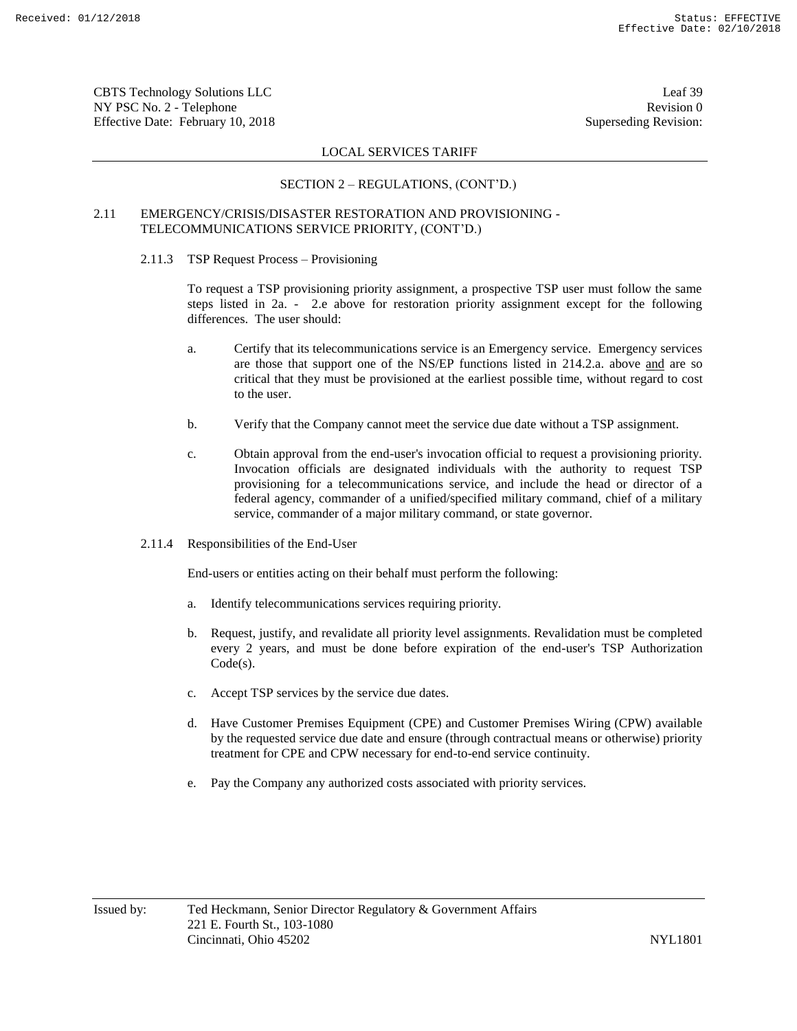LOCAL SERVICES TARIFF

SECTION 2 – REGULATIONS, (CONT'D.)

2.11 EMERGENCY/CRISIS/DISASTER RESTORATION AND PROVISIONING - TELECOMMUNICATIONS SERVICE PRIORITY, (CONT'D.)

2.11.3 TSP Request Process – Provisioning

To request a TSP provisioning priority assignment, a prospective TSP user must follow the same steps listed in 2a. - 2.e above for restoration priority assignment except for the following differences. The user should:

a. Certify that its telecommunications service is an Emergency service. Emergency services are those that support one of the NS/EP functions listed in 214.2.a. above and are so critical that they must be provisioned at the earliest possible time, without regard to cost to the user.

b. Verify that the Company cannot meet the service due date without a TSP assignment.

c. Obtain approval from the end-user's invocation official to request a provisioning priority. Invocation officials are designated individuals with the authority to request TSP provisioning for a telecommunications service, and include the head or director of a federal agency, commander of a unified/specified military command, chief of a military service, commander of a major military command, or state governor.

2.11.4 Responsibilities of the End-User

End-users or entities acting on their behalf must perform the following:

a. Identify telecommunications services requiring priority.

b. Request, justify, and revalidate all priority level assignments. Revalidation must be completed every 2 years, and must be done before expiration of the end-user's TSP Authorization Code(s).

c. Accept TSP services by the service due dates.

d. Have Customer Premises Equipment (CPE) and Customer Premises Wiring (CPW) available by the requested service due date and ensure (through contractual means or otherwise) priority treatment for CPE and CPW necessary for end-to-end service continuity.

e. Pay the Company any authorized costs associated with priority services.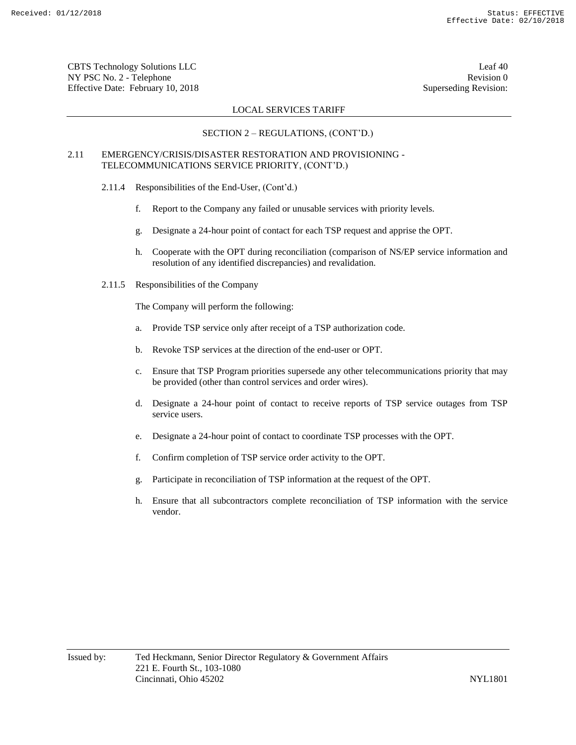LOCAL SERVICES TARIFF

SECTION 2 – REGULATIONS, (CONT'D.)

2.11 EMERGENCY/CRISIS/DISASTER RESTORATION AND PROVISIONING - TELECOMMUNICATIONS SERVICE PRIORITY, (CONT'D.)

2.11.4 Responsibilities of the End-User, (Cont'd.)

f. Report to the Company any failed or unusable services with priority levels.

g. Designate a 24-hour point of contact for each TSP request and apprise the OPT.

h. Cooperate with the OPT during reconciliation (comparison of NS/EP service information and resolution of any identified discrepancies) and revalidation.

2.11.5 Responsibilities of the Company

The Company will perform the following:

a. Provide TSP service only after receipt of a TSP authorization code.

b. Revoke TSP services at the direction of the end-user or OPT.

c. Ensure that TSP Program priorities supersede any other telecommunications priority that may be provided (other than control services and order wires).

d. Designate a 24-hour point of contact to receive reports of TSP service outages from TSP service users.

e. Designate a 24-hour point of contact to coordinate TSP processes with the OPT.

f. Confirm completion of TSP service order activity to the OPT.

g. Participate in reconciliation of TSP information at the request of the OPT.

h. Ensure that all subcontractors complete reconciliation of TSP information with the service vendor.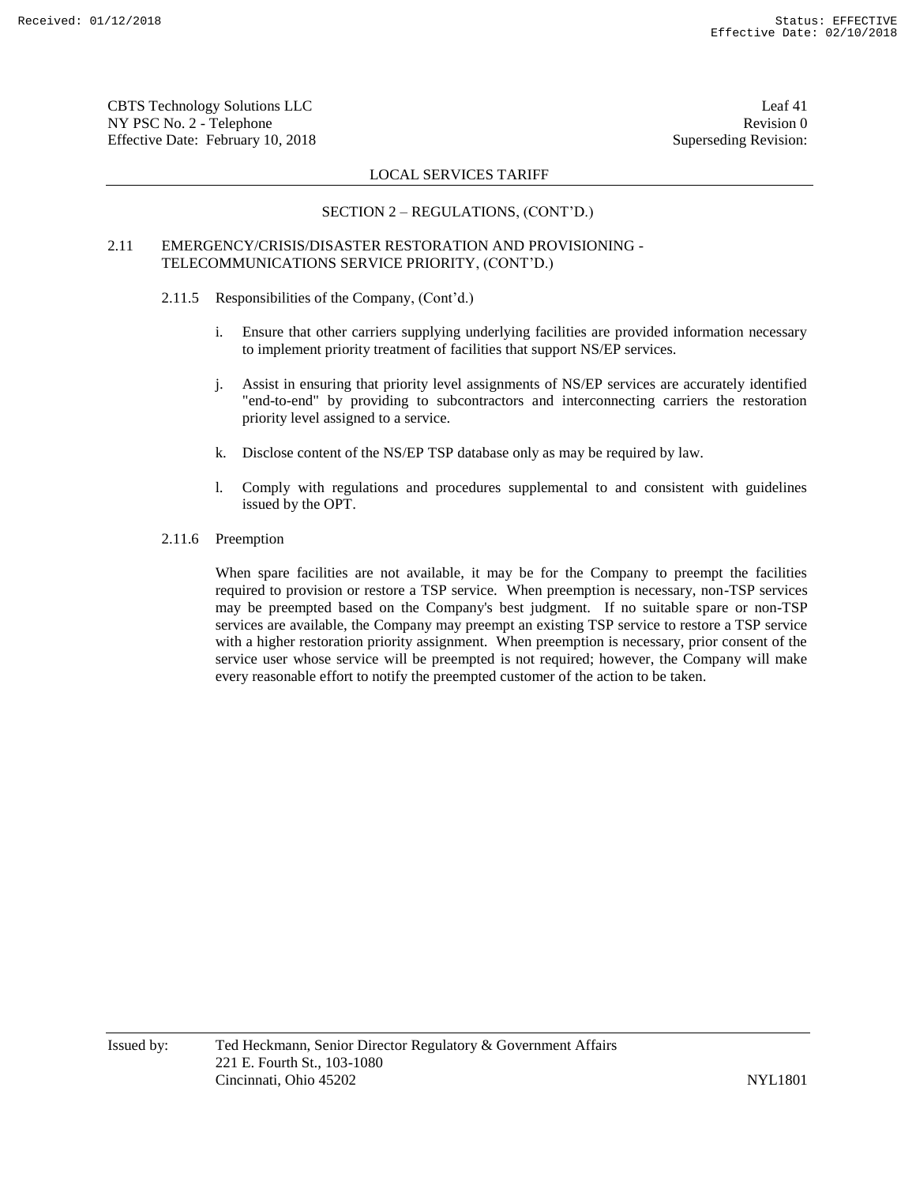LOCAL SERVICES TARIFF

SECTION 2 – REGULATIONS, (CONT'D.)

2.11 EMERGENCY/CRISIS/DISASTER RESTORATION AND PROVISIONING - TELECOMMUNICATIONS SERVICE PRIORITY, (CONT'D.)

2.11.5 Responsibilities of the Company, (Cont'd.)

i. Ensure that other carriers supplying underlying facilities are provided information necessary to implement priority treatment of facilities that support NS/EP services.

j. Assist in ensuring that priority level assignments of NS/EP services are accurately identified "end-to-end" by providing to subcontractors and interconnecting carriers the restoration priority level assigned to a service.

k. Disclose content of the NS/EP TSP database only as may be required by law.

l. Comply with regulations and procedures supplemental to and consistent with guidelines issued by the OPT.

2.11.6 Preemption

When spare facilities are not available, it may be for the Company to preempt the facilities required to provision or restore a TSP service. When preemption is necessary, non-TSP services may be preempted based on the Company's best judgment. If no suitable spare or non-TSP services are available, the Company may preempt an existing TSP service to restore a TSP service with a higher restoration priority assignment. When preemption is necessary, prior consent of the service user whose service will be preempted is not required; however, the Company will make every reasonable effort to notify the preempted customer of the action to be taken.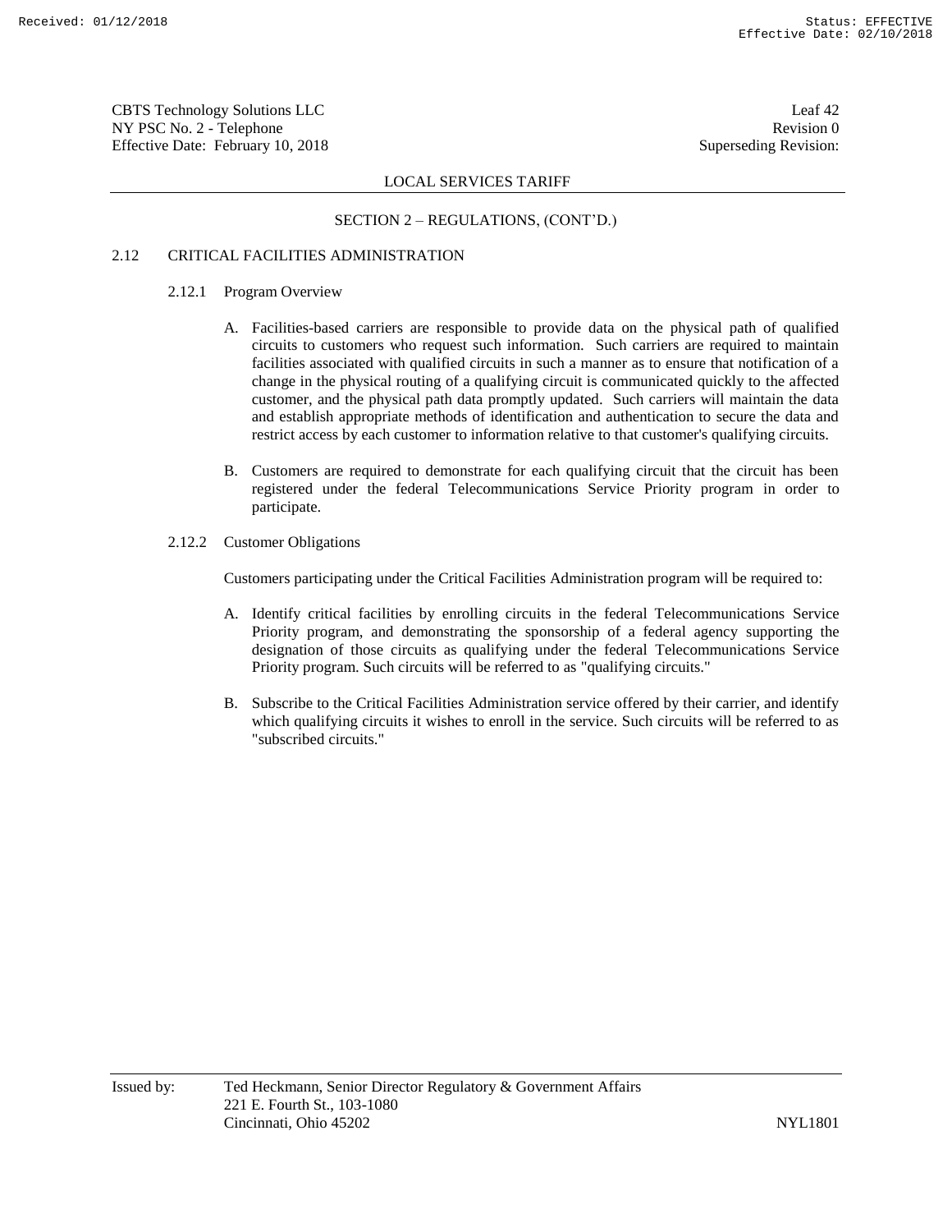## SECTION 2 – REGULATIONS, (CONT'D.)

### 2.12 CRITICAL FACILITIES ADMINISTRATION

#### 2.12.1 Program Overview

A. Facilities-based carriers are responsible to provide data on the physical path of qualified circuits to customers who request such information. Such carriers are required to maintain facilities associated with qualified circuits in such a manner as to ensure that notification of a change in the physical routing of a qualifying circuit is communicated quickly to the affected customer, and the physical path data promptly updated. Such carriers will maintain the data and establish appropriate methods of identification and authentication to secure the data and restrict access by each customer to information relative to that customer's qualifying circuits.

B. Customers are required to demonstrate for each qualifying circuit that the circuit has been registered under the federal Telecommunications Service Priority program in order to participate.

#### 2.12.2 Customer Obligations

Customers participating under the Critical Facilities Administration program will be required to:

A. Identify critical facilities by enrolling circuits in the federal Telecommunications Service Priority program, and demonstrating the sponsorship of a federal agency supporting the designation of those circuits as qualifying under the federal Telecommunications Service Priority program. Such circuits will be referred to as "qualifying circuits."

B. Subscribe to the Critical Facilities Administration service offered by their carrier, and identify which qualifying circuits it wishes to enroll in the service. Such circuits will be referred to as "subscribed circuits."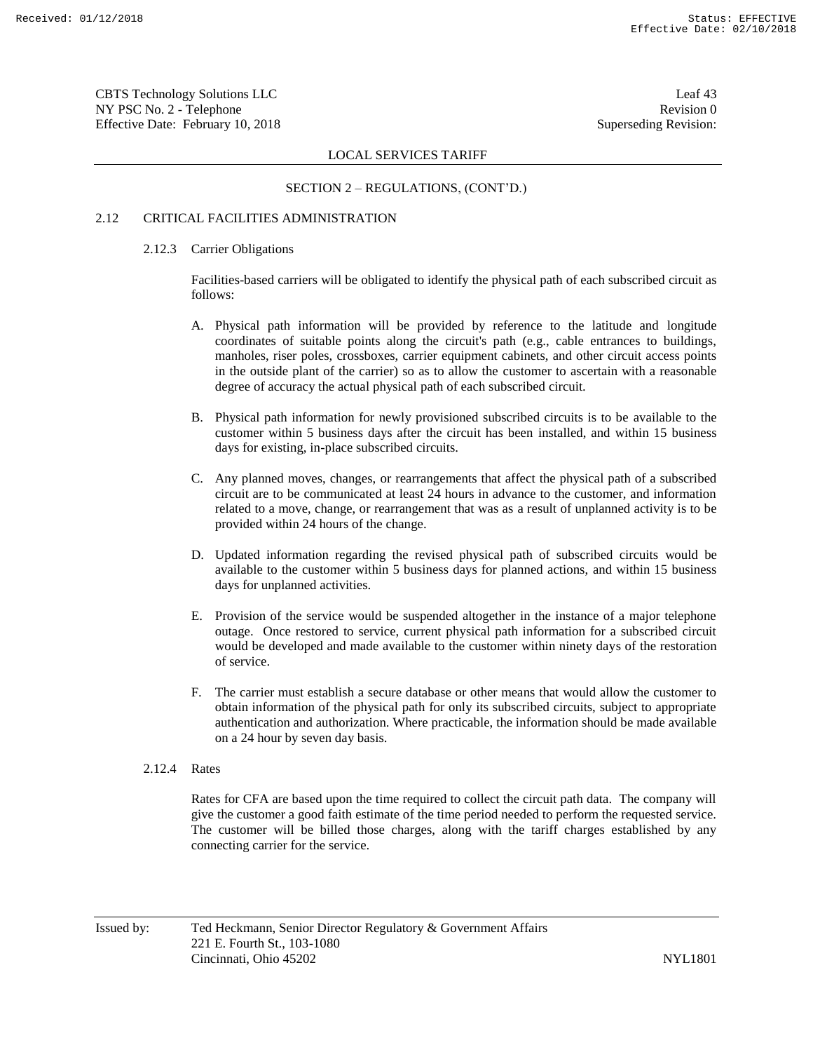LOCAL SERVICES TARIFF

SECTION 2 – REGULATIONS, (CONT'D.)

## 2.12 CRITICAL FACILITIES ADMINISTRATION

### 2.12.3 Carrier Obligations

Facilities-based carriers will be obligated to identify the physical path of each subscribed circuit as follows:

A. Physical path information will be provided by reference to the latitude and longitude coordinates of suitable points along the circuit's path (e.g., cable entrances to buildings, manholes, riser poles, crossboxes, carrier equipment cabinets, and other circuit access points in the outside plant of the carrier) so as to allow the customer to ascertain with a reasonable degree of accuracy the actual physical path of each subscribed circuit.

B. Physical path information for newly provisioned subscribed circuits is to be available to the customer within 5 business days after the circuit has been installed, and within 15 business days for existing, in-place subscribed circuits.

C. Any planned moves, changes, or rearrangements that affect the physical path of a subscribed circuit are to be communicated at least 24 hours in advance to the customer, and information related to a move, change, or rearrangement that was as a result of unplanned activity is to be provided within 24 hours of the change.

D. Updated information regarding the revised physical path of subscribed circuits would be available to the customer within 5 business days for planned actions, and within 15 business days for unplanned activities.

E. Provision of the service would be suspended altogether in the instance of a major telephone outage. Once restored to service, current physical path information for a subscribed circuit would be developed and made available to the customer within ninety days of the restoration of service.

F. The carrier must establish a secure database or other means that would allow the customer to obtain information of the physical path for only its subscribed circuits, subject to appropriate authentication and authorization. Where practicable, the information should be made available on a 24 hour by seven day basis.

### 2.12.4 Rates

Rates for CFA are based upon the time required to collect the circuit path data. The company will give the customer a good faith estimate of the time period needed to perform the requested service. The customer will be billed those charges, along with the tariff charges established by any connecting carrier for the service.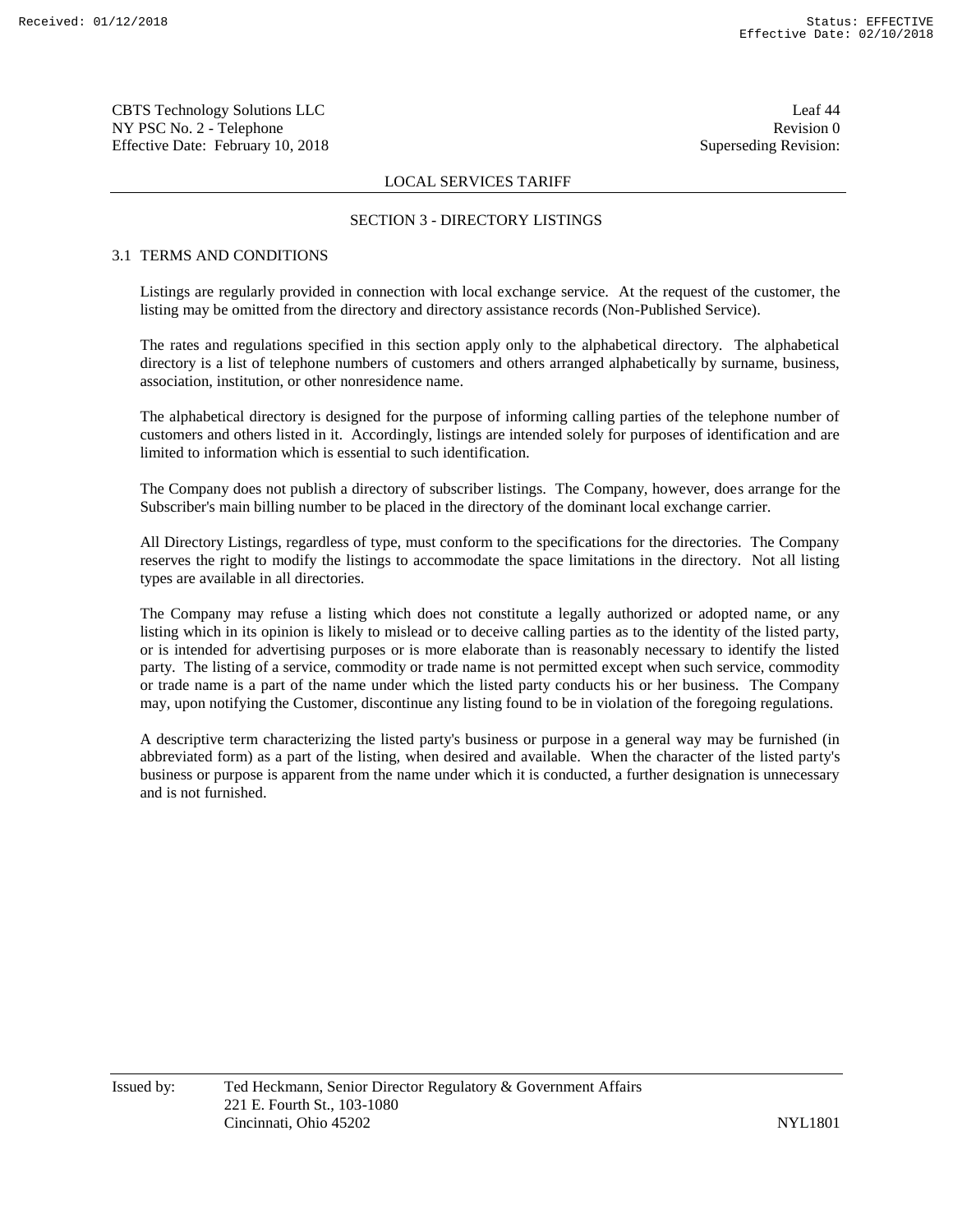LOCAL SERVICES TARIFF

## SECTION 3 - DIRECTORY LISTINGS

### 3.1 TERMS AND CONDITIONS

Listings are regularly provided in connection with local exchange service. At the request of the customer, the listing may be omitted from the directory and directory assistance records (Non-Published Service).

The rates and regulations specified in this section apply only to the alphabetical directory. The alphabetical directory is a list of telephone numbers of customers and others arranged alphabetically by surname, business, association, institution, or other nonresidence name.

The alphabetical directory is designed for the purpose of informing calling parties of the telephone number of customers and others listed in it. Accordingly, listings are intended solely for purposes of identification and are limited to information which is essential to such identification.

The Company does not publish a directory of subscriber listings. The Company, however, does arrange for the Subscriber's main billing number to be placed in the directory of the dominant local exchange carrier.

All Directory Listings, regardless of type, must conform to the specifications for the directories. The Company reserves the right to modify the listings to accommodate the space limitations in the directory. Not all listing types are available in all directories.

The Company may refuse a listing which does not constitute a legally authorized or adopted name, or any listing which in its opinion is likely to mislead or to deceive calling parties as to the identity of the listed party, or is intended for advertising purposes or is more elaborate than is reasonably necessary to identify the listed party. The listing of a service, commodity or trade name is not permitted except when such service, commodity or trade name is a part of the name under which the listed party conducts his or her business. The Company may, upon notifying the Customer, discontinue any listing found to be in violation of the foregoing regulations.

A descriptive term characterizing the listed party's business or purpose in a general way may be furnished (in abbreviated form) as a part of the listing, when desired and available. When the character of the listed party's business or purpose is apparent from the name under which it is conducted, a further designation is unnecessary and is not furnished.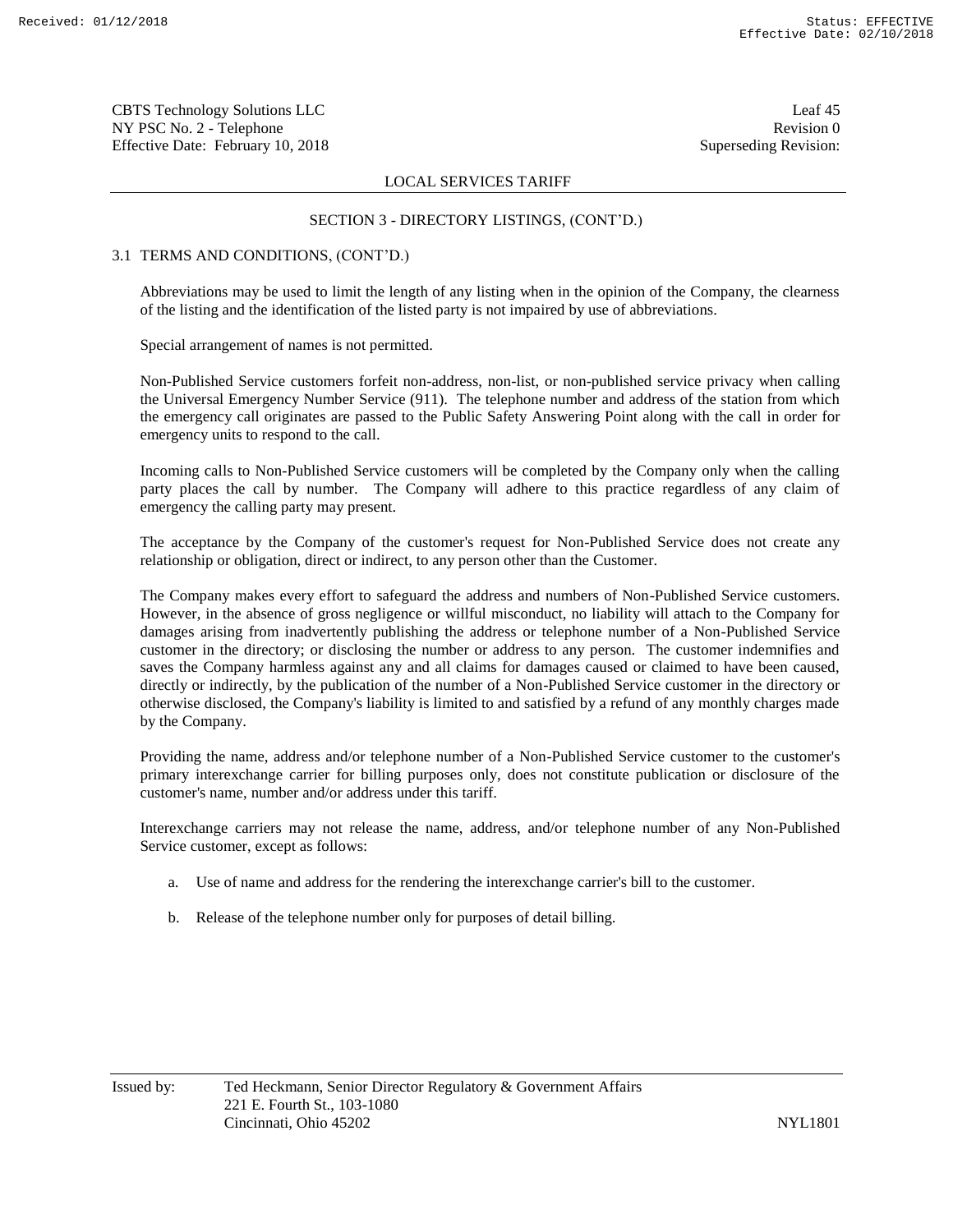## SECTION 3 - DIRECTORY LISTINGS, (CONT'D.)

### 3.1 TERMS AND CONDITIONS, (CONT'D.)

Abbreviations may be used to limit the length of any listing when in the opinion of the Company, the clearness of the listing and the identification of the listed party is not impaired by use of abbreviations.

Special arrangement of names is not permitted.

Non-Published Service customers forfeit non-address, non-list, or non-published service privacy when calling the Universal Emergency Number Service (911). The telephone number and address of the station from which the emergency call originates are passed to the Public Safety Answering Point along with the call in order for emergency units to respond to the call.

Incoming calls to Non-Published Service customers will be completed by the Company only when the calling party places the call by number. The Company will adhere to this practice regardless of any claim of emergency the calling party may present.

The acceptance by the Company of the customer's request for Non-Published Service does not create any relationship or obligation, direct or indirect, to any person other than the Customer.

The Company makes every effort to safeguard the address and numbers of Non-Published Service customers. However, in the absence of gross negligence or willful misconduct, no liability will attach to the Company for damages arising from inadvertently publishing the address or telephone number of a Non-Published Service customer in the directory; or disclosing the number or address to any person. The customer indemnifies and saves the Company harmless against any and all claims for damages caused or claimed to have been caused, directly or indirectly, by the publication of the number of a Non-Published Service customer in the directory or otherwise disclosed, the Company's liability is limited to and satisfied by a refund of any monthly charges made by the Company.

Providing the name, address and/or telephone number of a Non-Published Service customer to the customer's primary interexchange carrier for billing purposes only, does not constitute publication or disclosure of the customer's name, number and/or address under this tariff.

Interexchange carriers may not release the name, address, and/or telephone number of any Non-Published Service customer, except as follows:

a. Use of name and address for the rendering the interexchange carrier's bill to the customer.

b. Release of the telephone number only for purposes of detail billing.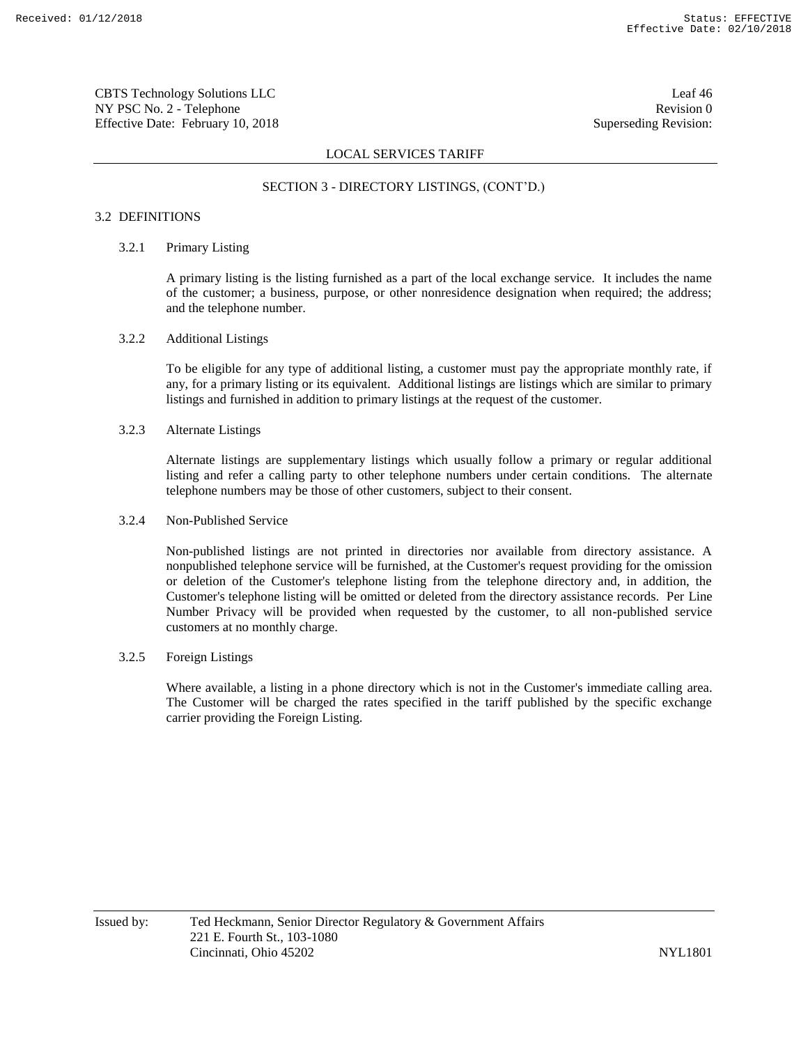## SECTION 3 - DIRECTORY LISTINGS, (CONT'D.)

### 3.2 DEFINITIONS

#### 3.2.1 Primary Listing

A primary listing is the listing furnished as a part of the local exchange service. It includes the name of the customer; a business, purpose, or other nonresidence designation when required; the address; and the telephone number.

#### 3.2.2 Additional Listings

To be eligible for any type of additional listing, a customer must pay the appropriate monthly rate, if any, for a primary listing or its equivalent. Additional listings are listings which are similar to primary listings and furnished in addition to primary listings at the request of the customer.

#### 3.2.3 Alternate Listings

Alternate listings are supplementary listings which usually follow a primary or regular additional listing and refer a calling party to other telephone numbers under certain conditions. The alternate telephone numbers may be those of other customers, subject to their consent.

#### 3.2.4 Non-Published Service

Non-published listings are not printed in directories nor available from directory assistance. A nonpublished telephone service will be furnished, at the Customer's request providing for the omission or deletion of the Customer's telephone listing from the telephone directory and, in addition, the Customer's telephone listing will be omitted or deleted from the directory assistance records. Per Line Number Privacy will be provided when requested by the customer, to all non-published service customers at no monthly charge.

#### 3.2.5 Foreign Listings

Where available, a listing in a phone directory which is not in the Customer's immediate calling area. The Customer will be charged the rates specified in the tariff published by the specific exchange carrier providing the Foreign Listing.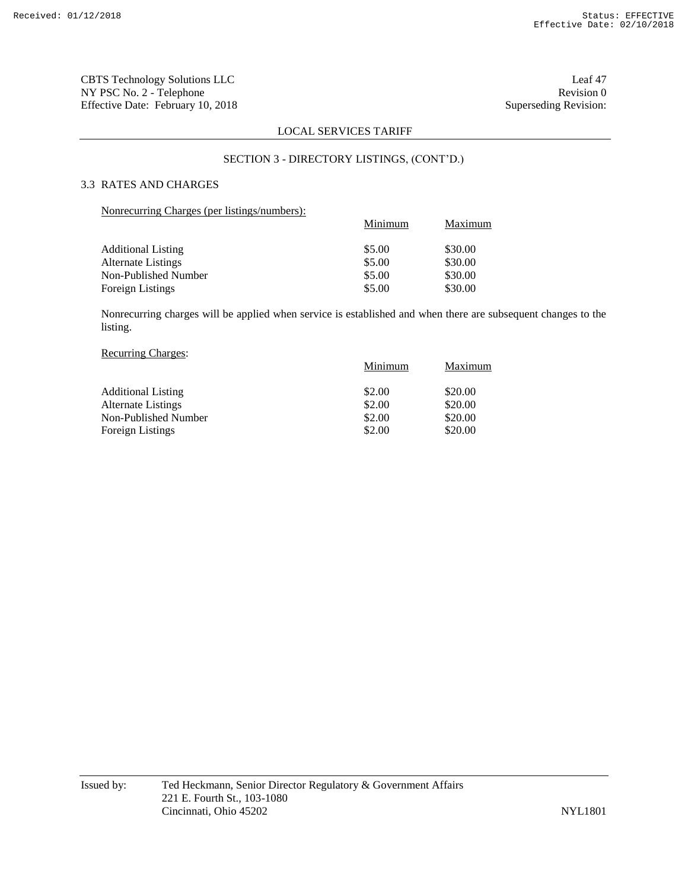CBTS Technology Solutions LLC
NY PSC No. 2 - Telephone
Effective Date: February 10, 2018

Leaf 47
Revision 0
Superseding Revision:

LOCAL SERVICES TARIFF

## SECTION 3 - DIRECTORY LISTINGS, (CONT'D.)

### 3.3 RATES AND CHARGES

Nonrecurring Charges (per listings/numbers):

| | Minimum | Maximum |
|---|---|---|
| Additional Listing | $5.00 | $30.00 |
| Alternate Listings | $5.00 | $30.00 |
| Non-Published Number | $5.00 | $30.00 |
| Foreign Listings | $5.00 | $30.00 |

Nonrecurring charges will be applied when service is established and when there are subsequent changes to the listing.

Recurring Charges:

| | Minimum | Maximum |
|---|---|---|
| Additional Listing | $2.00 | $20.00 |
| Alternate Listings | $2.00 | $20.00 |
| Non-Published Number | $2.00 | $20.00 |
| Foreign Listings | $2.00 | $20.00 |

Issued by: Ted Heckmann, Senior Director Regulatory & Government Affairs
221 E. Fourth St., 103-1080
Cincinnati, Ohio 45202

NYL1801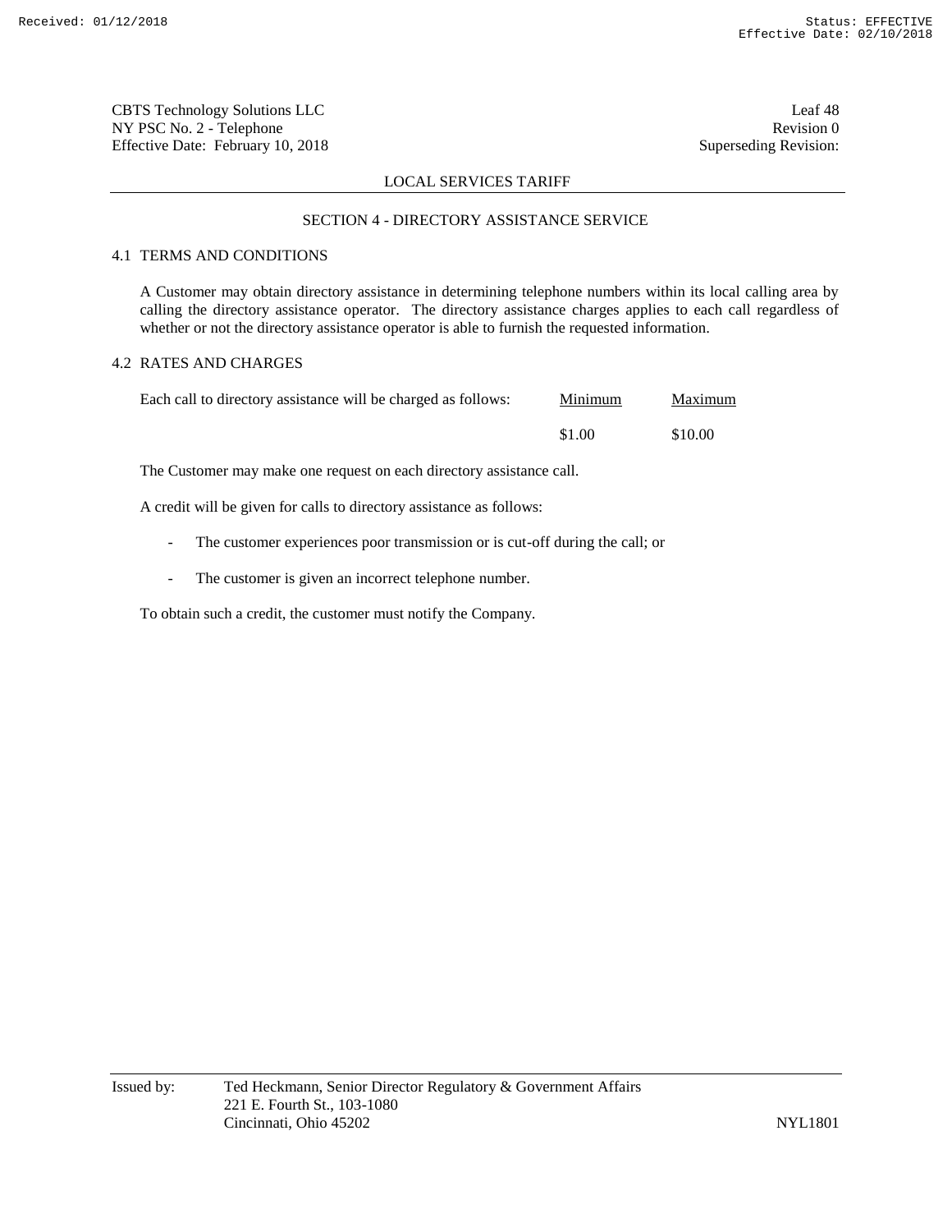## SECTION 4 - DIRECTORY ASSISTANCE SERVICE

### 4.1 TERMS AND CONDITIONS

A Customer may obtain directory assistance in determining telephone numbers within its local calling area by calling the directory assistance operator. The directory assistance charges applies to each call regardless of whether or not the directory assistance operator is able to furnish the requested information.

### 4.2 RATES AND CHARGES

| Each call to directory assistance will be charged as follows: | Minimum | Maximum |
|---|---|---|
| | $1.00 | $10.00 |

The Customer may make one request on each directory assistance call.

A credit will be given for calls to directory assistance as follows:

- The customer experiences poor transmission or is cut-off during the call; or
- The customer is given an incorrect telephone number.

To obtain such a credit, the customer must notify the Company.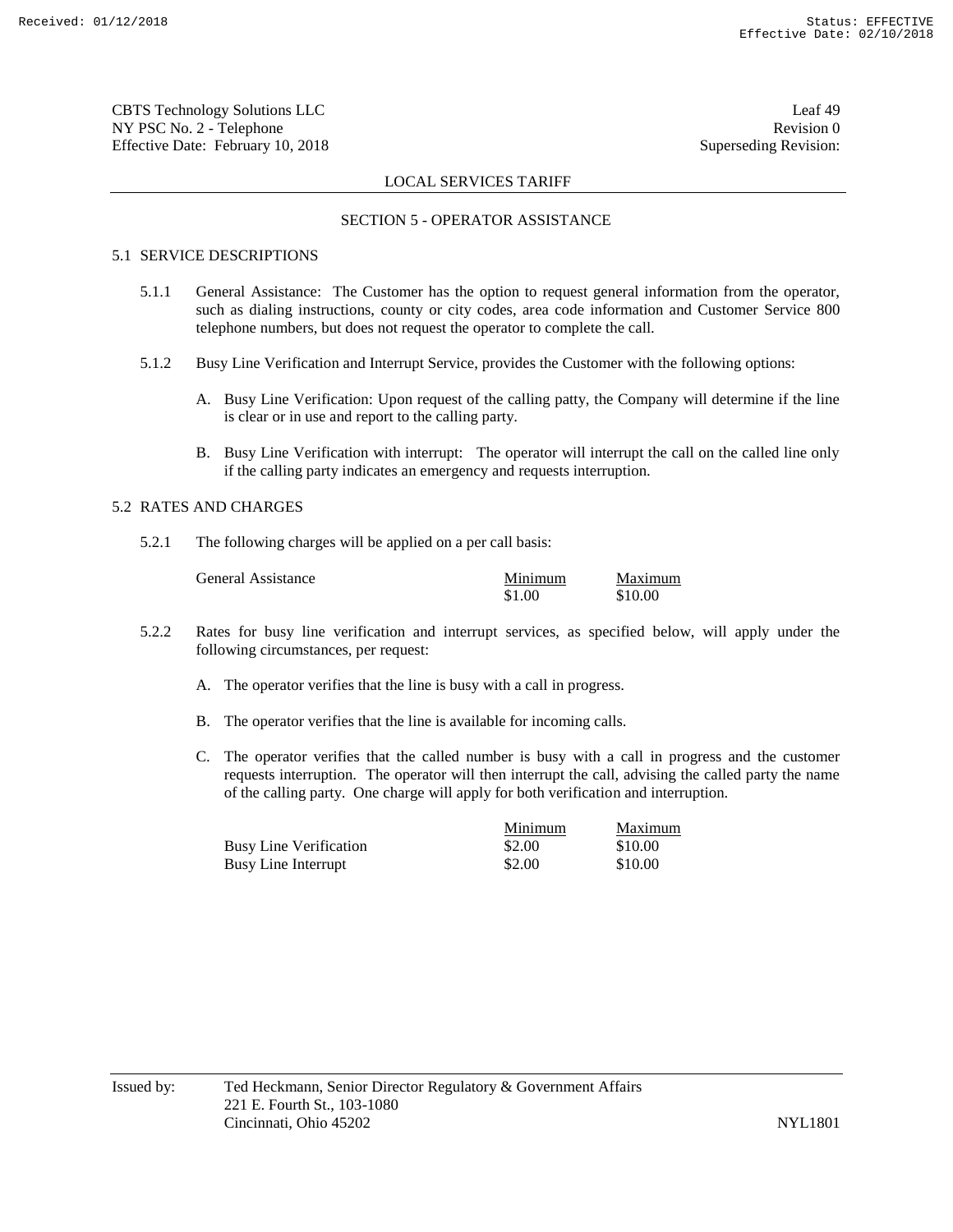## LOCAL SERVICES TARIFF

### SECTION 5 - OPERATOR ASSISTANCE

#### 5.1 SERVICE DESCRIPTIONS

5.1.1 General Assistance: The Customer has the option to request general information from the operator, such as dialing instructions, county or city codes, area code information and Customer Service 800 telephone numbers, but does not request the operator to complete the call.

5.1.2 Busy Line Verification and Interrupt Service, provides the Customer with the following options:

A. Busy Line Verification: Upon request of the calling patty, the Company will determine if the line is clear or in use and report to the calling party.

B. Busy Line Verification with interrupt: The operator will interrupt the call on the called line only if the calling party indicates an emergency and requests interruption.

#### 5.2 RATES AND CHARGES

5.2.1 The following charges will be applied on a per call basis:

| | Minimum | Maximum |
|---|---|---|
| General Assistance | $1.00 | $10.00 |

5.2.2 Rates for busy line verification and interrupt services, as specified below, will apply under the following circumstances, per request:

A. The operator verifies that the line is busy with a call in progress.

B. The operator verifies that the line is available for incoming calls.

C. The operator verifies that the called number is busy with a call in progress and the customer requests interruption. The operator will then interrupt the call, advising the called party the name of the calling party. One charge will apply for both verification and interruption.

| | Minimum | Maximum |
|---|---|---|
| Busy Line Verification | $2.00 | $10.00 |
| Busy Line Interrupt | $2.00 | $10.00 |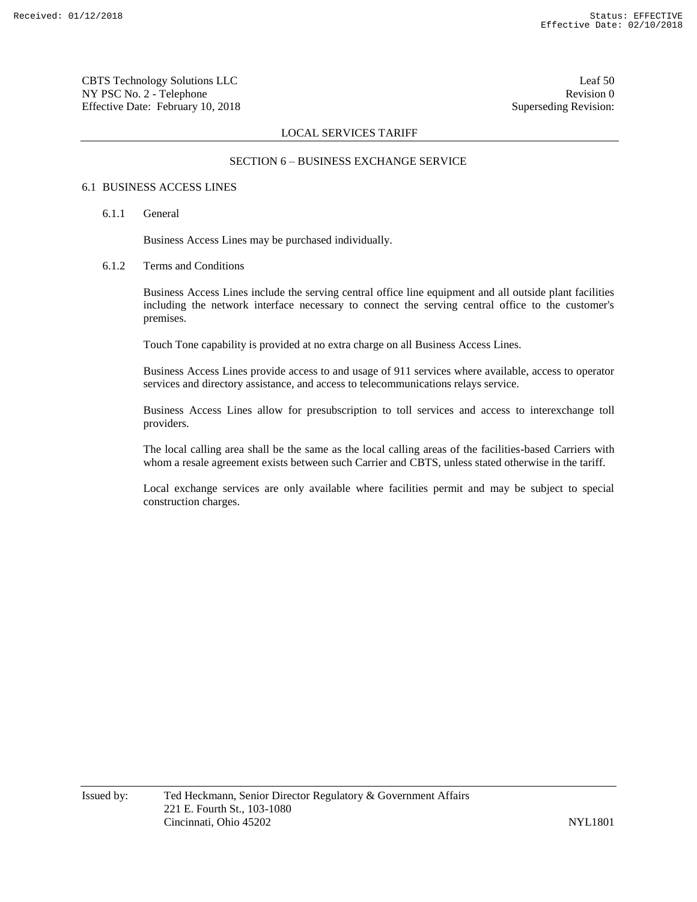## SECTION 6 – BUSINESS EXCHANGE SERVICE

### 6.1 BUSINESS ACCESS LINES

#### 6.1.1 General

Business Access Lines may be purchased individually.

#### 6.1.2 Terms and Conditions

Business Access Lines include the serving central office line equipment and all outside plant facilities including the network interface necessary to connect the serving central office to the customer's premises.

Touch Tone capability is provided at no extra charge on all Business Access Lines.

Business Access Lines provide access to and usage of 911 services where available, access to operator services and directory assistance, and access to telecommunications relays service.

Business Access Lines allow for presubscription to toll services and access to interexchange toll providers.

The local calling area shall be the same as the local calling areas of the facilities-based Carriers with whom a resale agreement exists between such Carrier and CBTS, unless stated otherwise in the tariff.

Local exchange services are only available where facilities permit and may be subject to special construction charges.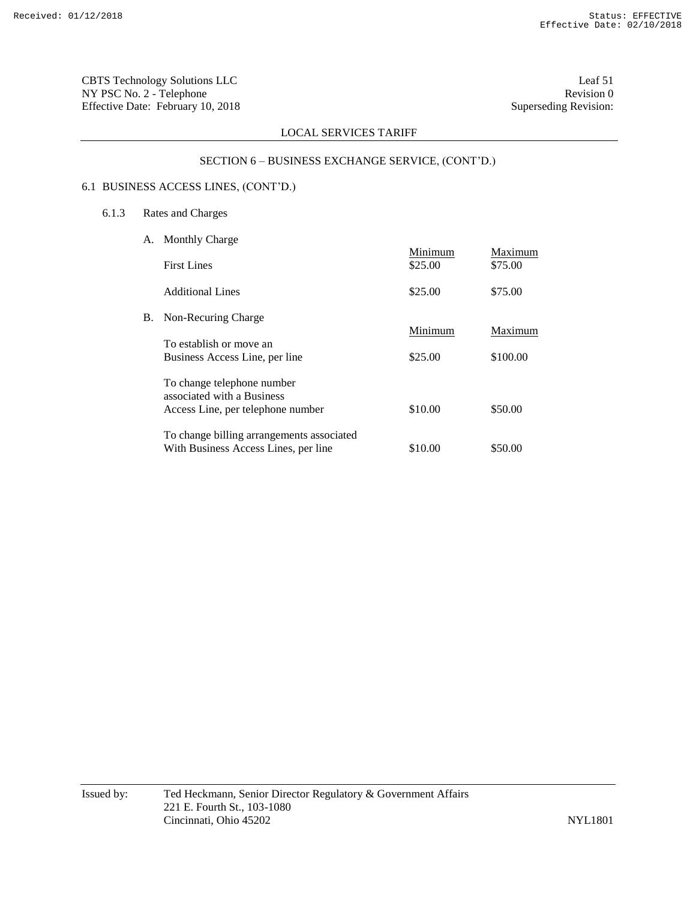CBTS Technology Solutions LLC
NY PSC No. 2 - Telephone
Effective Date: February 10, 2018

Leaf 51
Revision 0
Superseding Revision:

LOCAL SERVICES TARIFF

SECTION 6 – BUSINESS EXCHANGE SERVICE, (CONT'D.)

6.1 BUSINESS ACCESS LINES, (CONT'D.)

6.1.3 Rates and Charges

A. Monthly Charge

| | Minimum | Maximum |
|---|---|---|
| First Lines | \$25.00 | \$75.00 |
| Additional Lines | \$25.00 | \$75.00 |

B. Non-Recuring Charge

| | Minimum | Maximum |
|---|---|---|
| To establish or move an Business Access Line, per line | \$25.00 | \$100.00 |
| To change telephone number associated with a Business Access Line, per telephone number | \$10.00 | \$50.00 |
| To change billing arrangements associated With Business Access Lines, per line | \$10.00 | \$50.00 |

Issued by: Ted Heckmann, Senior Director Regulatory & Government Affairs
221 E. Fourth St., 103-1080
Cincinnati, Ohio 45202

NYL1801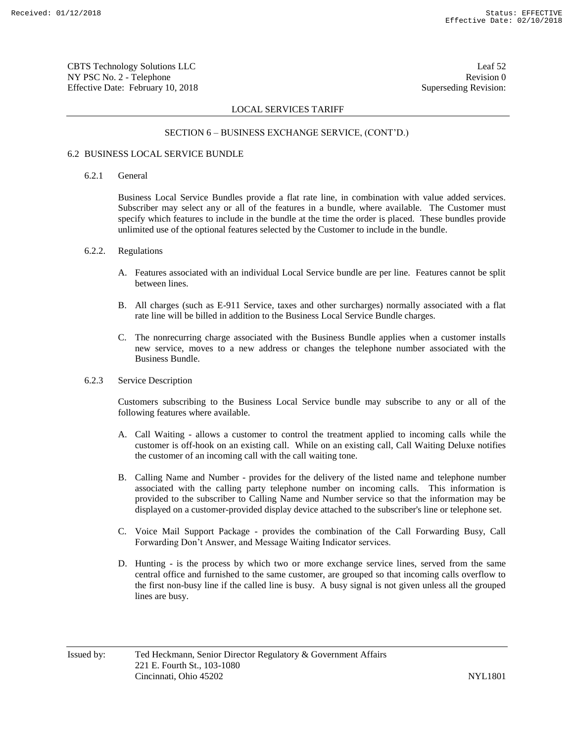## SECTION 6 – BUSINESS EXCHANGE SERVICE, (CONT'D.)

### 6.2 BUSINESS LOCAL SERVICE BUNDLE

#### 6.2.1 General

Business Local Service Bundles provide a flat rate line, in combination with value added services. Subscriber may select any or all of the features in a bundle, where available. The Customer must specify which features to include in the bundle at the time the order is placed. These bundles provide unlimited use of the optional features selected by the Customer to include in the bundle.

#### 6.2.2. Regulations

A. Features associated with an individual Local Service bundle are per line. Features cannot be split between lines.

B. All charges (such as E-911 Service, taxes and other surcharges) normally associated with a flat rate line will be billed in addition to the Business Local Service Bundle charges.

C. The nonrecurring charge associated with the Business Bundle applies when a customer installs new service, moves to a new address or changes the telephone number associated with the Business Bundle.

#### 6.2.3 Service Description

Customers subscribing to the Business Local Service bundle may subscribe to any or all of the following features where available.

A. Call Waiting - allows a customer to control the treatment applied to incoming calls while the customer is off-hook on an existing call. While on an existing call, Call Waiting Deluxe notifies the customer of an incoming call with the call waiting tone.

B. Calling Name and Number - provides for the delivery of the listed name and telephone number associated with the calling party telephone number on incoming calls. This information is provided to the subscriber to Calling Name and Number service so that the information may be displayed on a customer-provided display device attached to the subscriber's line or telephone set.

C. Voice Mail Support Package - provides the combination of the Call Forwarding Busy, Call Forwarding Don't Answer, and Message Waiting Indicator services.

D. Hunting - is the process by which two or more exchange service lines, served from the same central office and furnished to the same customer, are grouped so that incoming calls overflow to the first non-busy line if the called line is busy. A busy signal is not given unless all the grouped lines are busy.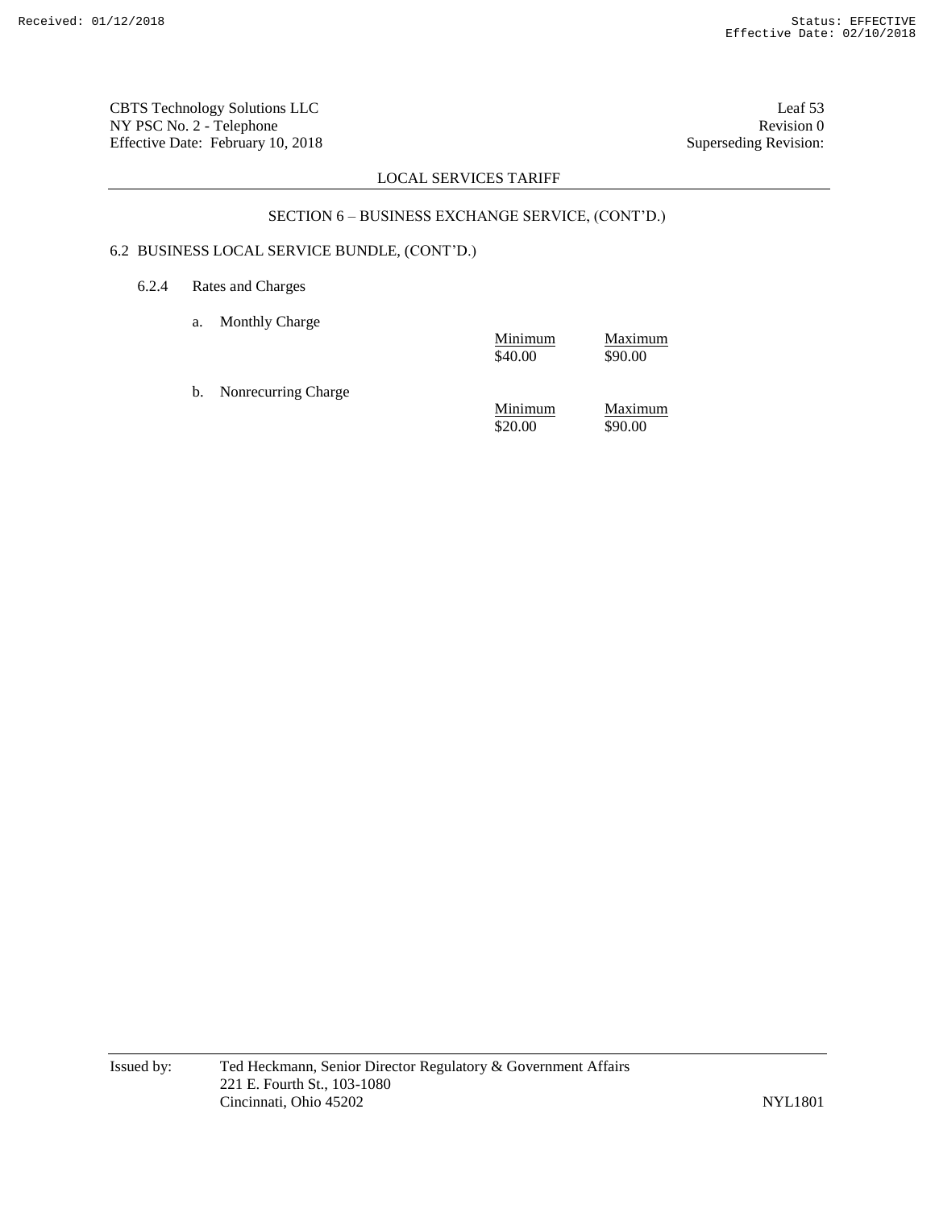LOCAL SERVICES TARIFF

SECTION 6 – BUSINESS EXCHANGE SERVICE, (CONT'D.)

6.2 BUSINESS LOCAL SERVICE BUNDLE, (CONT'D.)

6.2.4 Rates and Charges

a. Monthly Charge

| | Minimum | Maximum |
|---|---|---|
| | $40.00 | $90.00 |

b. Nonrecurring Charge

| | Minimum | Maximum |
|---|---|---|
| | $20.00 | $90.00 |

Issued by: Ted Heckmann, Senior Director Regulatory & Government Affairs
221 E. Fourth St., 103-1080
Cincinnati, Ohio 45202

NYL1801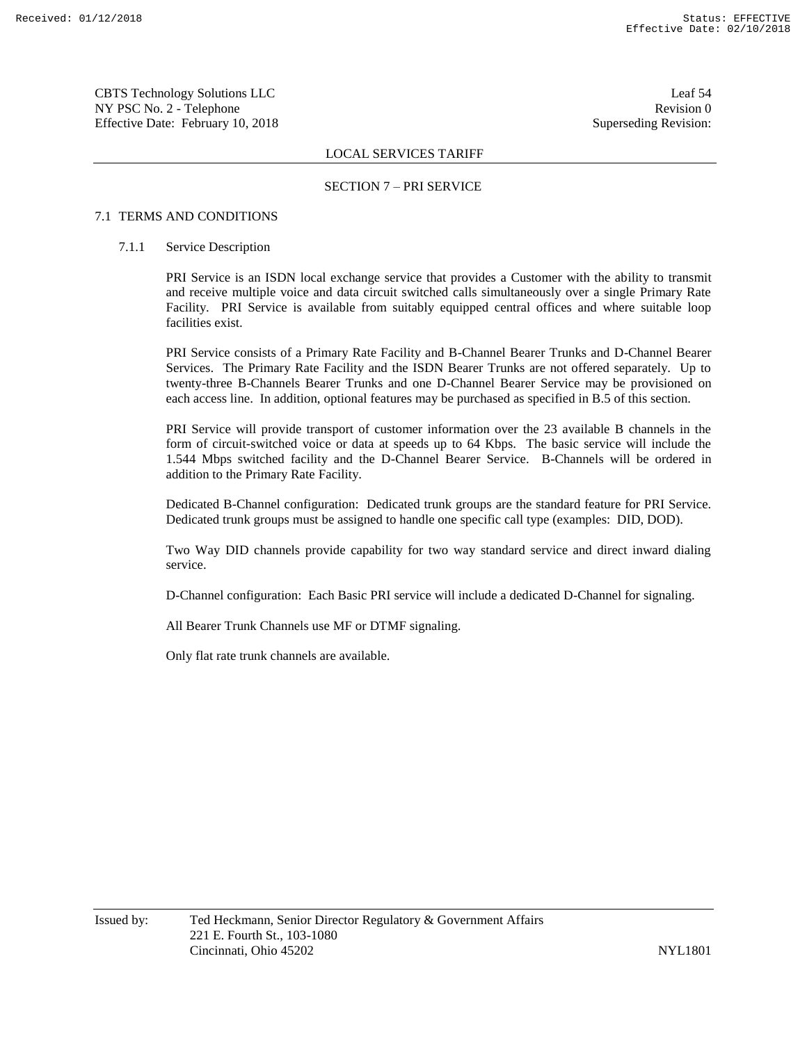## LOCAL SERVICES TARIFF

### SECTION 7 – PRI SERVICE

#### 7.1 TERMS AND CONDITIONS

7.1.1 Service Description

PRI Service is an ISDN local exchange service that provides a Customer with the ability to transmit and receive multiple voice and data circuit switched calls simultaneously over a single Primary Rate Facility. PRI Service is available from suitably equipped central offices and where suitable loop facilities exist.

PRI Service consists of a Primary Rate Facility and B-Channel Bearer Trunks and D-Channel Bearer Services. The Primary Rate Facility and the ISDN Bearer Trunks are not offered separately. Up to twenty-three B-Channels Bearer Trunks and one D-Channel Bearer Service may be provisioned on each access line. In addition, optional features may be purchased as specified in B.5 of this section.

PRI Service will provide transport of customer information over the 23 available B channels in the form of circuit-switched voice or data at speeds up to 64 Kbps. The basic service will include the 1.544 Mbps switched facility and the D-Channel Bearer Service. B-Channels will be ordered in addition to the Primary Rate Facility.

Dedicated B-Channel configuration: Dedicated trunk groups are the standard feature for PRI Service. Dedicated trunk groups must be assigned to handle one specific call type (examples: DID, DOD).

Two Way DID channels provide capability for two way standard service and direct inward dialing service.

D-Channel configuration: Each Basic PRI service will include a dedicated D-Channel for signaling.

All Bearer Trunk Channels use MF or DTMF signaling.

Only flat rate trunk channels are available.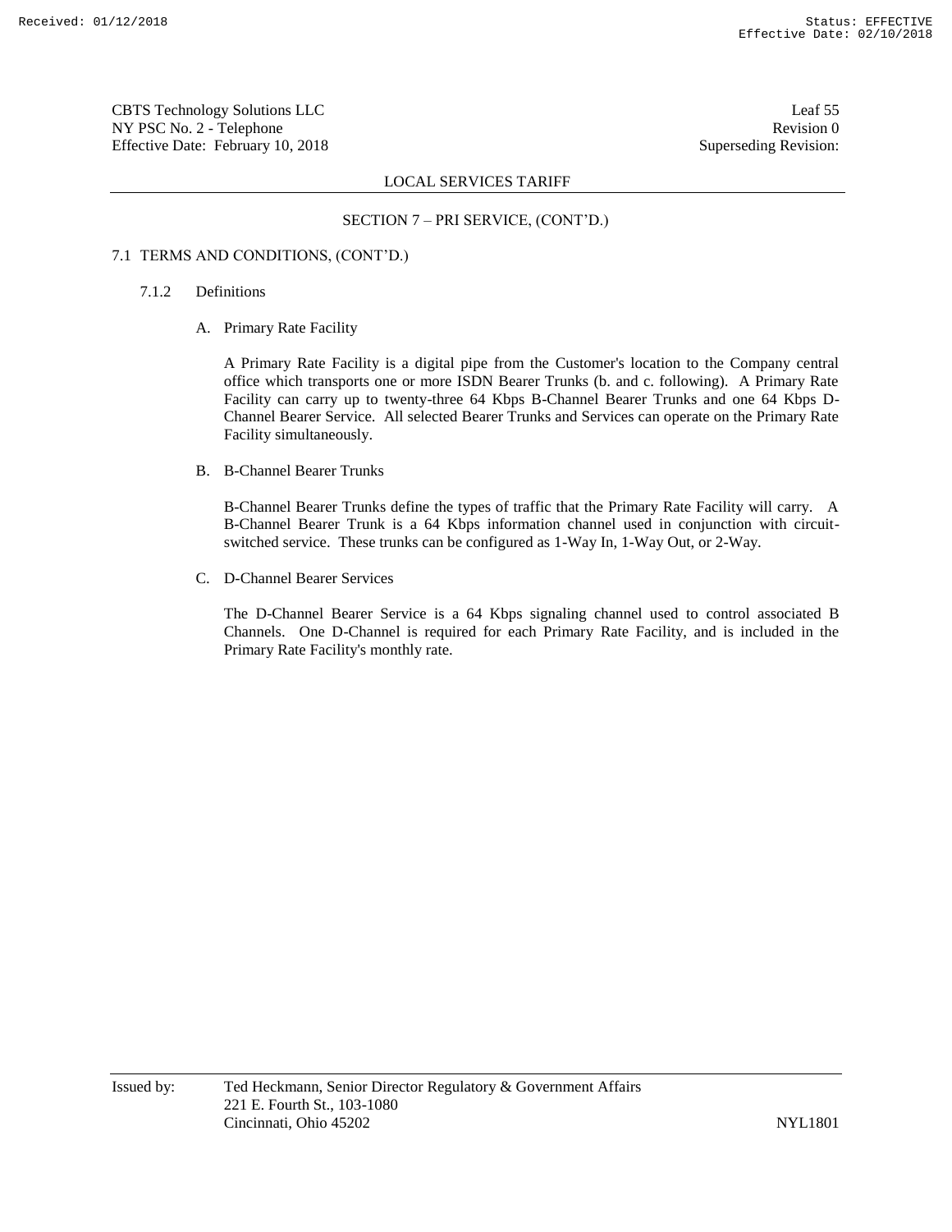LOCAL SERVICES TARIFF

SECTION 7 – PRI SERVICE, (CONT'D.)

7.1 TERMS AND CONDITIONS, (CONT'D.)

7.1.2 Definitions

A. Primary Rate Facility

A Primary Rate Facility is a digital pipe from the Customer's location to the Company central office which transports one or more ISDN Bearer Trunks (b. and c. following). A Primary Rate Facility can carry up to twenty-three 64 Kbps B-Channel Bearer Trunks and one 64 Kbps D-Channel Bearer Service. All selected Bearer Trunks and Services can operate on the Primary Rate Facility simultaneously.

B. B-Channel Bearer Trunks

B-Channel Bearer Trunks define the types of traffic that the Primary Rate Facility will carry. A B-Channel Bearer Trunk is a 64 Kbps information channel used in conjunction with circuit-switched service. These trunks can be configured as 1-Way In, 1-Way Out, or 2-Way.

C. D-Channel Bearer Services

The D-Channel Bearer Service is a 64 Kbps signaling channel used to control associated B Channels. One D-Channel is required for each Primary Rate Facility, and is included in the Primary Rate Facility's monthly rate.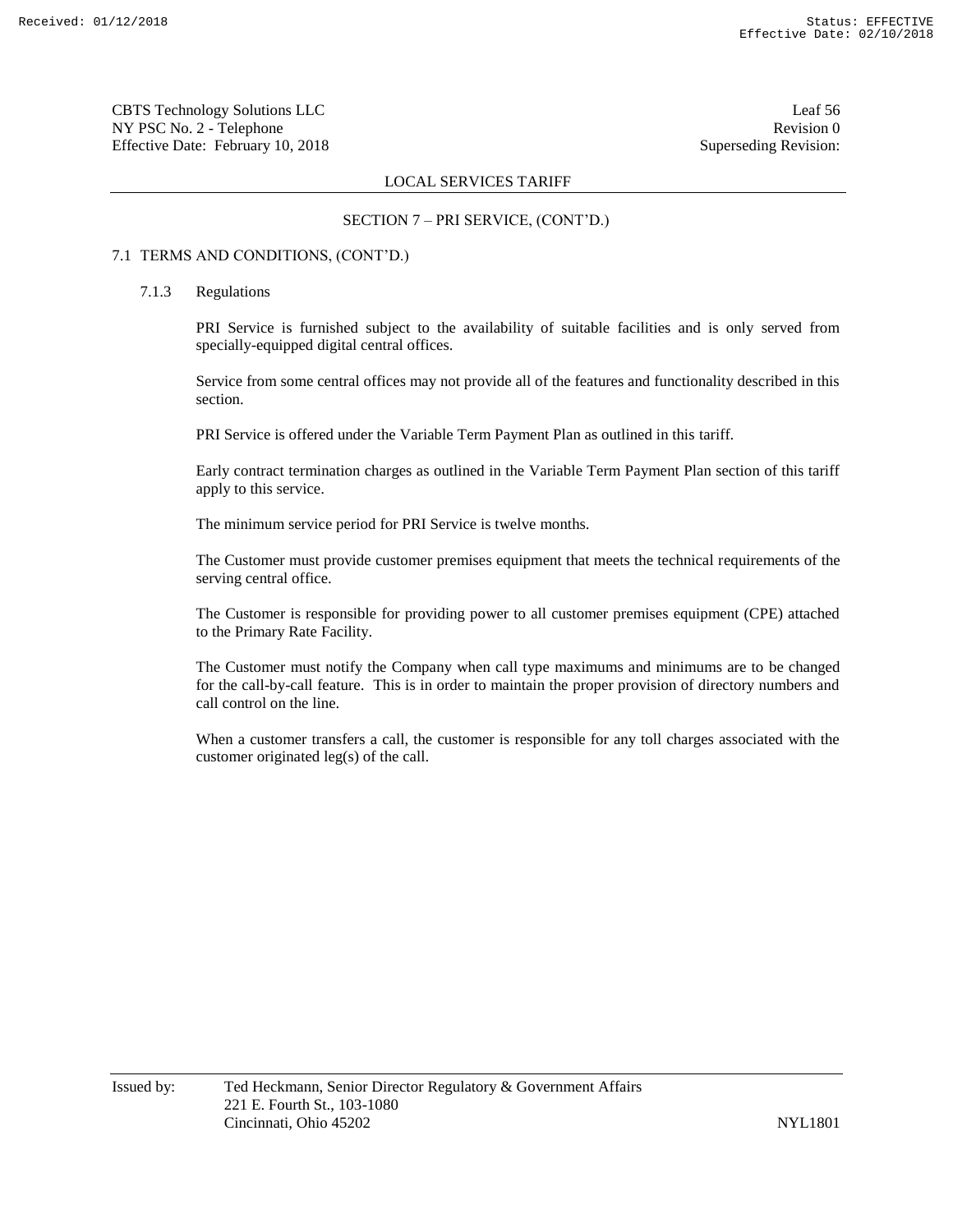LOCAL SERVICES TARIFF

SECTION 7 – PRI SERVICE, (CONT'D.)

7.1 TERMS AND CONDITIONS, (CONT'D.)

7.1.3 Regulations

PRI Service is furnished subject to the availability of suitable facilities and is only served from specially-equipped digital central offices.

Service from some central offices may not provide all of the features and functionality described in this section.

PRI Service is offered under the Variable Term Payment Plan as outlined in this tariff.

Early contract termination charges as outlined in the Variable Term Payment Plan section of this tariff apply to this service.

The minimum service period for PRI Service is twelve months.

The Customer must provide customer premises equipment that meets the technical requirements of the serving central office.

The Customer is responsible for providing power to all customer premises equipment (CPE) attached to the Primary Rate Facility.

The Customer must notify the Company when call type maximums and minimums are to be changed for the call-by-call feature. This is in order to maintain the proper provision of directory numbers and call control on the line.

When a customer transfers a call, the customer is responsible for any toll charges associated with the customer originated leg(s) of the call.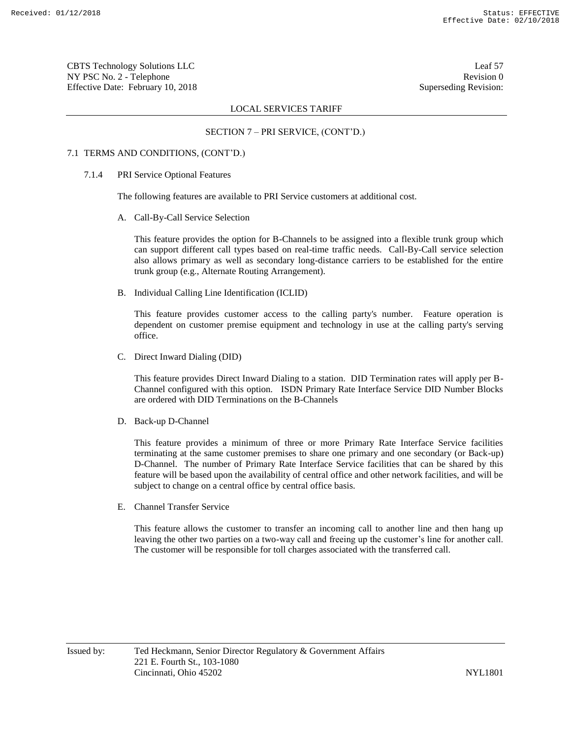LOCAL SERVICES TARIFF

SECTION 7 – PRI SERVICE, (CONT'D.)

7.1 TERMS AND CONDITIONS, (CONT'D.)

7.1.4 PRI Service Optional Features

The following features are available to PRI Service customers at additional cost.

A. Call-By-Call Service Selection

This feature provides the option for B-Channels to be assigned into a flexible trunk group which can support different call types based on real-time traffic needs. Call-By-Call service selection also allows primary as well as secondary long-distance carriers to be established for the entire trunk group (e.g., Alternate Routing Arrangement).

B. Individual Calling Line Identification (ICLID)

This feature provides customer access to the calling party's number. Feature operation is dependent on customer premise equipment and technology in use at the calling party's serving office.

C. Direct Inward Dialing (DID)

This feature provides Direct Inward Dialing to a station. DID Termination rates will apply per B-Channel configured with this option. ISDN Primary Rate Interface Service DID Number Blocks are ordered with DID Terminations on the B-Channels

D. Back-up D-Channel

This feature provides a minimum of three or more Primary Rate Interface Service facilities terminating at the same customer premises to share one primary and one secondary (or Back-up) D-Channel. The number of Primary Rate Interface Service facilities that can be shared by this feature will be based upon the availability of central office and other network facilities, and will be subject to change on a central office by central office basis.

E. Channel Transfer Service

This feature allows the customer to transfer an incoming call to another line and then hang up leaving the other two parties on a two-way call and freeing up the customer's line for another call. The customer will be responsible for toll charges associated with the transferred call.

Issued by: Ted Heckmann, Senior Director Regulatory & Government Affairs
221 E. Fourth St., 103-1080
Cincinnati, Ohio 45202

NYL1801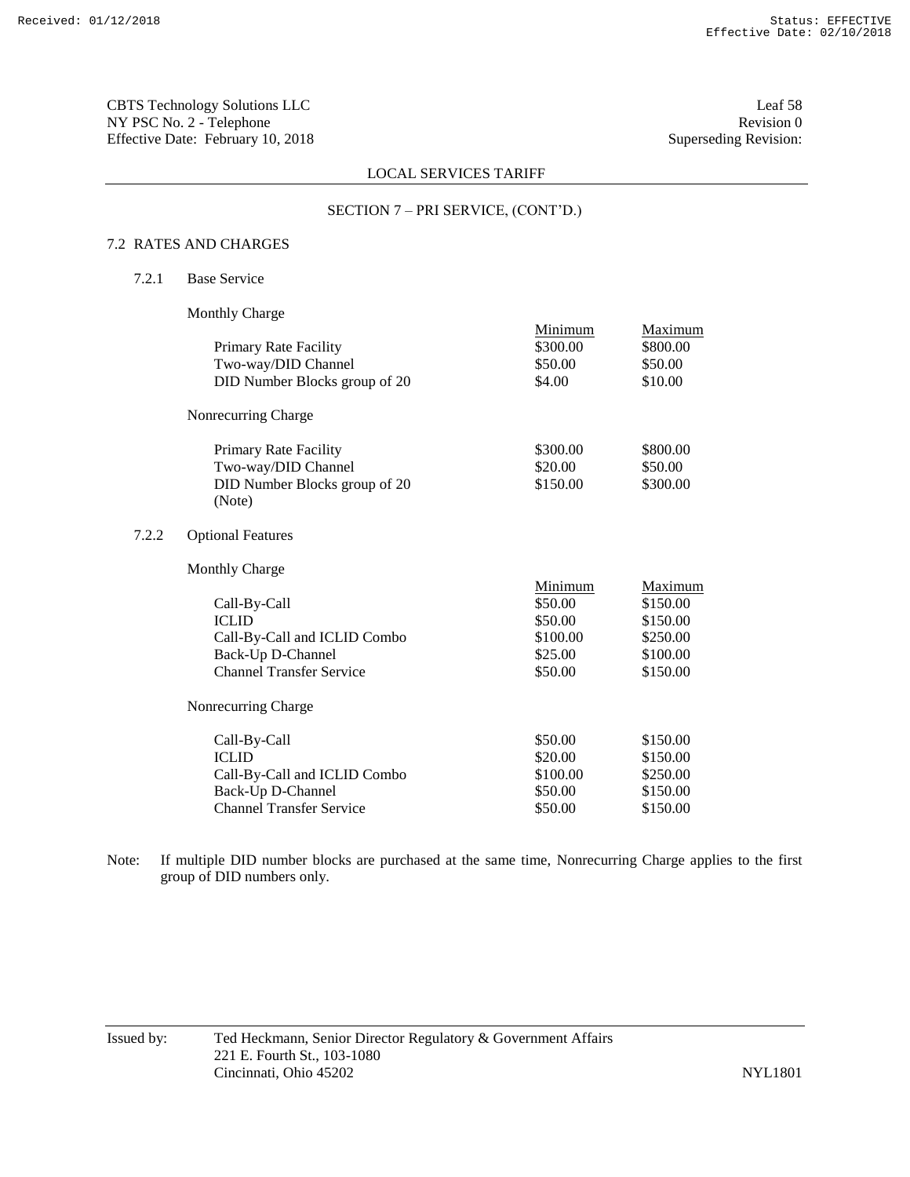CBTS Technology Solutions LLC
NY PSC No. 2 - Telephone
Effective Date: February 10, 2018

Leaf 58
Revision 0
Superseding Revision:

LOCAL SERVICES TARIFF

SECTION 7 – PRI SERVICE, (CONT'D.)

## 7.2 RATES AND CHARGES

### 7.2.1 Base Service

Monthly Charge

| | Minimum | Maximum |
|---|---|---|
| Primary Rate Facility | \$300.00 | \$800.00 |
| Two-way/DID Channel | \$50.00 | \$50.00 |
| DID Number Blocks group of 20 | \$4.00 | \$10.00 |

Nonrecurring Charge

| | Minimum | Maximum |
|---|---|---|
| Primary Rate Facility | \$300.00 | \$800.00 |
| Two-way/DID Channel | \$20.00 | \$50.00 |
| DID Number Blocks group of 20 (Note) | \$150.00 | \$300.00 |

### 7.2.2 Optional Features

Monthly Charge

| | Minimum | Maximum |
|---|---|---|
| Call-By-Call | \$50.00 | \$150.00 |
| ICLID | \$50.00 | \$150.00 |
| Call-By-Call and ICLID Combo | \$100.00 | \$250.00 |
| Back-Up D-Channel | \$25.00 | \$100.00 |
| Channel Transfer Service | \$50.00 | \$150.00 |

Nonrecurring Charge

| | Minimum | Maximum |
|---|---|---|
| Call-By-Call | \$50.00 | \$150.00 |
| ICLID | \$20.00 | \$150.00 |
| Call-By-Call and ICLID Combo | \$100.00 | \$250.00 |
| Back-Up D-Channel | \$50.00 | \$150.00 |
| Channel Transfer Service | \$50.00 | \$150.00 |

Note: If multiple DID number blocks are purchased at the same time, Nonrecurring Charge applies to the first group of DID numbers only.

Issued by: Ted Heckmann, Senior Director Regulatory & Government Affairs
221 E. Fourth St., 103-1080
Cincinnati, Ohio 45202

NYL1801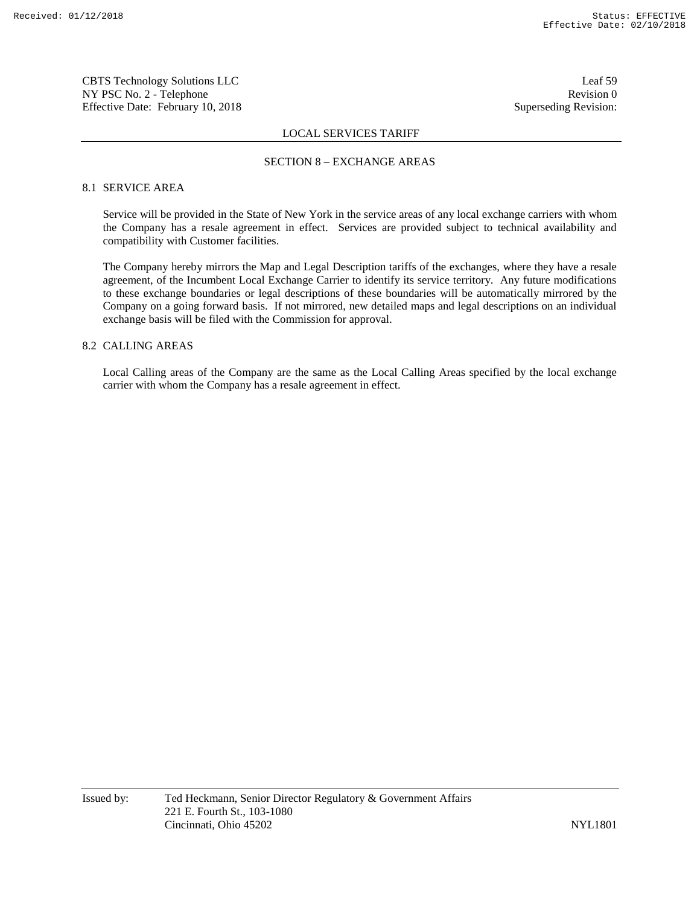## LOCAL SERVICES TARIFF

## SECTION 8 – EXCHANGE AREAS

### 8.1 SERVICE AREA

Service will be provided in the State of New York in the service areas of any local exchange carriers with whom the Company has a resale agreement in effect. Services are provided subject to technical availability and compatibility with Customer facilities.

The Company hereby mirrors the Map and Legal Description tariffs of the exchanges, where they have a resale agreement, of the Incumbent Local Exchange Carrier to identify its service territory. Any future modifications to these exchange boundaries or legal descriptions of these boundaries will be automatically mirrored by the Company on a going forward basis. If not mirrored, new detailed maps and legal descriptions on an individual exchange basis will be filed with the Commission for approval.

### 8.2 CALLING AREAS

Local Calling areas of the Company are the same as the Local Calling Areas specified by the local exchange carrier with whom the Company has a resale agreement in effect.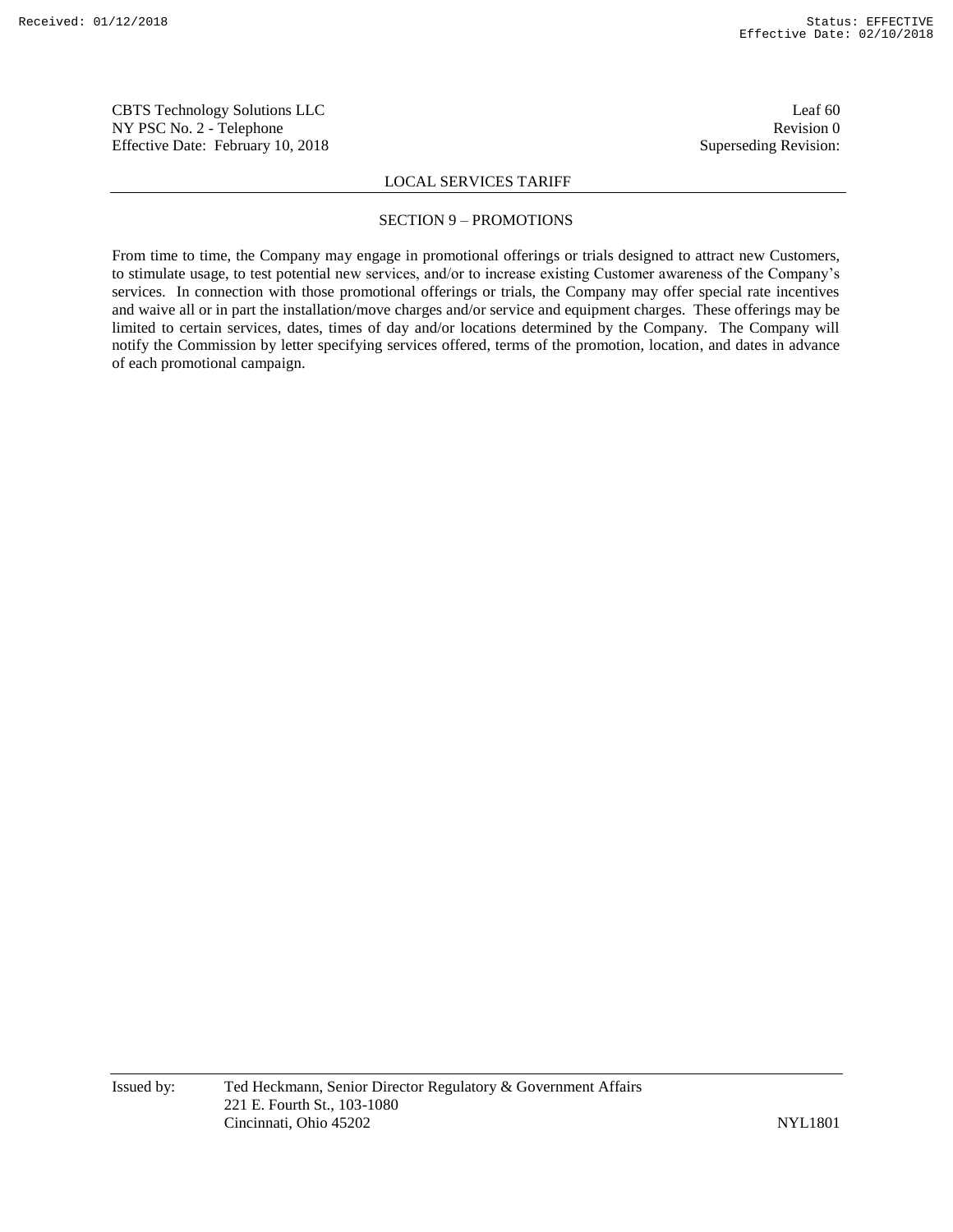## LOCAL SERVICES TARIFF

### SECTION 9 – PROMOTIONS

From time to time, the Company may engage in promotional offerings or trials designed to attract new Customers, to stimulate usage, to test potential new services, and/or to increase existing Customer awareness of the Company's services. In connection with those promotional offerings or trials, the Company may offer special rate incentives and waive all or in part the installation/move charges and/or service and equipment charges. These offerings may be limited to certain services, dates, times of day and/or locations determined by the Company. The Company will notify the Commission by letter specifying services offered, terms of the promotion, location, and dates in advance of each promotional campaign.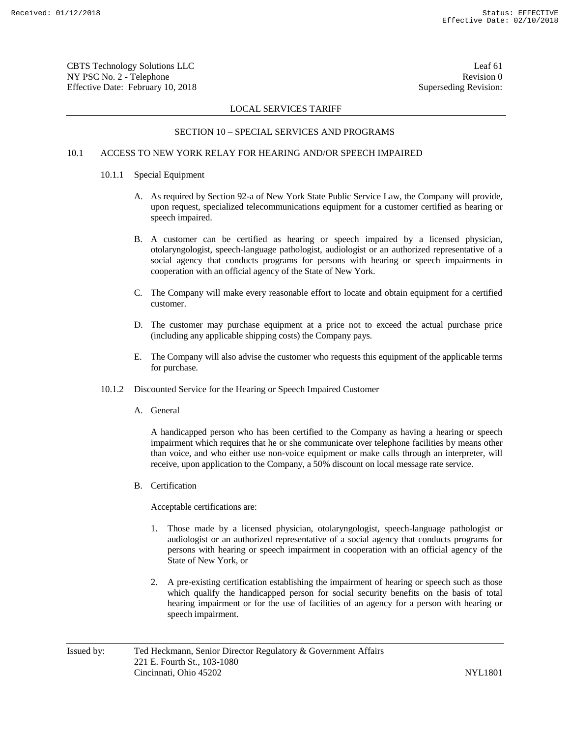## LOCAL SERVICES TARIFF

### SECTION 10 – SPECIAL SERVICES AND PROGRAMS

10.1 ACCESS TO NEW YORK RELAY FOR HEARING AND/OR SPEECH IMPAIRED

10.1.1 Special Equipment

A. As required by Section 92-a of New York State Public Service Law, the Company will provide, upon request, specialized telecommunications equipment for a customer certified as hearing or speech impaired.

B. A customer can be certified as hearing or speech impaired by a licensed physician, otolaryngologist, speech-language pathologist, audiologist or an authorized representative of a social agency that conducts programs for persons with hearing or speech impairments in cooperation with an official agency of the State of New York.

C. The Company will make every reasonable effort to locate and obtain equipment for a certified customer.

D. The customer may purchase equipment at a price not to exceed the actual purchase price (including any applicable shipping costs) the Company pays.

E. The Company will also advise the customer who requests this equipment of the applicable terms for purchase.

10.1.2 Discounted Service for the Hearing or Speech Impaired Customer

A. General

A handicapped person who has been certified to the Company as having a hearing or speech impairment which requires that he or she communicate over telephone facilities by means other than voice, and who either use non-voice equipment or make calls through an interpreter, will receive, upon application to the Company, a 50% discount on local message rate service.

B. Certification

Acceptable certifications are:

1. Those made by a licensed physician, otolaryngologist, speech-language pathologist or audiologist or an authorized representative of a social agency that conducts programs for persons with hearing or speech impairment in cooperation with an official agency of the State of New York, or

2. A pre-existing certification establishing the impairment of hearing or speech such as those which qualify the handicapped person for social security benefits on the basis of total hearing impairment or for the use of facilities of an agency for a person with hearing or speech impairment.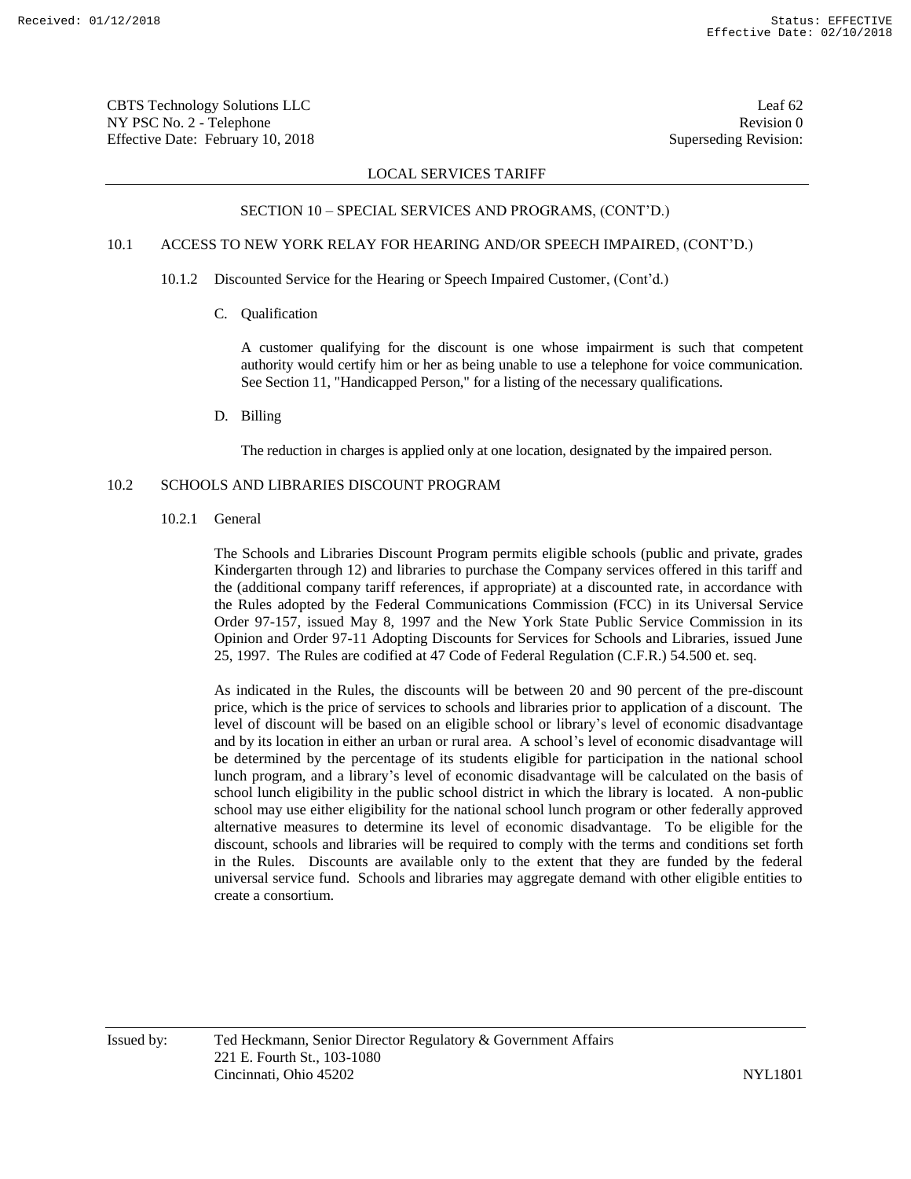## SECTION 10 – SPECIAL SERVICES AND PROGRAMS, (CONT'D.)

### 10.1 ACCESS TO NEW YORK RELAY FOR HEARING AND/OR SPEECH IMPAIRED, (CONT'D.)

#### 10.1.2 Discounted Service for the Hearing or Speech Impaired Customer, (Cont'd.)

C. Qualification

A customer qualifying for the discount is one whose impairment is such that competent authority would certify him or her as being unable to use a telephone for voice communication. See Section 11, "Handicapped Person," for a listing of the necessary qualifications.

D. Billing

The reduction in charges is applied only at one location, designated by the impaired person.

### 10.2 SCHOOLS AND LIBRARIES DISCOUNT PROGRAM

#### 10.2.1 General

The Schools and Libraries Discount Program permits eligible schools (public and private, grades Kindergarten through 12) and libraries to purchase the Company services offered in this tariff and the (additional company tariff references, if appropriate) at a discounted rate, in accordance with the Rules adopted by the Federal Communications Commission (FCC) in its Universal Service Order 97-157, issued May 8, 1997 and the New York State Public Service Commission in its Opinion and Order 97-11 Adopting Discounts for Services for Schools and Libraries, issued June 25, 1997. The Rules are codified at 47 Code of Federal Regulation (C.F.R.) 54.500 et. seq.

As indicated in the Rules, the discounts will be between 20 and 90 percent of the pre-discount price, which is the price of services to schools and libraries prior to application of a discount. The level of discount will be based on an eligible school or library's level of economic disadvantage and by its location in either an urban or rural area. A school's level of economic disadvantage will be determined by the percentage of its students eligible for participation in the national school lunch program, and a library's level of economic disadvantage will be calculated on the basis of school lunch eligibility in the public school district in which the library is located. A non-public school may use either eligibility for the national school lunch program or other federally approved alternative measures to determine its level of economic disadvantage. To be eligible for the discount, schools and libraries will be required to comply with the terms and conditions set forth in the Rules. Discounts are available only to the extent that they are funded by the federal universal service fund. Schools and libraries may aggregate demand with other eligible entities to create a consortium.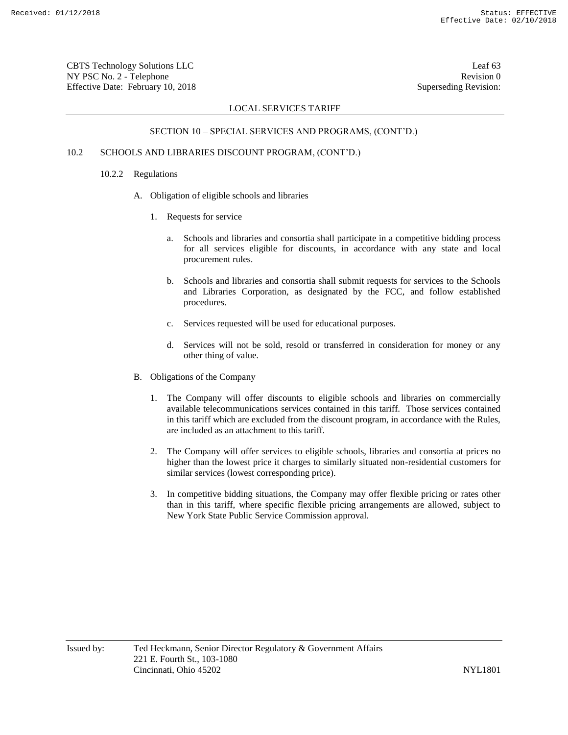LOCAL SERVICES TARIFF

SECTION 10 – SPECIAL SERVICES AND PROGRAMS, (CONT'D.)

10.2 SCHOOLS AND LIBRARIES DISCOUNT PROGRAM, (CONT'D.)

10.2.2 Regulations

A. Obligation of eligible schools and libraries

1. Requests for service

   a. Schools and libraries and consortia shall participate in a competitive bidding process for all services eligible for discounts, in accordance with any state and local procurement rules.

   b. Schools and libraries and consortia shall submit requests for services to the Schools and Libraries Corporation, as designated by the FCC, and follow established procedures.

   c. Services requested will be used for educational purposes.

   d. Services will not be sold, resold or transferred in consideration for money or any other thing of value.

B. Obligations of the Company

1. The Company will offer discounts to eligible schools and libraries on commercially available telecommunications services contained in this tariff. Those services contained in this tariff which are excluded from the discount program, in accordance with the Rules, are included as an attachment to this tariff.

2. The Company will offer services to eligible schools, libraries and consortia at prices no higher than the lowest price it charges to similarly situated non-residential customers for similar services (lowest corresponding price).

3. In competitive bidding situations, the Company may offer flexible pricing or rates other than in this tariff, where specific flexible pricing arrangements are allowed, subject to New York State Public Service Commission approval.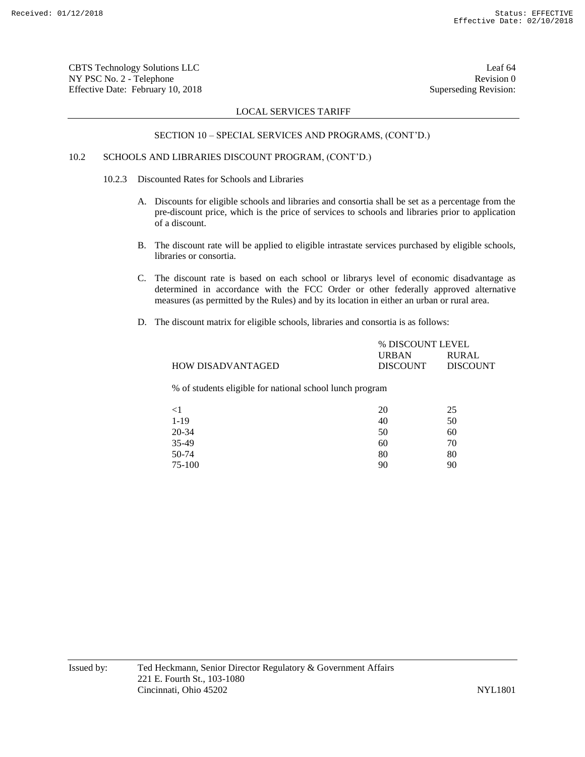LOCAL SERVICES TARIFF

SECTION 10 – SPECIAL SERVICES AND PROGRAMS, (CONT'D.)

10.2 SCHOOLS AND LIBRARIES DISCOUNT PROGRAM, (CONT'D.)

10.2.3 Discounted Rates for Schools and Libraries

A. Discounts for eligible schools and libraries and consortia shall be set as a percentage from the pre-discount price, which is the price of services to schools and libraries prior to application of a discount.

B. The discount rate will be applied to eligible intrastate services purchased by eligible schools, libraries or consortia.

C. The discount rate is based on each school or librarys level of economic disadvantage as determined in accordance with the FCC Order or other federally approved alternative measures (as permitted by the Rules) and by its location in either an urban or rural area.

D. The discount matrix for eligible schools, libraries and consortia is as follows:

| HOW DISADVANTAGED | % DISCOUNT LEVEL URBAN DISCOUNT | RURAL DISCOUNT |
|---|---|---|
| % of students eligible for national school lunch program | | |
| <1 | 20 | 25 |
| 1-19 | 40 | 50 |
| 20-34 | 50 | 60 |
| 35-49 | 60 | 70 |
| 50-74 | 80 | 80 |
| 75-100 | 90 | 90 |

Issued by: Ted Heckmann, Senior Director Regulatory & Government Affairs
221 E. Fourth St., 103-1080
Cincinnati, Ohio 45202

NYL1801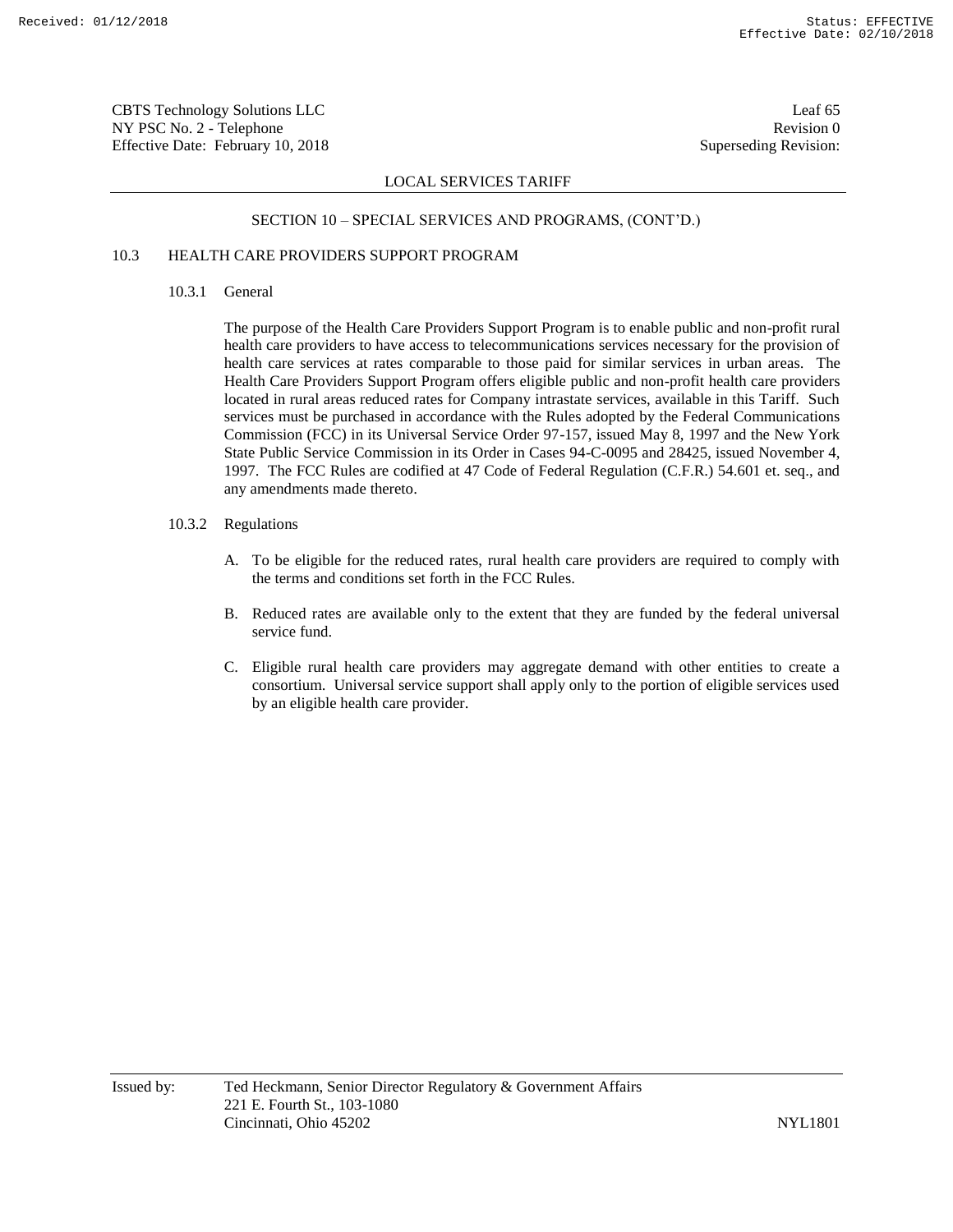## SECTION 10 – SPECIAL SERVICES AND PROGRAMS, (CONT'D.)

### 10.3 HEALTH CARE PROVIDERS SUPPORT PROGRAM

#### 10.3.1 General

The purpose of the Health Care Providers Support Program is to enable public and non-profit rural health care providers to have access to telecommunications services necessary for the provision of health care services at rates comparable to those paid for similar services in urban areas. The Health Care Providers Support Program offers eligible public and non-profit health care providers located in rural areas reduced rates for Company intrastate services, available in this Tariff. Such services must be purchased in accordance with the Rules adopted by the Federal Communications Commission (FCC) in its Universal Service Order 97-157, issued May 8, 1997 and the New York State Public Service Commission in its Order in Cases 94-C-0095 and 28425, issued November 4, 1997. The FCC Rules are codified at 47 Code of Federal Regulation (C.F.R.) 54.601 et. seq., and any amendments made thereto.

#### 10.3.2 Regulations

A. To be eligible for the reduced rates, rural health care providers are required to comply with the terms and conditions set forth in the FCC Rules.

B. Reduced rates are available only to the extent that they are funded by the federal universal service fund.

C. Eligible rural health care providers may aggregate demand with other entities to create a consortium. Universal service support shall apply only to the portion of eligible services used by an eligible health care provider.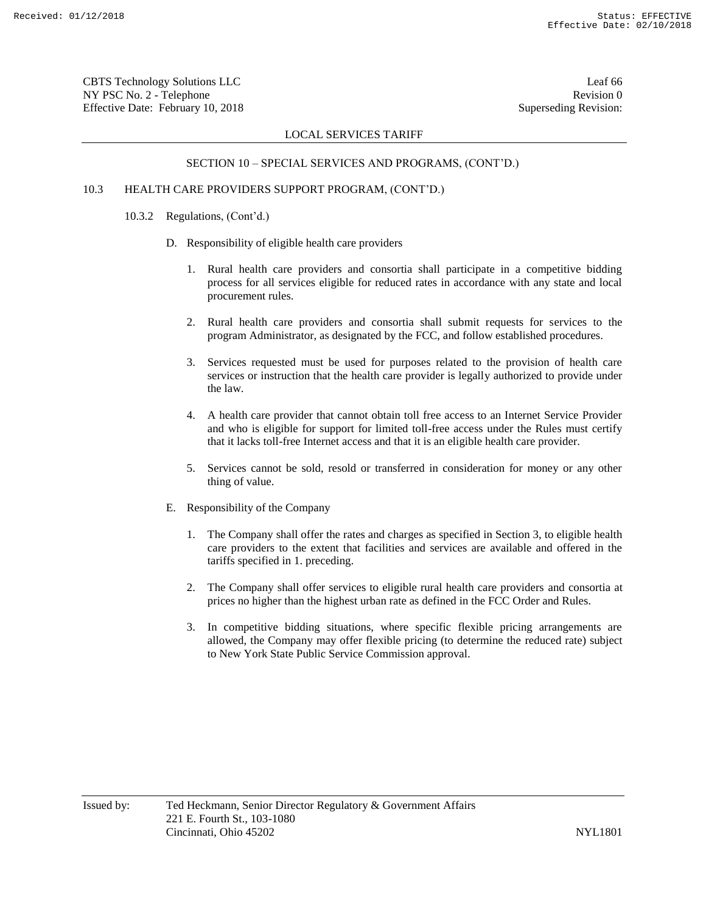LOCAL SERVICES TARIFF

SECTION 10 – SPECIAL SERVICES AND PROGRAMS, (CONT'D.)

10.3 HEALTH CARE PROVIDERS SUPPORT PROGRAM, (CONT'D.)

10.3.2 Regulations, (Cont'd.)

D. Responsibility of eligible health care providers

1. Rural health care providers and consortia shall participate in a competitive bidding process for all services eligible for reduced rates in accordance with any state and local procurement rules.

2. Rural health care providers and consortia shall submit requests for services to the program Administrator, as designated by the FCC, and follow established procedures.

3. Services requested must be used for purposes related to the provision of health care services or instruction that the health care provider is legally authorized to provide under the law.

4. A health care provider that cannot obtain toll free access to an Internet Service Provider and who is eligible for support for limited toll-free access under the Rules must certify that it lacks toll-free Internet access and that it is an eligible health care provider.

5. Services cannot be sold, resold or transferred in consideration for money or any other thing of value.

E. Responsibility of the Company

1. The Company shall offer the rates and charges as specified in Section 3, to eligible health care providers to the extent that facilities and services are available and offered in the tariffs specified in 1. preceding.

2. The Company shall offer services to eligible rural health care providers and consortia at prices no higher than the highest urban rate as defined in the FCC Order and Rules.

3. In competitive bidding situations, where specific flexible pricing arrangements are allowed, the Company may offer flexible pricing (to determine the reduced rate) subject to New York State Public Service Commission approval.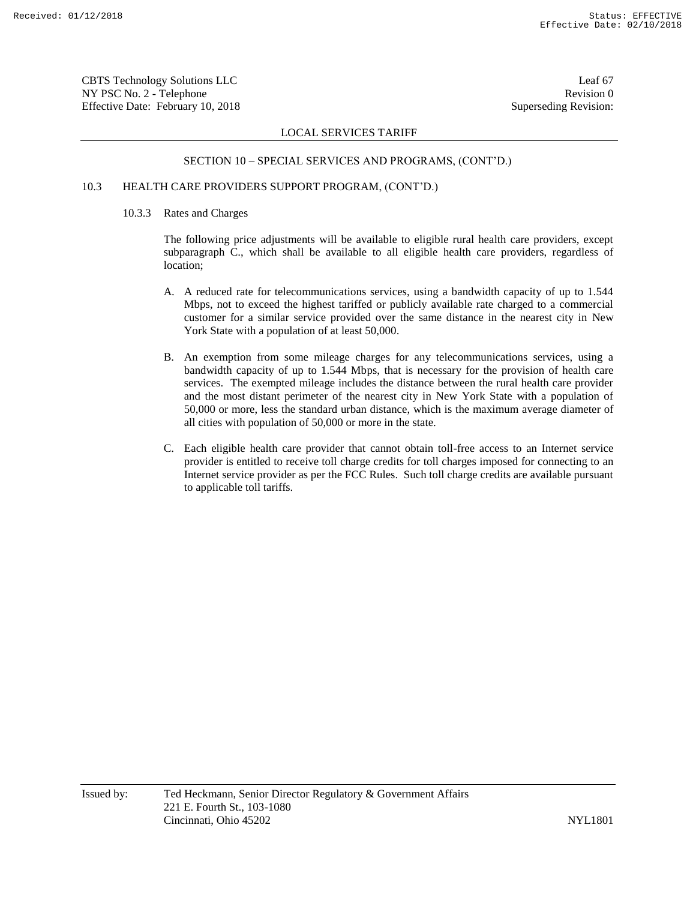LOCAL SERVICES TARIFF

SECTION 10 – SPECIAL SERVICES AND PROGRAMS, (CONT'D.)

10.3 HEALTH CARE PROVIDERS SUPPORT PROGRAM, (CONT'D.)

10.3.3 Rates and Charges

The following price adjustments will be available to eligible rural health care providers, except subparagraph C., which shall be available to all eligible health care providers, regardless of location;

A. A reduced rate for telecommunications services, using a bandwidth capacity of up to 1.544 Mbps, not to exceed the highest tariffed or publicly available rate charged to a commercial customer for a similar service provided over the same distance in the nearest city in New York State with a population of at least 50,000.

B. An exemption from some mileage charges for any telecommunications services, using a bandwidth capacity of up to 1.544 Mbps, that is necessary for the provision of health care services. The exempted mileage includes the distance between the rural health care provider and the most distant perimeter of the nearest city in New York State with a population of 50,000 or more, less the standard urban distance, which is the maximum average diameter of all cities with population of 50,000 or more in the state.

C. Each eligible health care provider that cannot obtain toll-free access to an Internet service provider is entitled to receive toll charge credits for toll charges imposed for connecting to an Internet service provider as per the FCC Rules. Such toll charge credits are available pursuant to applicable toll tariffs.